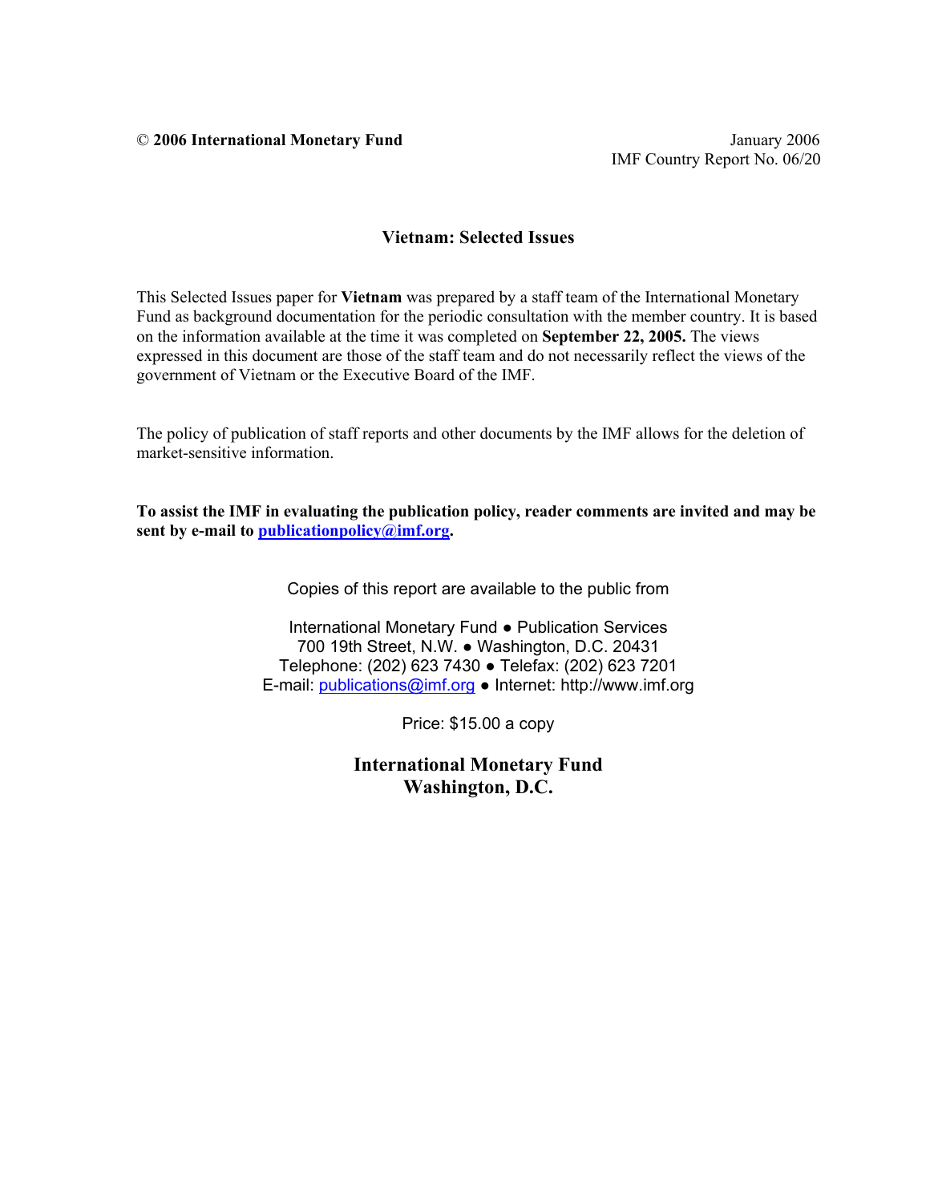© **2006 International Monetary Fund**

January 2006
IMF Country Report No. 06/20

# Vietnam: Selected Issues

This Selected Issues paper for **Vietnam** was prepared by a staff team of the International Monetary Fund as background documentation for the periodic consultation with the member country. It is based on the information available at the time it was completed on **September 22, 2005.** The views expressed in this document are those of the staff team and do not necessarily reflect the views of the government of Vietnam or the Executive Board of the IMF.

The policy of publication of staff reports and other documents by the IMF allows for the deletion of market-sensitive information.

**To assist the IMF in evaluating the publication policy, reader comments are invited and may be sent by e-mail to publicationpolicy@imf.org.**

Copies of this report are available to the public from

International Monetary Fund ● Publication Services
700 19th Street, N.W. ● Washington, D.C. 20431
Telephone: (202) 623 7430 ● Telefax: (202) 623 7201
E-mail: publications@imf.org ● Internet: http://www.imf.org

Price: $15.00 a copy

**International Monetary Fund**
**Washington, D.C.**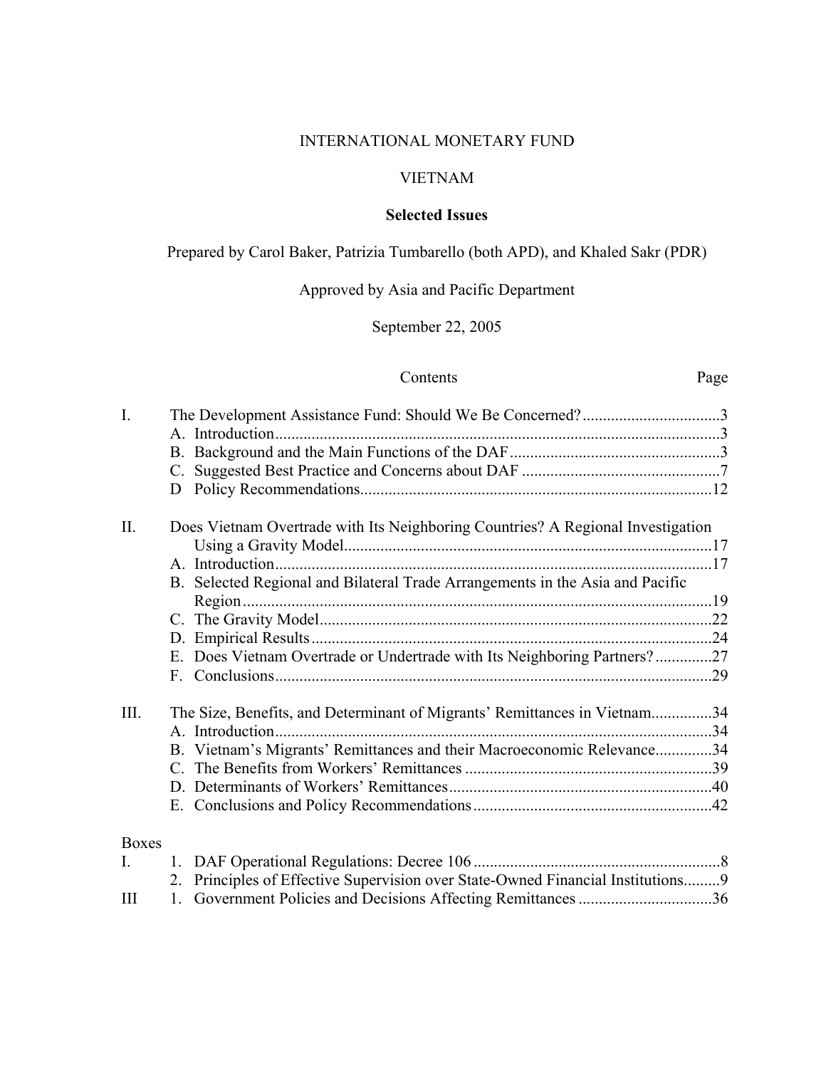INTERNATIONAL MONETARY FUND

VIETNAM

**Selected Issues**

Prepared by Carol Baker, Patrizia Tumbarello (both APD), and Khaled Sakr (PDR)

Approved by Asia and Pacific Department

September 22, 2005

| | Contents | Page |
|---|---|---|
| I. | The Development Assistance Fund: Should We Be Concerned? | 3 |
| | A. Introduction | 3 |
| | B. Background and the Main Functions of the DAF | 3 |
| | C. Suggested Best Practice and Concerns about DAF | 7 |
| | D Policy Recommendations | 12 |
| II. | Does Vietnam Overtrade with Its Neighboring Countries? A Regional Investigation Using a Gravity Model | 17 |
| | A. Introduction | 17 |
| | B. Selected Regional and Bilateral Trade Arrangements in the Asia and Pacific Region | 19 |
| | C. The Gravity Model | 22 |
| | D. Empirical Results | 24 |
| | E. Does Vietnam Overtrade or Undertrade with Its Neighboring Partners? | 27 |
| | F. Conclusions | 29 |
| III. | The Size, Benefits, and Determinant of Migrants' Remittances in Vietnam | 34 |
| | A. Introduction | 34 |
| | B. Vietnam's Migrants' Remittances and their Macroeconomic Relevance | 34 |
| | C. The Benefits from Workers' Remittances | 39 |
| | D. Determinants of Workers' Remittances | 40 |
| | E. Conclusions and Policy Recommendations | 42 |
| Boxes | | |
| I. | 1. DAF Operational Regulations: Decree 106 | 8 |
| | 2. Principles of Effective Supervision over State-Owned Financial Institutions | 9 |
| III | 1. Government Policies and Decisions Affecting Remittances | 36 |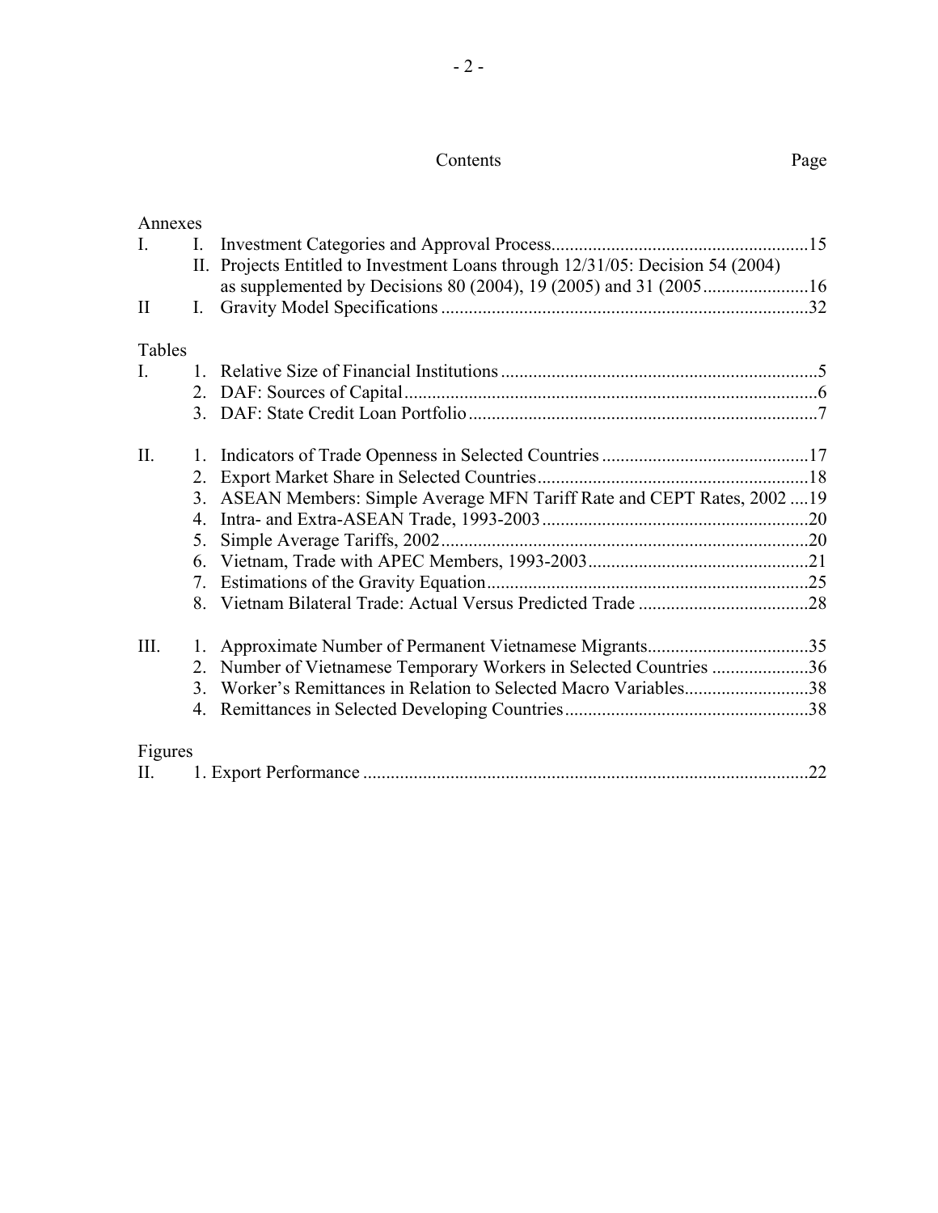# Contents

Page

## Annexes

| | | | |
|---|---|---|---|
| I. | I. | Investment Categories and Approval Process | 15 |
| | II. | Projects Entitled to Investment Loans through 12/31/05: Decision 54 (2004) as supplemented by Decisions 80 (2004), 19 (2005) and 31 (2005 | 16 |
| II | I. | Gravity Model Specifications | 32 |

## Tables

| | | | |
|---|---|---|---|
| I. | 1. | Relative Size of Financial Institutions | 5 |
| | 2. | DAF: Sources of Capital | 6 |
| | 3. | DAF: State Credit Loan Portfolio | 7 |
| II. | 1. | Indicators of Trade Openness in Selected Countries | 17 |
| | 2. | Export Market Share in Selected Countries | 18 |
| | 3. | ASEAN Members: Simple Average MFN Tariff Rate and CEPT Rates, 2002 | 19 |
| | 4. | Intra- and Extra-ASEAN Trade, 1993-2003 | 20 |
| | 5. | Simple Average Tariffs, 2002 | 20 |
| | 6. | Vietnam, Trade with APEC Members, 1993-2003 | 21 |
| | 7. | Estimations of the Gravity Equation | 25 |
| | 8. | Vietnam Bilateral Trade: Actual Versus Predicted Trade | 28 |
| III. | 1. | Approximate Number of Permanent Vietnamese Migrants | 35 |
| | 2. | Number of Vietnamese Temporary Workers in Selected Countries | 36 |
| | 3. | Worker's Remittances in Relation to Selected Macro Variables | 38 |
| | 4. | Remittances in Selected Developing Countries | 38 |

## Figures

| | | | |
|---|---|---|---|
| II. | 1. | Export Performance | 22 |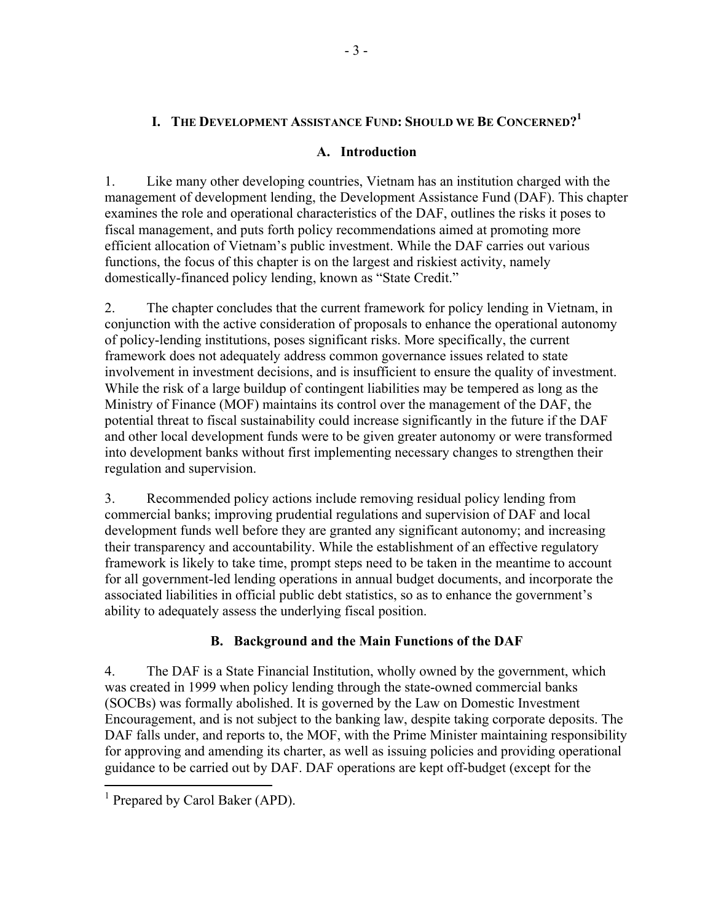# I. THE DEVELOPMENT ASSISTANCE FUND: SHOULD WE BE CONCERNED?[1]

## A. Introduction

1. Like many other developing countries, Vietnam has an institution charged with the management of development lending, the Development Assistance Fund (DAF). This chapter examines the role and operational characteristics of the DAF, outlines the risks it poses to fiscal management, and puts forth policy recommendations aimed at promoting more efficient allocation of Vietnam's public investment. While the DAF carries out various functions, the focus of this chapter is on the largest and riskiest activity, namely domestically-financed policy lending, known as "State Credit."

2. The chapter concludes that the current framework for policy lending in Vietnam, in conjunction with the active consideration of proposals to enhance the operational autonomy of policy-lending institutions, poses significant risks. More specifically, the current framework does not adequately address common governance issues related to state involvement in investment decisions, and is insufficient to ensure the quality of investment. While the risk of a large buildup of contingent liabilities may be tempered as long as the Ministry of Finance (MOF) maintains its control over the management of the DAF, the potential threat to fiscal sustainability could increase significantly in the future if the DAF and other local development funds were to be given greater autonomy or were transformed into development banks without first implementing necessary changes to strengthen their regulation and supervision.

3. Recommended policy actions include removing residual policy lending from commercial banks; improving prudential regulations and supervision of DAF and local development funds well before they are granted any significant autonomy; and increasing their transparency and accountability. While the establishment of an effective regulatory framework is likely to take time, prompt steps need to be taken in the meantime to account for all government-led lending operations in annual budget documents, and incorporate the associated liabilities in official public debt statistics, so as to enhance the government's ability to adequately assess the underlying fiscal position.

## B. Background and the Main Functions of the DAF

4. The DAF is a State Financial Institution, wholly owned by the government, which was created in 1999 when policy lending through the state-owned commercial banks (SOCBs) was formally abolished. It is governed by the Law on Domestic Investment Encouragement, and is not subject to the banking law, despite taking corporate deposits. The DAF falls under, and reports to, the MOF, with the Prime Minister maintaining responsibility for approving and amending its charter, as well as issuing policies and providing operational guidance to be carried out by DAF. DAF operations are kept off-budget (except for the

[1] Prepared by Carol Baker (APD).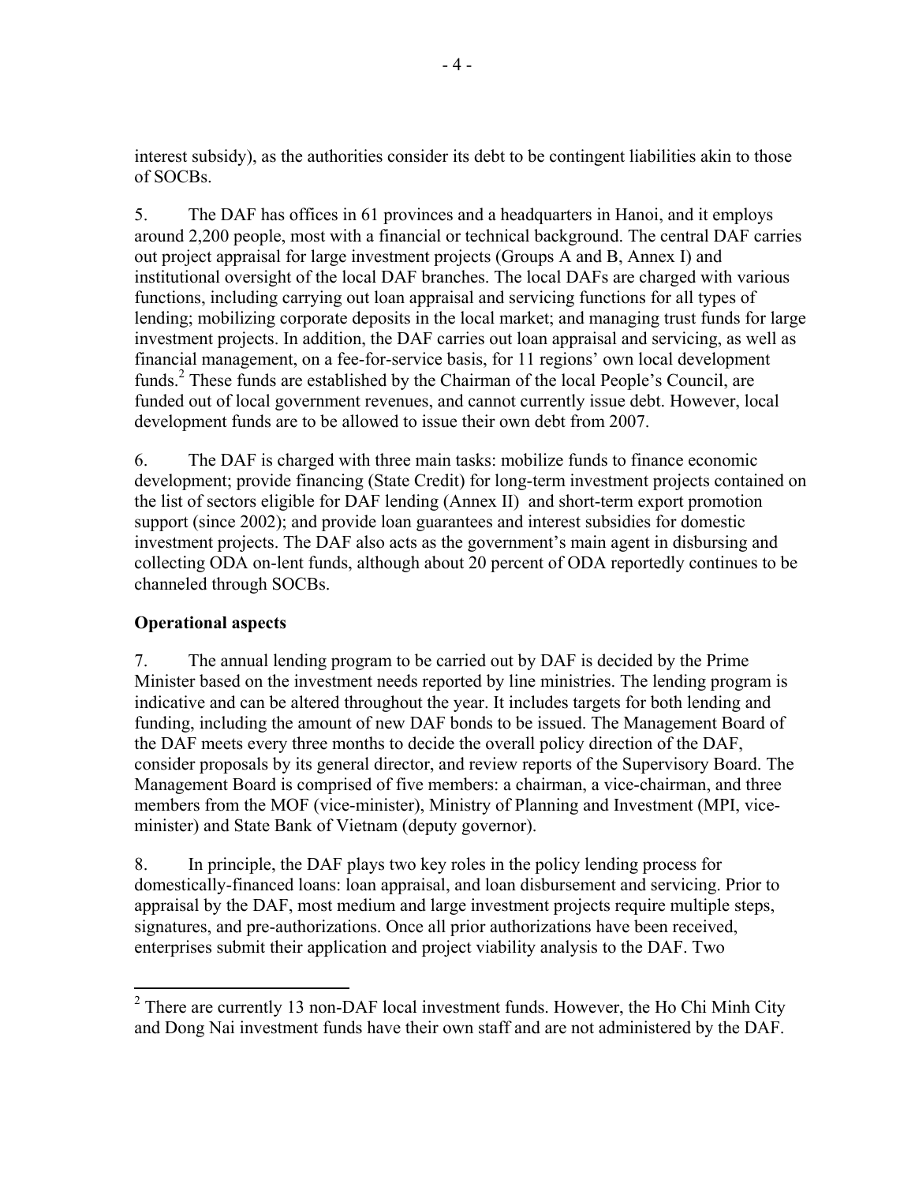interest subsidy), as the authorities consider its debt to be contingent liabilities akin to those of SOCBs.

5. The DAF has offices in 61 provinces and a headquarters in Hanoi, and it employs around 2,200 people, most with a financial or technical background. The central DAF carries out project appraisal for large investment projects (Groups A and B, Annex I) and institutional oversight of the local DAF branches. The local DAFs are charged with various functions, including carrying out loan appraisal and servicing functions for all types of lending; mobilizing corporate deposits in the local market; and managing trust funds for large investment projects. In addition, the DAF carries out loan appraisal and servicing, as well as financial management, on a fee-for-service basis, for 11 regions' own local development funds.[2] These funds are established by the Chairman of the local People's Council, are funded out of local government revenues, and cannot currently issue debt. However, local development funds are to be allowed to issue their own debt from 2007.

6. The DAF is charged with three main tasks: mobilize funds to finance economic development; provide financing (State Credit) for long-term investment projects contained on the list of sectors eligible for DAF lending (Annex II) and short-term export promotion support (since 2002); and provide loan guarantees and interest subsidies for domestic investment projects. The DAF also acts as the government's main agent in disbursing and collecting ODA on-lent funds, although about 20 percent of ODA reportedly continues to be channeled through SOCBs.

## Operational aspects

7. The annual lending program to be carried out by DAF is decided by the Prime Minister based on the investment needs reported by line ministries. The lending program is indicative and can be altered throughout the year. It includes targets for both lending and funding, including the amount of new DAF bonds to be issued. The Management Board of the DAF meets every three months to decide the overall policy direction of the DAF, consider proposals by its general director, and review reports of the Supervisory Board. The Management Board is comprised of five members: a chairman, a vice-chairman, and three members from the MOF (vice-minister), Ministry of Planning and Investment (MPI, vice-minister) and State Bank of Vietnam (deputy governor).

8. In principle, the DAF plays two key roles in the policy lending process for domestically-financed loans: loan appraisal, and loan disbursement and servicing. Prior to appraisal by the DAF, most medium and large investment projects require multiple steps, signatures, and pre-authorizations. Once all prior authorizations have been received, enterprises submit their application and project viability analysis to the DAF. Two

[2] There are currently 13 non-DAF local investment funds. However, the Ho Chi Minh City and Dong Nai investment funds have their own staff and are not administered by the DAF.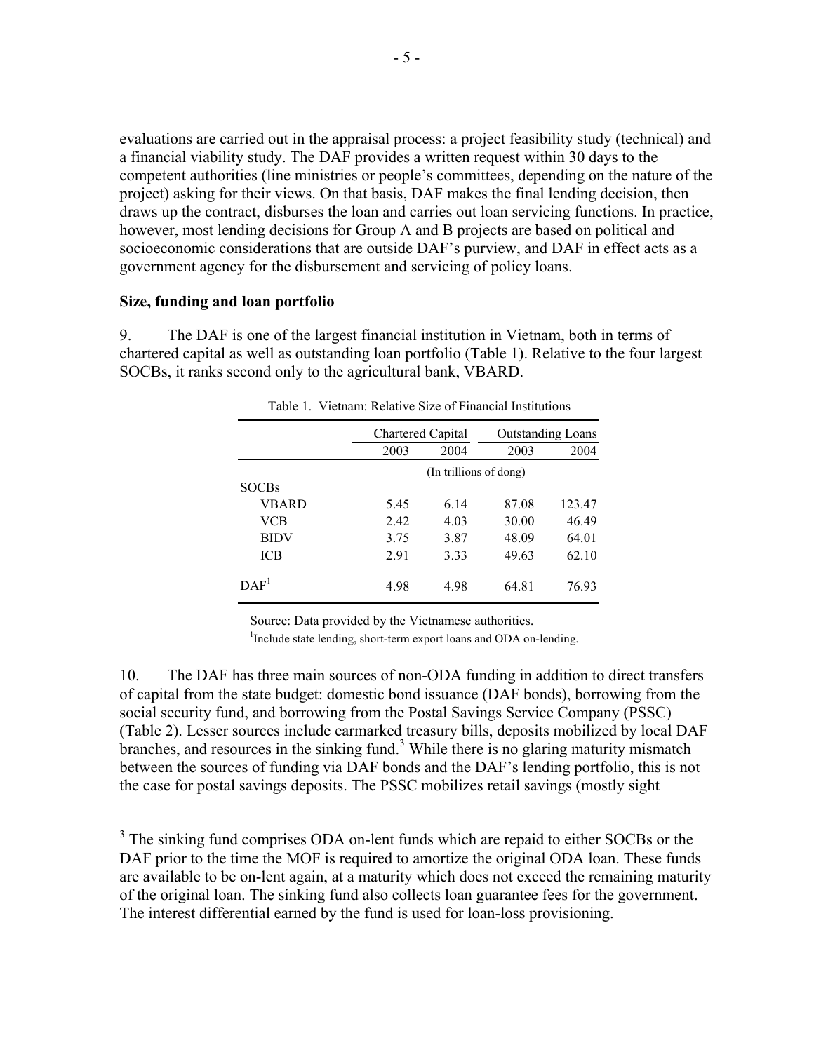evaluations are carried out in the appraisal process: a project feasibility study (technical) and a financial viability study. The DAF provides a written request within 30 days to the competent authorities (line ministries or people's committees, depending on the nature of the project) asking for their views. On that basis, DAF makes the final lending decision, then draws up the contract, disburses the loan and carries out loan servicing functions. In practice, however, most lending decisions for Group A and B projects are based on political and socioeconomic considerations that are outside DAF's purview, and DAF in effect acts as a government agency for the disbursement and servicing of policy loans.

**Size, funding and loan portfolio**

9. The DAF is one of the largest financial institution in Vietnam, both in terms of chartered capital as well as outstanding loan portfolio (Table 1). Relative to the four largest SOCBs, it ranks second only to the agricultural bank, VBARD.

Table 1. Vietnam: Relative Size of Financial Institutions

| | Chartered Capital | | Outstanding Loans | |
|---|---|---|---|---|
| | 2003 | 2004 | 2003 | 2004 |
| | (In trillions of dong) | | | |
| SOCBs | | | | |
| VBARD | 5.45 | 6.14 | 87.08 | 123.47 |
| VCB | 2.42 | 4.03 | 30.00 | 46.49 |
| BIDV | 3.75 | 3.87 | 48.09 | 64.01 |
| ICB | 2.91 | 3.33 | 49.63 | 62.10 |
| DAF[1] | 4.98 | 4.98 | 64.81 | 76.93 |

Source: Data provided by the Vietnamese authorities.
[1]Include state lending, short-term export loans and ODA on-lending.

10. The DAF has three main sources of non-ODA funding in addition to direct transfers of capital from the state budget: domestic bond issuance (DAF bonds), borrowing from the social security fund, and borrowing from the Postal Savings Service Company (PSSC) (Table 2). Lesser sources include earmarked treasury bills, deposits mobilized by local DAF branches, and resources in the sinking fund.[3] While there is no glaring maturity mismatch between the sources of funding via DAF bonds and the DAF's lending portfolio, this is not the case for postal savings deposits. The PSSC mobilizes retail savings (mostly sight

[3] The sinking fund comprises ODA on-lent funds which are repaid to either SOCBs or the DAF prior to the time the MOF is required to amortize the original ODA loan. These funds are available to be on-lent again, at a maturity which does not exceed the remaining maturity of the original loan. The sinking fund also collects loan guarantee fees for the government. The interest differential earned by the fund is used for loan-loss provisioning.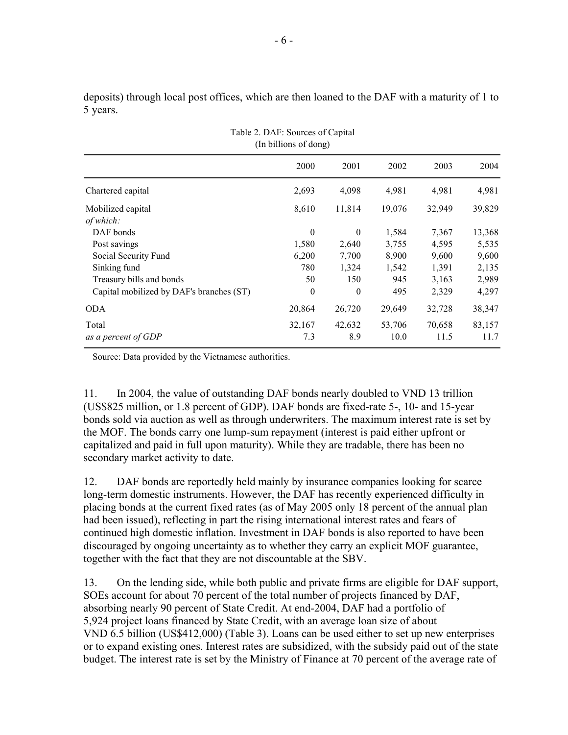deposits) through local post offices, which are then loaned to the DAF with a maturity of 1 to 5 years.

Table 2. DAF: Sources of Capital
(In billions of dong)

| | 2000 | 2001 | 2002 | 2003 | 2004 |
|---|---|---|---|---|---|
| Chartered capital | 2,693 | 4,098 | 4,981 | 4,981 | 4,981 |
| Mobilized capital | 8,610 | 11,814 | 19,076 | 32,949 | 39,829 |
| *of which:* | | | | | |
| DAF bonds | 0 | 0 | 1,584 | 7,367 | 13,368 |
| Post savings | 1,580 | 2,640 | 3,755 | 4,595 | 5,535 |
| Social Security Fund | 6,200 | 7,700 | 8,900 | 9,600 | 9,600 |
| Sinking fund | 780 | 1,324 | 1,542 | 1,391 | 2,135 |
| Treasury bills and bonds | 50 | 150 | 945 | 3,163 | 2,989 |
| Capital mobilized by DAF's branches (ST) | 0 | 0 | 495 | 2,329 | 4,297 |
| ODA | 20,864 | 26,720 | 29,649 | 32,728 | 38,347 |
| Total | 32,167 | 42,632 | 53,706 | 70,658 | 83,157 |
| *as a percent of GDP* | 7.3 | 8.9 | 10.0 | 11.5 | 11.7 |

Source: Data provided by the Vietnamese authorities.

11. In 2004, the value of outstanding DAF bonds nearly doubled to VND 13 trillion (US$825 million, or 1.8 percent of GDP). DAF bonds are fixed-rate 5-, 10- and 15-year bonds sold via auction as well as through underwriters. The maximum interest rate is set by the MOF. The bonds carry one lump-sum repayment (interest is paid either upfront or capitalized and paid in full upon maturity). While they are tradable, there has been no secondary market activity to date.

12. DAF bonds are reportedly held mainly by insurance companies looking for scarce long-term domestic instruments. However, the DAF has recently experienced difficulty in placing bonds at the current fixed rates (as of May 2005 only 18 percent of the annual plan had been issued), reflecting in part the rising international interest rates and fears of continued high domestic inflation. Investment in DAF bonds is also reported to have been discouraged by ongoing uncertainty as to whether they carry an explicit MOF guarantee, together with the fact that they are not discountable at the SBV.

13. On the lending side, while both public and private firms are eligible for DAF support, SOEs account for about 70 percent of the total number of projects financed by DAF, absorbing nearly 90 percent of State Credit. At end-2004, DAF had a portfolio of 5,924 project loans financed by State Credit, with an average loan size of about VND 6.5 billion (US$412,000) (Table 3). Loans can be used either to set up new enterprises or to expand existing ones. Interest rates are subsidized, with the subsidy paid out of the state budget. The interest rate is set by the Ministry of Finance at 70 percent of the average rate of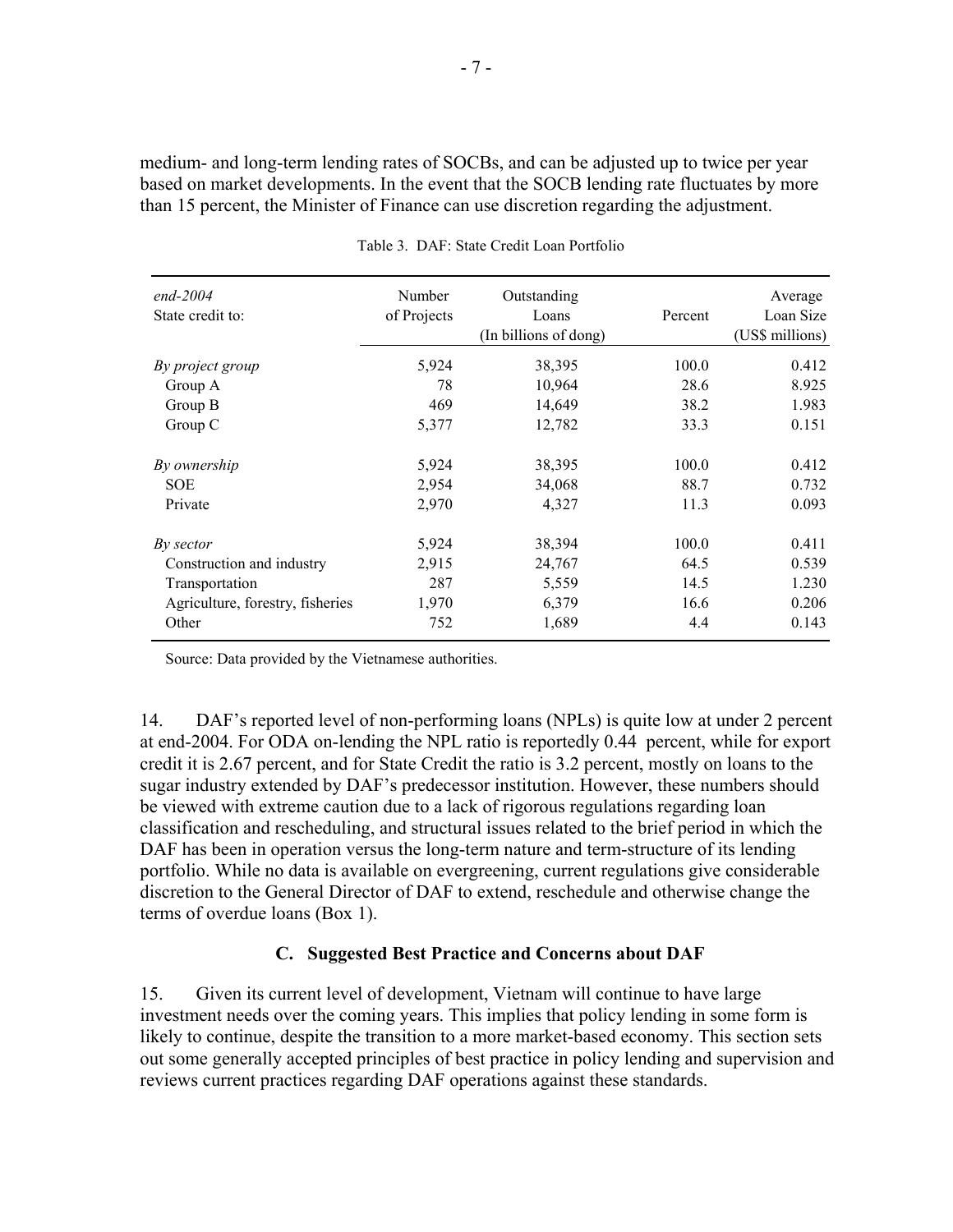medium- and long-term lending rates of SOCBs, and can be adjusted up to twice per year based on market developments. In the event that the SOCB lending rate fluctuates by more than 15 percent, the Minister of Finance can use discretion regarding the adjustment.

Table 3. DAF: State Credit Loan Portfolio

| *end-2004* State credit to: | Number of Projects | Outstanding Loans (In billions of dong) | Percent | Average Loan Size (US$ millions) |
|---|---|---|---|---|
| *By project group* | 5,924 | 38,395 | 100.0 | 0.412 |
| Group A | 78 | 10,964 | 28.6 | 8.925 |
| Group B | 469 | 14,649 | 38.2 | 1.983 |
| Group C | 5,377 | 12,782 | 33.3 | 0.151 |
| *By ownership* | 5,924 | 38,395 | 100.0 | 0.412 |
| SOE | 2,954 | 34,068 | 88.7 | 0.732 |
| Private | 2,970 | 4,327 | 11.3 | 0.093 |
| *By sector* | 5,924 | 38,394 | 100.0 | 0.411 |
| Construction and industry | 2,915 | 24,767 | 64.5 | 0.539 |
| Transportation | 287 | 5,559 | 14.5 | 1.230 |
| Agriculture, forestry, fisheries | 1,970 | 6,379 | 16.6 | 0.206 |
| Other | 752 | 1,689 | 4.4 | 0.143 |

Source: Data provided by the Vietnamese authorities.

14. DAF's reported level of non-performing loans (NPLs) is quite low at under 2 percent at end-2004. For ODA on-lending the NPL ratio is reportedly 0.44 percent, while for export credit it is 2.67 percent, and for State Credit the ratio is 3.2 percent, mostly on loans to the sugar industry extended by DAF's predecessor institution. However, these numbers should be viewed with extreme caution due to a lack of rigorous regulations regarding loan classification and rescheduling, and structural issues related to the brief period in which the DAF has been in operation versus the long-term nature and term-structure of its lending portfolio. While no data is available on evergreening, current regulations give considerable discretion to the General Director of DAF to extend, reschedule and otherwise change the terms of overdue loans (Box 1).

### C. Suggested Best Practice and Concerns about DAF

15. Given its current level of development, Vietnam will continue to have large investment needs over the coming years. This implies that policy lending in some form is likely to continue, despite the transition to a more market-based economy. This section sets out some generally accepted principles of best practice in policy lending and supervision and reviews current practices regarding DAF operations against these standards.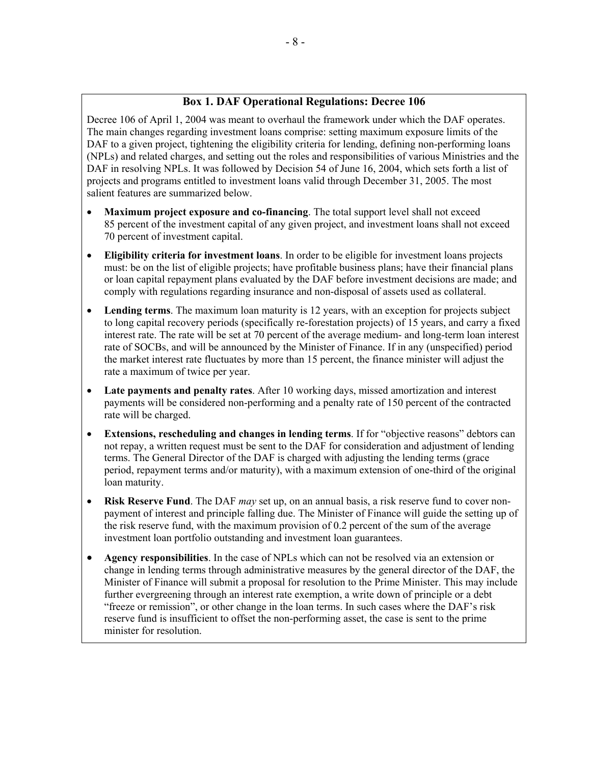### Box 1. DAF Operational Regulations: Decree 106

Decree 106 of April 1, 2004 was meant to overhaul the framework under which the DAF operates. The main changes regarding investment loans comprise: setting maximum exposure limits of the DAF to a given project, tightening the eligibility criteria for lending, defining non-performing loans (NPLs) and related charges, and setting out the roles and responsibilities of various Ministries and the DAF in resolving NPLs. It was followed by Decision 54 of June 16, 2004, which sets forth a list of projects and programs entitled to investment loans valid through December 31, 2005. The most salient features are summarized below.

- **Maximum project exposure and co-financing**. The total support level shall not exceed 85 percent of the investment capital of any given project, and investment loans shall not exceed 70 percent of investment capital.
- **Eligibility criteria for investment loans**. In order to be eligible for investment loans projects must: be on the list of eligible projects; have profitable business plans; have their financial plans or loan capital repayment plans evaluated by the DAF before investment decisions are made; and comply with regulations regarding insurance and non-disposal of assets used as collateral.
- **Lending terms**. The maximum loan maturity is 12 years, with an exception for projects subject to long capital recovery periods (specifically re-forestation projects) of 15 years, and carry a fixed interest rate. The rate will be set at 70 percent of the average medium- and long-term loan interest rate of SOCBs, and will be announced by the Minister of Finance. If in any (unspecified) period the market interest rate fluctuates by more than 15 percent, the finance minister will adjust the rate a maximum of twice per year.
- **Late payments and penalty rates**. After 10 working days, missed amortization and interest payments will be considered non-performing and a penalty rate of 150 percent of the contracted rate will be charged.
- **Extensions, rescheduling and changes in lending terms**. If for "objective reasons" debtors can not repay, a written request must be sent to the DAF for consideration and adjustment of lending terms. The General Director of the DAF is charged with adjusting the lending terms (grace period, repayment terms and/or maturity), with a maximum extension of one-third of the original loan maturity.
- **Risk Reserve Fund**. The DAF *may* set up, on an annual basis, a risk reserve fund to cover non-payment of interest and principle falling due. The Minister of Finance will guide the setting up of the risk reserve fund, with the maximum provision of 0.2 percent of the sum of the average investment loan portfolio outstanding and investment loan guarantees.
- **Agency responsibilities**. In the case of NPLs which can not be resolved via an extension or change in lending terms through administrative measures by the general director of the DAF, the Minister of Finance will submit a proposal for resolution to the Prime Minister. This may include further evergreening through an interest rate exemption, a write down of principle or a debt "freeze or remission", or other change in the loan terms. In such cases where the DAF's risk reserve fund is insufficient to offset the non-performing asset, the case is sent to the prime minister for resolution.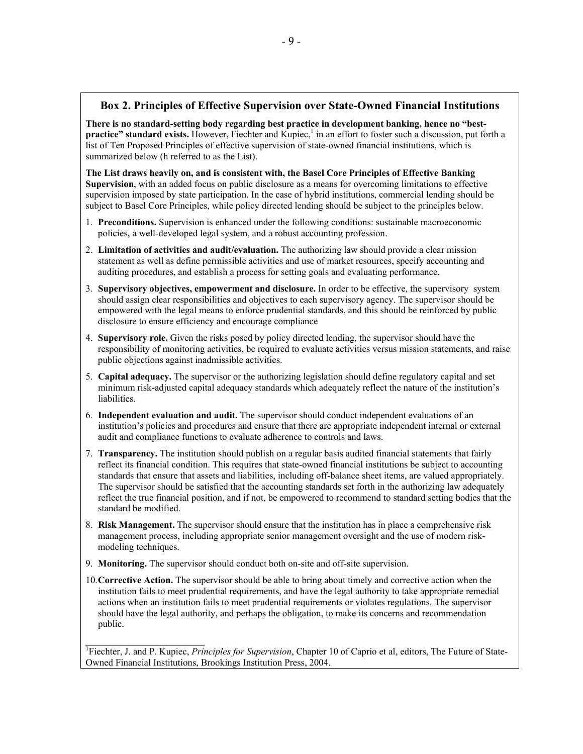## Box 2. Principles of Effective Supervision over State-Owned Financial Institutions

**There is no standard-setting body regarding best practice in development banking, hence no "best-practice" standard exists.** However, Fiechter and Kupiec,[1] in an effort to foster such a discussion, put forth a list of Ten Proposed Principles of effective supervision of state-owned financial institutions, which is summarized below (h referred to as the List).

**The List draws heavily on, and is consistent with, the Basel Core Principles of Effective Banking Supervision**, with an added focus on public disclosure as a means for overcoming limitations to effective supervision imposed by state participation. In the case of hybrid institutions, commercial lending should be subject to Basel Core Principles, while policy directed lending should be subject to the principles below.

1. **Preconditions.** Supervision is enhanced under the following conditions: sustainable macroeconomic policies, a well-developed legal system, and a robust accounting profession.
2. **Limitation of activities and audit/evaluation.** The authorizing law should provide a clear mission statement as well as define permissible activities and use of market resources, specify accounting and auditing procedures, and establish a process for setting goals and evaluating performance.
3. **Supervisory objectives, empowerment and disclosure.** In order to be effective, the supervisory system should assign clear responsibilities and objectives to each supervisory agency. The supervisor should be empowered with the legal means to enforce prudential standards, and this should be reinforced by public disclosure to ensure efficiency and encourage compliance
4. **Supervisory role.** Given the risks posed by policy directed lending, the supervisor should have the responsibility of monitoring activities, be required to evaluate activities versus mission statements, and raise public objections against inadmissible activities.
5. **Capital adequacy.** The supervisor or the authorizing legislation should define regulatory capital and set minimum risk-adjusted capital adequacy standards which adequately reflect the nature of the institution's liabilities.
6. **Independent evaluation and audit.** The supervisor should conduct independent evaluations of an institution's policies and procedures and ensure that there are appropriate independent internal or external audit and compliance functions to evaluate adherence to controls and laws.
7. **Transparency.** The institution should publish on a regular basis audited financial statements that fairly reflect its financial condition. This requires that state-owned financial institutions be subject to accounting standards that ensure that assets and liabilities, including off-balance sheet items, are valued appropriately. The supervisor should be satisfied that the accounting standards set forth in the authorizing law adequately reflect the true financial position, and if not, be empowered to recommend to standard setting bodies that the standard be modified.
8. **Risk Management.** The supervisor should ensure that the institution has in place a comprehensive risk management process, including appropriate senior management oversight and the use of modern risk-modeling techniques.
9. **Monitoring.** The supervisor should conduct both on-site and off-site supervision.
10. **Corrective Action.** The supervisor should be able to bring about timely and corrective action when the institution fails to meet prudential requirements, and have the legal authority to take appropriate remedial actions when an institution fails to meet prudential requirements or violates regulations. The supervisor should have the legal authority, and perhaps the obligation, to make its concerns and recommendation public.

[1] Fiechter, J. and P. Kupiec, *Principles for Supervision*, Chapter 10 of Caprio et al, editors, The Future of State-Owned Financial Institutions, Brookings Institution Press, 2004.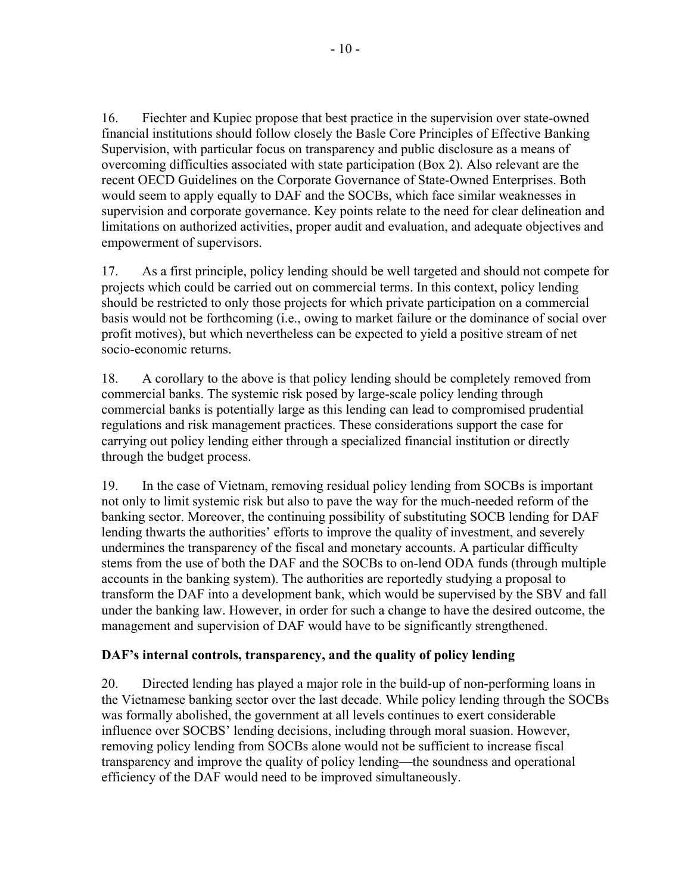16. Fiechter and Kupiec propose that best practice in the supervision over state-owned financial institutions should follow closely the Basle Core Principles of Effective Banking Supervision, with particular focus on transparency and public disclosure as a means of overcoming difficulties associated with state participation (Box 2). Also relevant are the recent OECD Guidelines on the Corporate Governance of State-Owned Enterprises. Both would seem to apply equally to DAF and the SOCBs, which face similar weaknesses in supervision and corporate governance. Key points relate to the need for clear delineation and limitations on authorized activities, proper audit and evaluation, and adequate objectives and empowerment of supervisors.

17. As a first principle, policy lending should be well targeted and should not compete for projects which could be carried out on commercial terms. In this context, policy lending should be restricted to only those projects for which private participation on a commercial basis would not be forthcoming (i.e., owing to market failure or the dominance of social over profit motives), but which nevertheless can be expected to yield a positive stream of net socio-economic returns.

18. A corollary to the above is that policy lending should be completely removed from commercial banks. The systemic risk posed by large-scale policy lending through commercial banks is potentially large as this lending can lead to compromised prudential regulations and risk management practices. These considerations support the case for carrying out policy lending either through a specialized financial institution or directly through the budget process.

19. In the case of Vietnam, removing residual policy lending from SOCBs is important not only to limit systemic risk but also to pave the way for the much-needed reform of the banking sector. Moreover, the continuing possibility of substituting SOCB lending for DAF lending thwarts the authorities' efforts to improve the quality of investment, and severely undermines the transparency of the fiscal and monetary accounts. A particular difficulty stems from the use of both the DAF and the SOCBs to on-lend ODA funds (through multiple accounts in the banking system). The authorities are reportedly studying a proposal to transform the DAF into a development bank, which would be supervised by the SBV and fall under the banking law. However, in order for such a change to have the desired outcome, the management and supervision of DAF would have to be significantly strengthened.

**DAF's internal controls, transparency, and the quality of policy lending**

20. Directed lending has played a major role in the build-up of non-performing loans in the Vietnamese banking sector over the last decade. While policy lending through the SOCBs was formally abolished, the government at all levels continues to exert considerable influence over SOCBS' lending decisions, including through moral suasion. However, removing policy lending from SOCBs alone would not be sufficient to increase fiscal transparency and improve the quality of policy lending—the soundness and operational efficiency of the DAF would need to be improved simultaneously.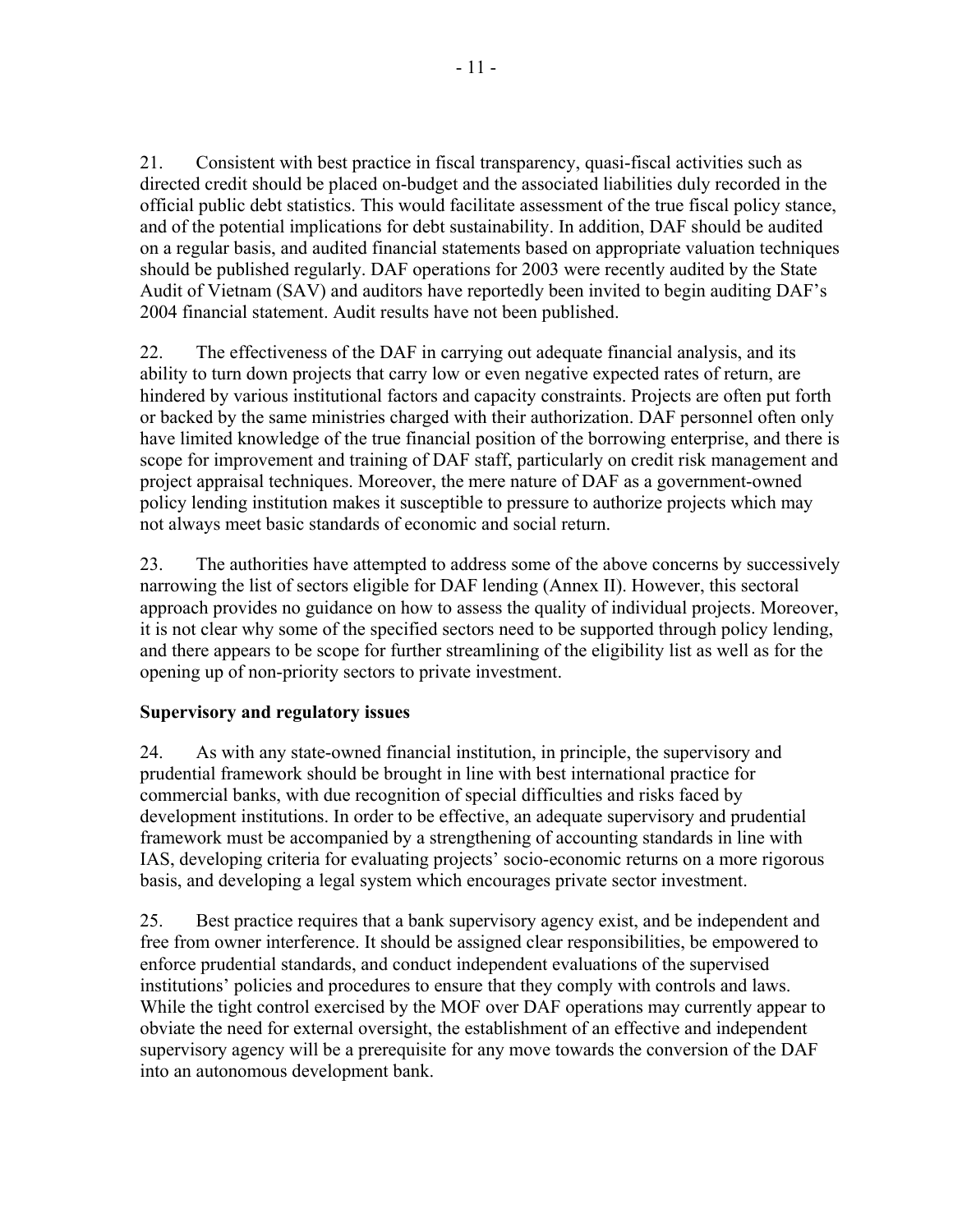21. Consistent with best practice in fiscal transparency, quasi-fiscal activities such as directed credit should be placed on-budget and the associated liabilities duly recorded in the official public debt statistics. This would facilitate assessment of the true fiscal policy stance, and of the potential implications for debt sustainability. In addition, DAF should be audited on a regular basis, and audited financial statements based on appropriate valuation techniques should be published regularly. DAF operations for 2003 were recently audited by the State Audit of Vietnam (SAV) and auditors have reportedly been invited to begin auditing DAF's 2004 financial statement. Audit results have not been published.

22. The effectiveness of the DAF in carrying out adequate financial analysis, and its ability to turn down projects that carry low or even negative expected rates of return, are hindered by various institutional factors and capacity constraints. Projects are often put forth or backed by the same ministries charged with their authorization. DAF personnel often only have limited knowledge of the true financial position of the borrowing enterprise, and there is scope for improvement and training of DAF staff, particularly on credit risk management and project appraisal techniques. Moreover, the mere nature of DAF as a government-owned policy lending institution makes it susceptible to pressure to authorize projects which may not always meet basic standards of economic and social return.

23. The authorities have attempted to address some of the above concerns by successively narrowing the list of sectors eligible for DAF lending (Annex II). However, this sectoral approach provides no guidance on how to assess the quality of individual projects. Moreover, it is not clear why some of the specified sectors need to be supported through policy lending, and there appears to be scope for further streamlining of the eligibility list as well as for the opening up of non-priority sectors to private investment.

**Supervisory and regulatory issues**

24. As with any state-owned financial institution, in principle, the supervisory and prudential framework should be brought in line with best international practice for commercial banks, with due recognition of special difficulties and risks faced by development institutions. In order to be effective, an adequate supervisory and prudential framework must be accompanied by a strengthening of accounting standards in line with IAS, developing criteria for evaluating projects' socio-economic returns on a more rigorous basis, and developing a legal system which encourages private sector investment.

25. Best practice requires that a bank supervisory agency exist, and be independent and free from owner interference. It should be assigned clear responsibilities, be empowered to enforce prudential standards, and conduct independent evaluations of the supervised institutions' policies and procedures to ensure that they comply with controls and laws. While the tight control exercised by the MOF over DAF operations may currently appear to obviate the need for external oversight, the establishment of an effective and independent supervisory agency will be a prerequisite for any move towards the conversion of the DAF into an autonomous development bank.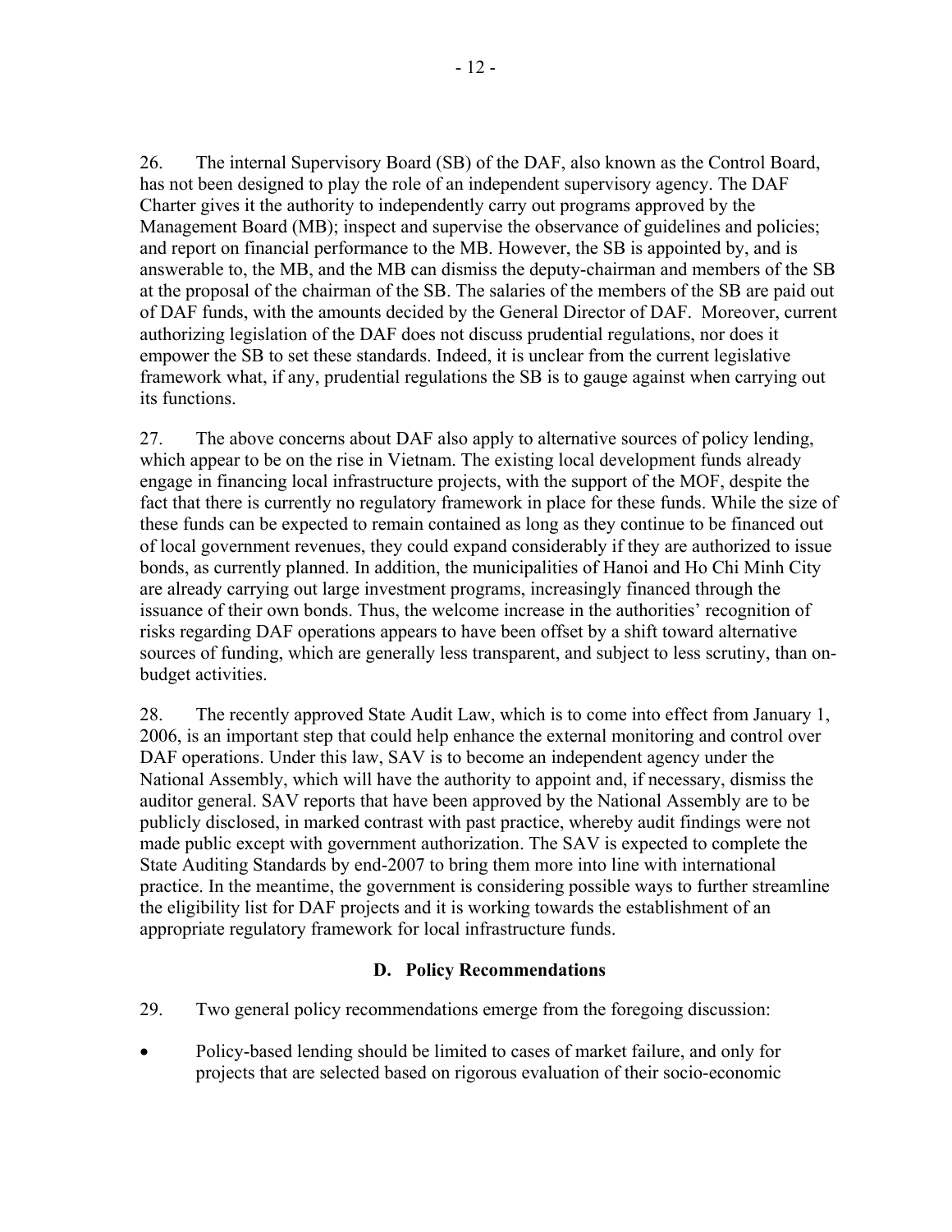26. The internal Supervisory Board (SB) of the DAF, also known as the Control Board, has not been designed to play the role of an independent supervisory agency. The DAF Charter gives it the authority to independently carry out programs approved by the Management Board (MB); inspect and supervise the observance of guidelines and policies; and report on financial performance to the MB. However, the SB is appointed by, and is answerable to, the MB, and the MB can dismiss the deputy-chairman and members of the SB at the proposal of the chairman of the SB. The salaries of the members of the SB are paid out of DAF funds, with the amounts decided by the General Director of DAF. Moreover, current authorizing legislation of the DAF does not discuss prudential regulations, nor does it empower the SB to set these standards. Indeed, it is unclear from the current legislative framework what, if any, prudential regulations the SB is to gauge against when carrying out its functions.

27. The above concerns about DAF also apply to alternative sources of policy lending, which appear to be on the rise in Vietnam. The existing local development funds already engage in financing local infrastructure projects, with the support of the MOF, despite the fact that there is currently no regulatory framework in place for these funds. While the size of these funds can be expected to remain contained as long as they continue to be financed out of local government revenues, they could expand considerably if they are authorized to issue bonds, as currently planned. In addition, the municipalities of Hanoi and Ho Chi Minh City are already carrying out large investment programs, increasingly financed through the issuance of their own bonds. Thus, the welcome increase in the authorities' recognition of risks regarding DAF operations appears to have been offset by a shift toward alternative sources of funding, which are generally less transparent, and subject to less scrutiny, than on-budget activities.

28. The recently approved State Audit Law, which is to come into effect from January 1, 2006, is an important step that could help enhance the external monitoring and control over DAF operations. Under this law, SAV is to become an independent agency under the National Assembly, which will have the authority to appoint and, if necessary, dismiss the auditor general. SAV reports that have been approved by the National Assembly are to be publicly disclosed, in marked contrast with past practice, whereby audit findings were not made public except with government authorization. The SAV is expected to complete the State Auditing Standards by end-2007 to bring them more into line with international practice. In the meantime, the government is considering possible ways to further streamline the eligibility list for DAF projects and it is working towards the establishment of an appropriate regulatory framework for local infrastructure funds.

### D. Policy Recommendations

29. Two general policy recommendations emerge from the foregoing discussion:

- Policy-based lending should be limited to cases of market failure, and only for projects that are selected based on rigorous evaluation of their socio-economic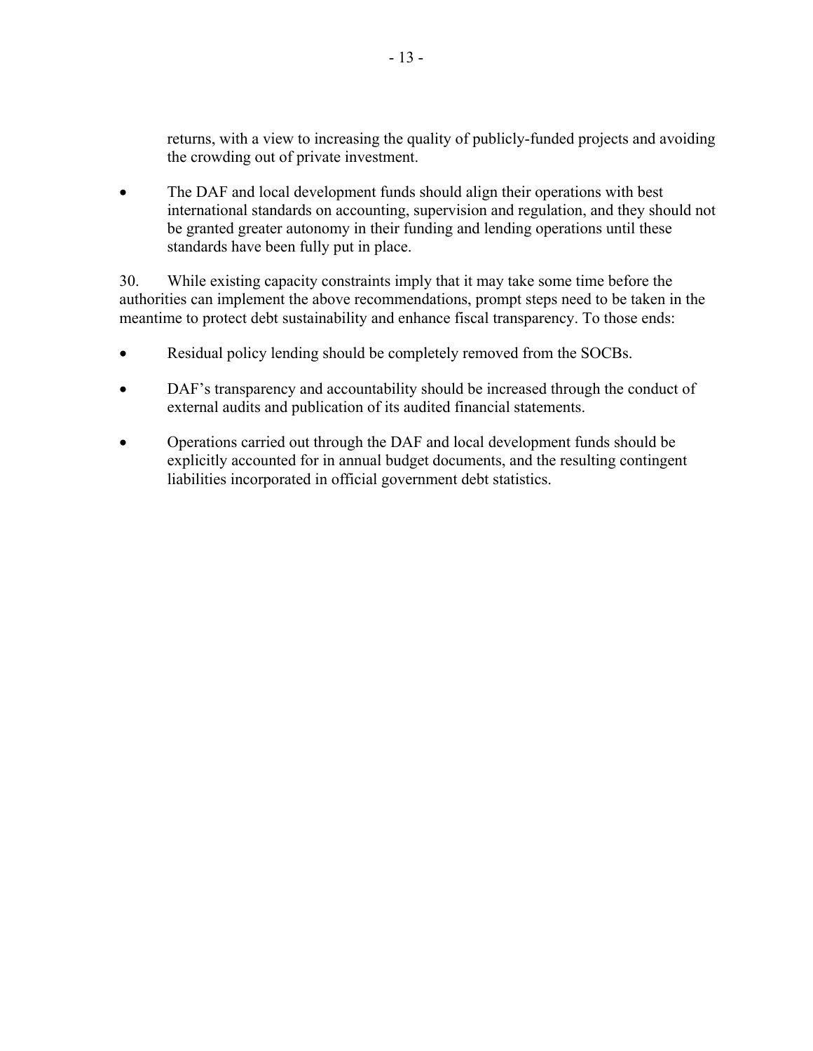returns, with a view to increasing the quality of publicly-funded projects and avoiding the crowding out of private investment.

- The DAF and local development funds should align their operations with best international standards on accounting, supervision and regulation, and they should not be granted greater autonomy in their funding and lending operations until these standards have been fully put in place.

30. While existing capacity constraints imply that it may take some time before the authorities can implement the above recommendations, prompt steps need to be taken in the meantime to protect debt sustainability and enhance fiscal transparency. To those ends:

- Residual policy lending should be completely removed from the SOCBs.
- DAF's transparency and accountability should be increased through the conduct of external audits and publication of its audited financial statements.
- Operations carried out through the DAF and local development funds should be explicitly accounted for in annual budget documents, and the resulting contingent liabilities incorporated in official government debt statistics.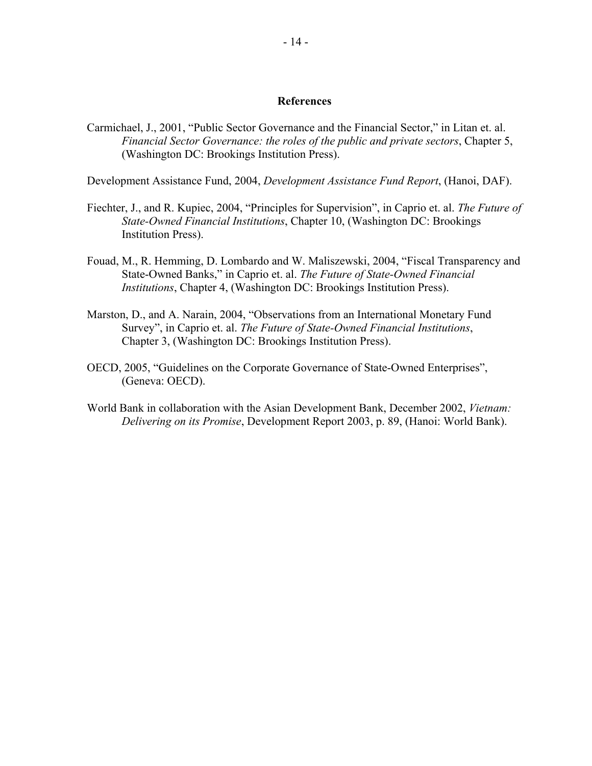## References

Carmichael, J., 2001, "Public Sector Governance and the Financial Sector," in Litan et. al. *Financial Sector Governance: the roles of the public and private sectors*, Chapter 5, (Washington DC: Brookings Institution Press).

Development Assistance Fund, 2004, *Development Assistance Fund Report*, (Hanoi, DAF).

Fiechter, J., and R. Kupiec, 2004, "Principles for Supervision", in Caprio et. al. *The Future of State-Owned Financial Institutions*, Chapter 10, (Washington DC: Brookings Institution Press).

Fouad, M., R. Hemming, D. Lombardo and W. Maliszewski, 2004, "Fiscal Transparency and State-Owned Banks," in Caprio et. al. *The Future of State-Owned Financial Institutions*, Chapter 4, (Washington DC: Brookings Institution Press).

Marston, D., and A. Narain, 2004, "Observations from an International Monetary Fund Survey", in Caprio et. al. *The Future of State-Owned Financial Institutions*, Chapter 3, (Washington DC: Brookings Institution Press).

OECD, 2005, "Guidelines on the Corporate Governance of State-Owned Enterprises", (Geneva: OECD).

World Bank in collaboration with the Asian Development Bank, December 2002, *Vietnam: Delivering on its Promise*, Development Report 2003, p. 89, (Hanoi: World Bank).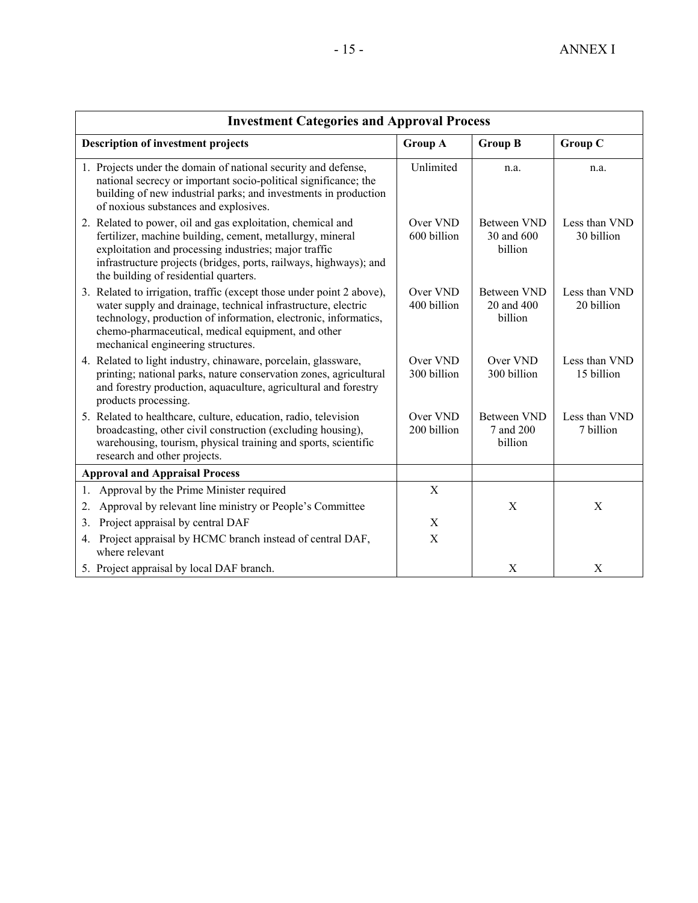| Investment Categories and Approval Process | | | |
|---|---|---|---|
| **Description of investment projects** | **Group A** | **Group B** | **Group C** |
| 1. Projects under the domain of national security and defense, national secrecy or important socio-political significance; the building of new industrial parks; and investments in production of noxious substances and explosives. | Unlimited | n.a. | n.a. |
| 2. Related to power, oil and gas exploitation, chemical and fertilizer, machine building, cement, metallurgy, mineral exploitation and processing industries; major traffic infrastructure projects (bridges, ports, railways, highways); and the building of residential quarters. | Over VND 600 billion | Between VND 30 and 600 billion | Less than VND 30 billion |
| 3. Related to irrigation, traffic (except those under point 2 above), water supply and drainage, technical infrastructure, electric technology, production of information, electronic, informatics, chemo-pharmaceutical, medical equipment, and other mechanical engineering structures. | Over VND 400 billion | Between VND 20 and 400 billion | Less than VND 20 billion |
| 4. Related to light industry, chinaware, porcelain, glassware, printing; national parks, nature conservation zones, agricultural and forestry production, aquaculture, agricultural and forestry products processing. | Over VND 300 billion | Over VND 300 billion | Less than VND 15 billion |
| 5. Related to healthcare, culture, education, radio, television broadcasting, other civil construction (excluding housing), warehousing, tourism, physical training and sports, scientific research and other projects. | Over VND 200 billion | Between VND 7 and 200 billion | Less than VND 7 billion |
| **Approval and Appraisal Process** | | | |
| 1. Approval by the Prime Minister required | X | | |
| 2. Approval by relevant line ministry or People's Committee | | X | X |
| 3. Project appraisal by central DAF | X | | |
| 4. Project appraisal by HCMC branch instead of central DAF, where relevant | X | | |
| 5. Project appraisal by local DAF branch. | | X | X |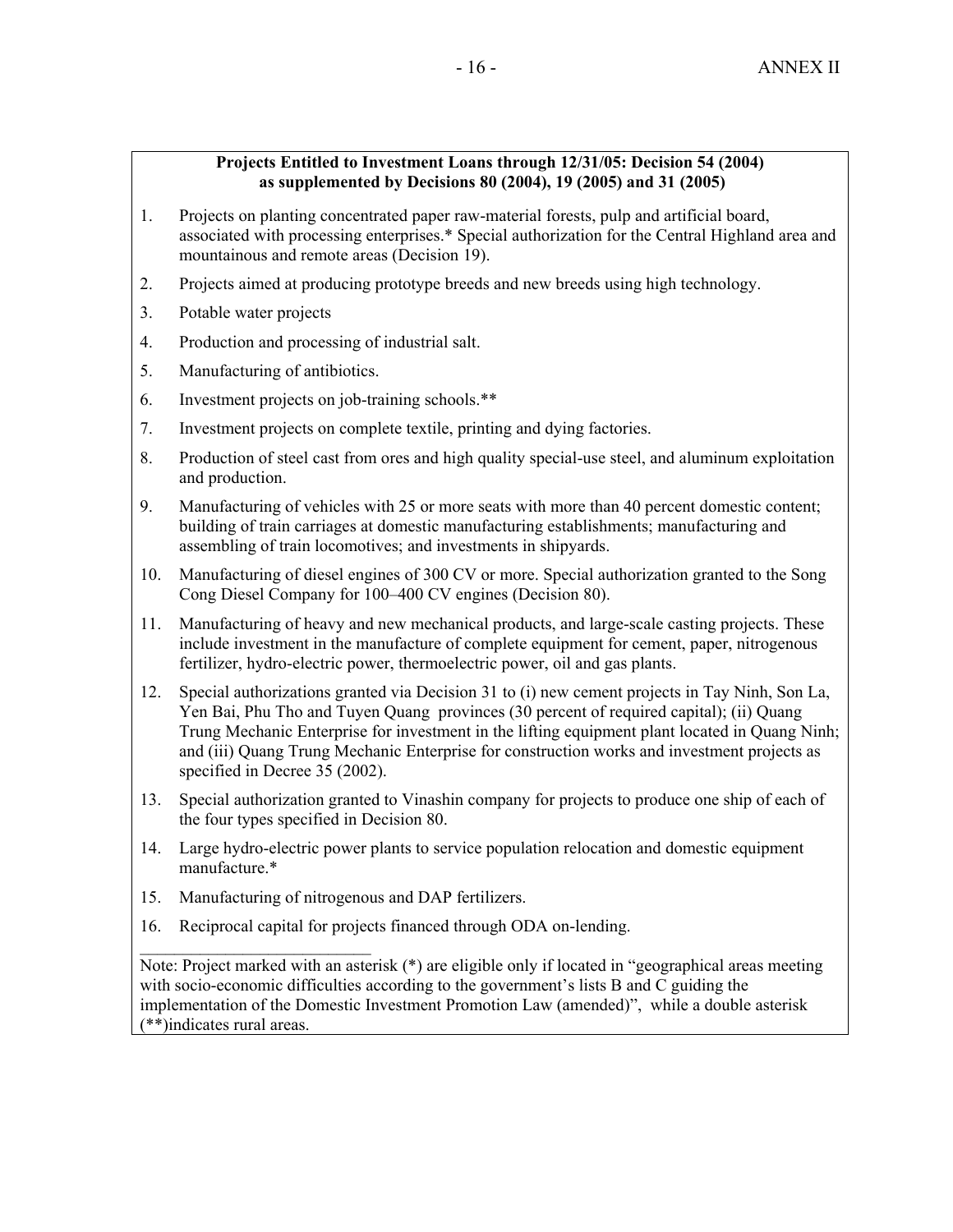**Projects Entitled to Investment Loans through 12/31/05: Decision 54 (2004) as supplemented by Decisions 80 (2004), 19 (2005) and 31 (2005)**

1. Projects on planting concentrated paper raw-material forests, pulp and artificial board, associated with processing enterprises.* Special authorization for the Central Highland area and mountainous and remote areas (Decision 19).
2. Projects aimed at producing prototype breeds and new breeds using high technology.
3. Potable water projects
4. Production and processing of industrial salt.
5. Manufacturing of antibiotics.
6. Investment projects on job-training schools.**
7. Investment projects on complete textile, printing and dying factories.
8. Production of steel cast from ores and high quality special-use steel, and aluminum exploitation and production.
9. Manufacturing of vehicles with 25 or more seats with more than 40 percent domestic content; building of train carriages at domestic manufacturing establishments; manufacturing and assembling of train locomotives; and investments in shipyards.
10. Manufacturing of diesel engines of 300 CV or more. Special authorization granted to the Song Cong Diesel Company for 100–400 CV engines (Decision 80).
11. Manufacturing of heavy and new mechanical products, and large-scale casting projects. These include investment in the manufacture of complete equipment for cement, paper, nitrogenous fertilizer, hydro-electric power, thermoelectric power, oil and gas plants.
12. Special authorizations granted via Decision 31 to (i) new cement projects in Tay Ninh, Son La, Yen Bai, Phu Tho and Tuyen Quang provinces (30 percent of required capital); (ii) Quang Trung Mechanic Enterprise for investment in the lifting equipment plant located in Quang Ninh; and (iii) Quang Trung Mechanic Enterprise for construction works and investment projects as specified in Decree 35 (2002).
13. Special authorization granted to Vinashin company for projects to produce one ship of each of the four types specified in Decision 80.
14. Large hydro-electric power plants to service population relocation and domestic equipment manufacture.*
15. Manufacturing of nitrogenous and DAP fertilizers.
16. Reciprocal capital for projects financed through ODA on-lending.

---

Note: Project marked with an asterisk (*) are eligible only if located in "geographical areas meeting with socio-economic difficulties according to the government's lists B and C guiding the implementation of the Domestic Investment Promotion Law (amended)", while a double asterisk (**)indicates rural areas.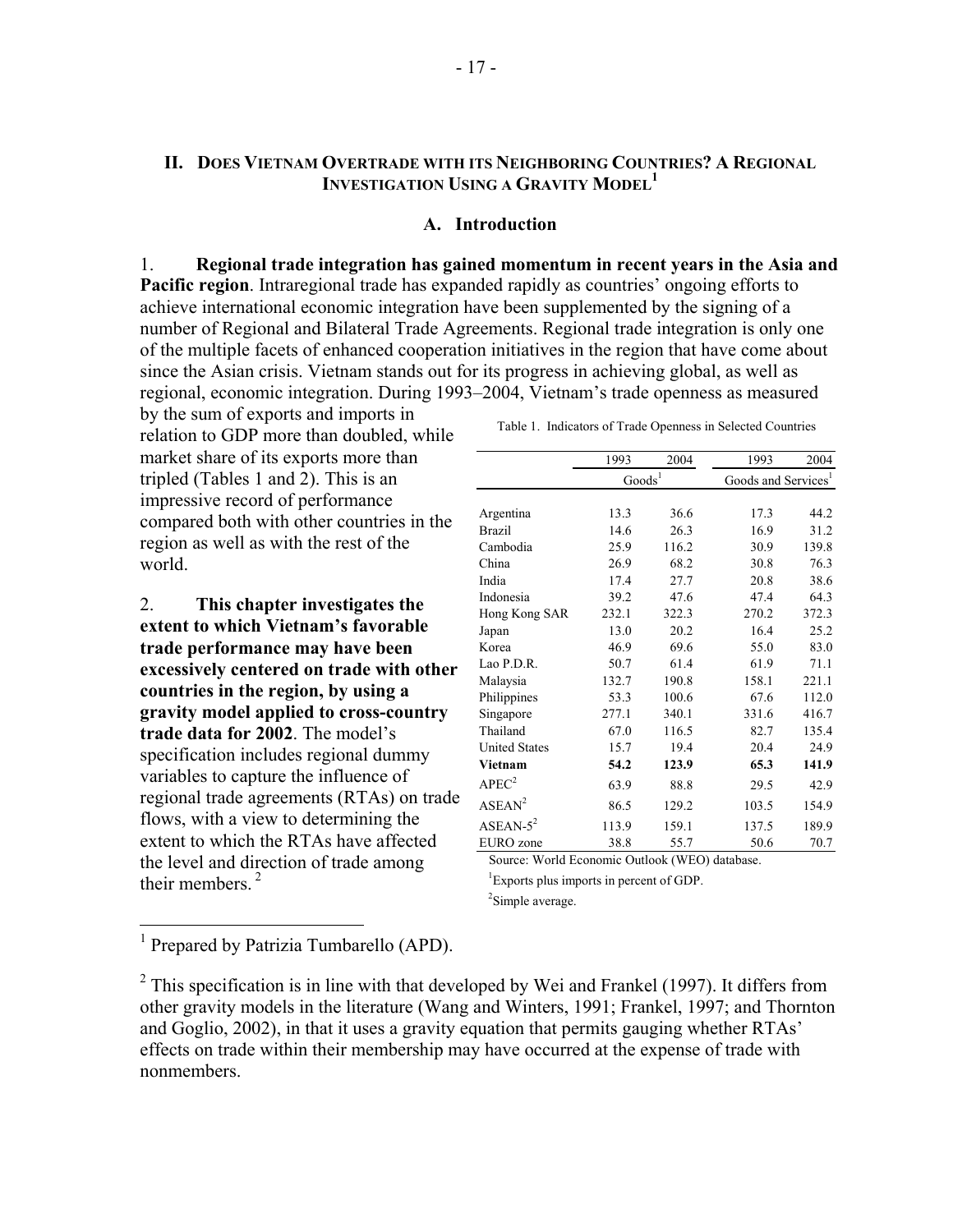## II. Does Vietnam Overtrade with its Neighboring Countries? A Regional Investigation Using a Gravity Model[1]

### A. Introduction

1. **Regional trade integration has gained momentum in recent years in the Asia and Pacific region**. Intraregional trade has expanded rapidly as countries' ongoing efforts to achieve international economic integration have been supplemented by the signing of a number of Regional and Bilateral Trade Agreements. Regional trade integration is only one of the multiple facets of enhanced cooperation initiatives in the region that have come about since the Asian crisis. Vietnam stands out for its progress in achieving global, as well as regional, economic integration. During 1993–2004, Vietnam's trade openness as measured by the sum of exports and imports in relation to GDP more than doubled, while market share of its exports more than tripled (Tables 1 and 2). This is an impressive record of performance compared both with other countries in the region as well as with the rest of the world.

Table 1. Indicators of Trade Openness in Selected Countries

| | 1993 | 2004 | 1993 | 2004 |
|---|---|---|---|---|
| | Goods[1] | | Goods and Services[1] | |
| Argentina | 13.3 | 36.6 | 17.3 | 44.2 |
| Brazil | 14.6 | 26.3 | 16.9 | 31.2 |
| Cambodia | 25.9 | 116.2 | 30.9 | 139.8 |
| China | 26.9 | 68.2 | 30.8 | 76.3 |
| India | 17.4 | 27.7 | 20.8 | 38.6 |
| Indonesia | 39.2 | 47.6 | 47.4 | 64.3 |
| Hong Kong SAR | 232.1 | 322.3 | 270.2 | 372.3 |
| Japan | 13.0 | 20.2 | 16.4 | 25.2 |
| Korea | 46.9 | 69.6 | 55.0 | 83.0 |
| Lao P.D.R. | 50.7 | 61.4 | 61.9 | 71.1 |
| Malaysia | 132.7 | 190.8 | 158.1 | 221.1 |
| Philippines | 53.3 | 100.6 | 67.6 | 112.0 |
| Singapore | 277.1 | 340.1 | 331.6 | 416.7 |
| Thailand | 67.0 | 116.5 | 82.7 | 135.4 |
| United States | 15.7 | 19.4 | 20.4 | 24.9 |
| **Vietnam** | **54.2** | **123.9** | **65.3** | **141.9** |
| APEC[2] | 63.9 | 88.8 | 29.5 | 42.9 |
| ASEAN[2] | 86.5 | 129.2 | 103.5 | 154.9 |
| ASEAN-5[2] | 113.9 | 159.1 | 137.5 | 189.9 |
| EURO zone | 38.8 | 55.7 | 50.6 | 70.7 |

Source: World Economic Outlook (WEO) database.

[1] Exports plus imports in percent of GDP.

[2] Simple average.

2. **This chapter investigates the extent to which Vietnam's favorable trade performance may have been excessively centered on trade with other countries in the region, by using a gravity model applied to cross-country trade data for 2002**. The model's specification includes regional dummy variables to capture the influence of regional trade agreements (RTAs) on trade flows, with a view to determining the extent to which the RTAs have affected the level and direction of trade among their members.[2]

---

[1] Prepared by Patrizia Tumbarello (APD).

[2] This specification is in line with that developed by Wei and Frankel (1997). It differs from other gravity models in the literature (Wang and Winters, 1991; Frankel, 1997; and Thornton and Goglio, 2002), in that it uses a gravity equation that permits gauging whether RTAs' effects on trade within their membership may have occurred at the expense of trade with nonmembers.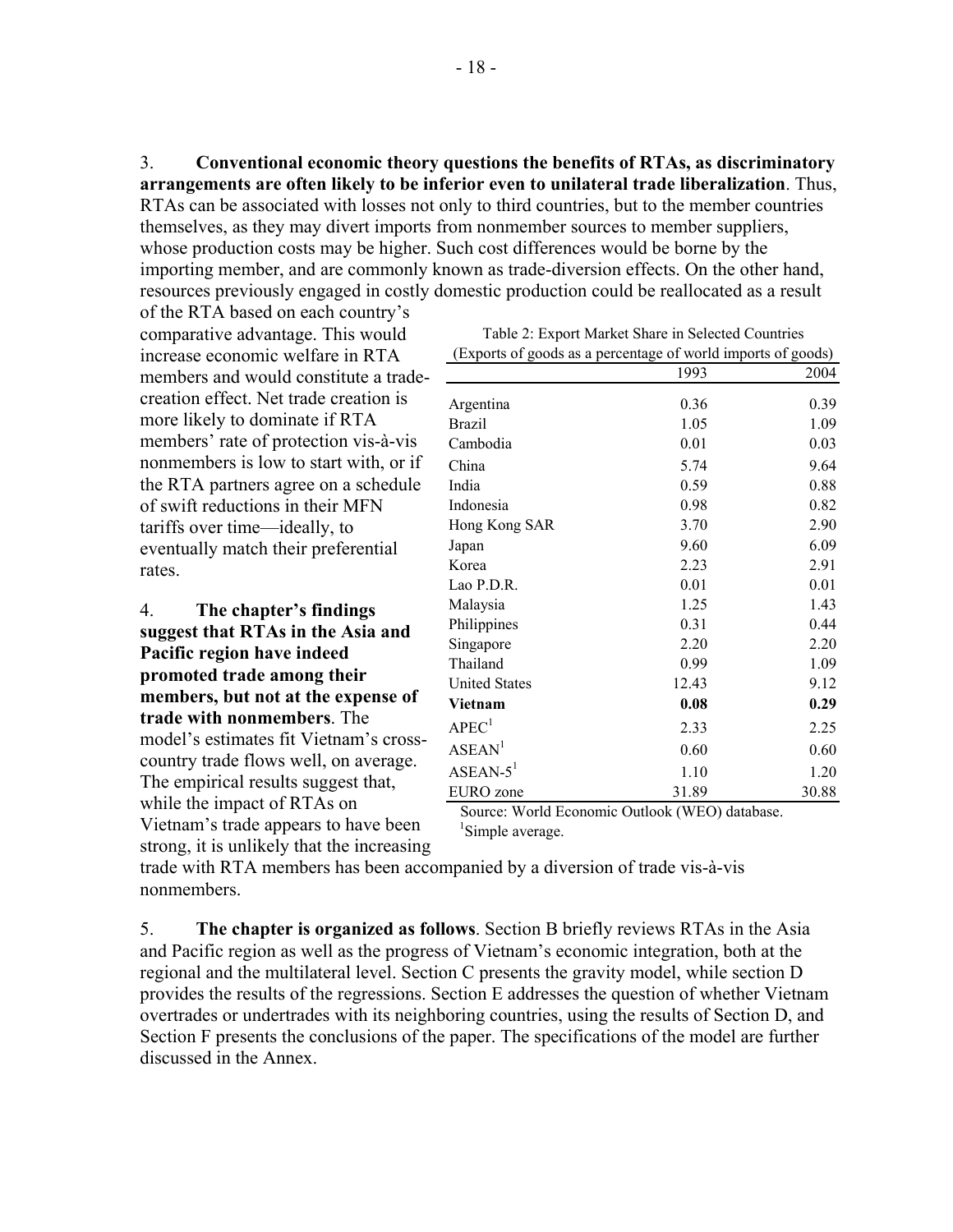3. **Conventional economic theory questions the benefits of RTAs, as discriminatory arrangements are often likely to be inferior even to unilateral trade liberalization**. Thus, RTAs can be associated with losses not only to third countries, but to the member countries themselves, as they may divert imports from nonmember sources to member suppliers, whose production costs may be higher. Such cost differences would be borne by the importing member, and are commonly known as trade-diversion effects. On the other hand, resources previously engaged in costly domestic production could be reallocated as a result of the RTA based on each country's comparative advantage. This would increase economic welfare in RTA members and would constitute a trade-creation effect. Net trade creation is more likely to dominate if RTA members' rate of protection vis-à-vis nonmembers is low to start with, or if the RTA partners agree on a schedule of swift reductions in their MFN tariffs over time—ideally, to eventually match their preferential rates.

Table 2: Export Market Share in Selected Countries
(Exports of goods as a percentage of world imports of goods)

| | 1993 | 2004 |
|---|---|---|
| Argentina | 0.36 | 0.39 |
| Brazil | 1.05 | 1.09 |
| Cambodia | 0.01 | 0.03 |
| China | 5.74 | 9.64 |
| India | 0.59 | 0.88 |
| Indonesia | 0.98 | 0.82 |
| Hong Kong SAR | 3.70 | 2.90 |
| Japan | 9.60 | 6.09 |
| Korea | 2.23 | 2.91 |
| Lao P.D.R. | 0.01 | 0.01 |
| Malaysia | 1.25 | 1.43 |
| Philippines | 0.31 | 0.44 |
| Singapore | 2.20 | 2.20 |
| Thailand | 0.99 | 1.09 |
| United States | 12.43 | 9.12 |
| **Vietnam** | **0.08** | **0.29** |
| APEC[1] | 2.33 | 2.25 |
| ASEAN[1] | 0.60 | 0.60 |
| ASEAN-5[1] | 1.10 | 1.20 |
| EURO zone | 31.89 | 30.88 |

Source: World Economic Outlook (WEO) database.
[1]Simple average.

4. **The chapter's findings suggest that RTAs in the Asia and Pacific region have indeed promoted trade among their members, but not at the expense of trade with nonmembers**. The model's estimates fit Vietnam's cross-country trade flows well, on average. The empirical results suggest that, while the impact of RTAs on Vietnam's trade appears to have been strong, it is unlikely that the increasing trade with RTA members has been accompanied by a diversion of trade vis-à-vis nonmembers.

5. **The chapter is organized as follows**. Section B briefly reviews RTAs in the Asia and Pacific region as well as the progress of Vietnam's economic integration, both at the regional and the multilateral level. Section C presents the gravity model, while section D provides the results of the regressions. Section E addresses the question of whether Vietnam overtrades or undertrades with its neighboring countries, using the results of Section D, and Section F presents the conclusions of the paper. The specifications of the model are further discussed in the Annex.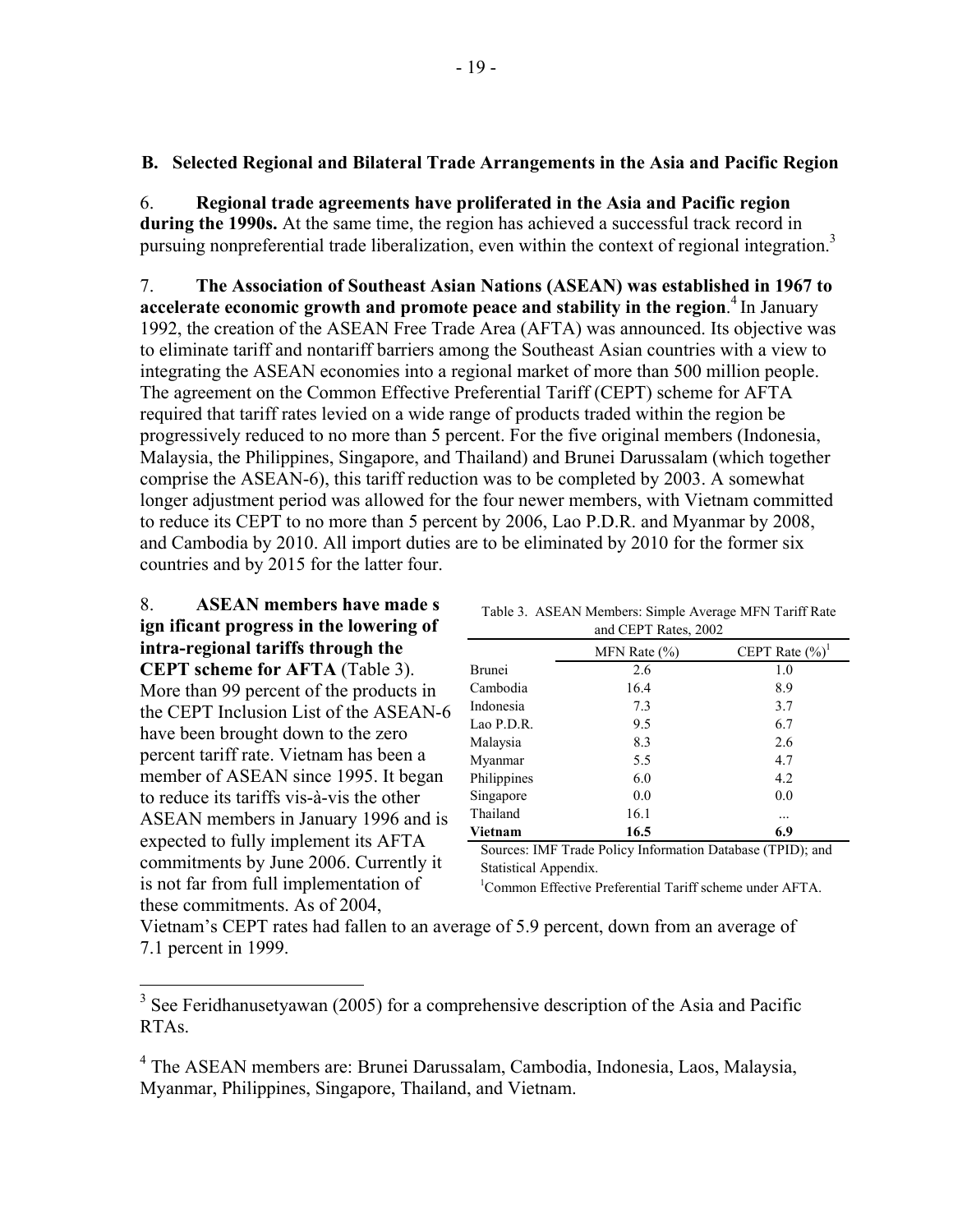## B. Selected Regional and Bilateral Trade Arrangements in the Asia and Pacific Region

6. **Regional trade agreements have proliferated in the Asia and Pacific region during the 1990s.** At the same time, the region has achieved a successful track record in pursuing nonpreferential trade liberalization, even within the context of regional integration.[3]

7. **The Association of Southeast Asian Nations (ASEAN) was established in 1967 to accelerate economic growth and promote peace and stability in the region**.[4] In January 1992, the creation of the ASEAN Free Trade Area (AFTA) was announced. Its objective was to eliminate tariff and nontariff barriers among the Southeast Asian countries with a view to integrating the ASEAN economies into a regional market of more than 500 million people. The agreement on the Common Effective Preferential Tariff (CEPT) scheme for AFTA required that tariff rates levied on a wide range of products traded within the region be progressively reduced to no more than 5 percent. For the five original members (Indonesia, Malaysia, the Philippines, Singapore, and Thailand) and Brunei Darussalam (which together comprise the ASEAN-6), this tariff reduction was to be completed by 2003. A somewhat longer adjustment period was allowed for the four newer members, with Vietnam committed to reduce its CEPT to no more than 5 percent by 2006, Lao P.D.R. and Myanmar by 2008, and Cambodia by 2010. All import duties are to be eliminated by 2010 for the former six countries and by 2015 for the latter four.

8. **ASEAN members have made significant progress in the lowering of intra-regional tariffs through the CEPT scheme for AFTA** (Table 3). More than 99 percent of the products in the CEPT Inclusion List of the ASEAN-6 have been brought down to the zero percent tariff rate. Vietnam has been a member of ASEAN since 1995. It began to reduce its tariffs vis-à-vis the other ASEAN members in January 1996 and is expected to fully implement its AFTA commitments by June 2006. Currently it is not far from full implementation of these commitments. As of 2004, Vietnam's CEPT rates had fallen to an average of 5.9 percent, down from an average of 7.1 percent in 1999.

Table 3. ASEAN Members: Simple Average MFN Tariff Rate and CEPT Rates, 2002

| | MFN Rate (%) | CEPT Rate (%)[1] |
|---|---|---|
| Brunei | 2.6 | 1.0 |
| Cambodia | 16.4 | 8.9 |
| Indonesia | 7.3 | 3.7 |
| Lao P.D.R. | 9.5 | 6.7 |
| Malaysia | 8.3 | 2.6 |
| Myanmar | 5.5 | 4.7 |
| Philippines | 6.0 | 4.2 |
| Singapore | 0.0 | 0.0 |
| Thailand | 16.1 | ... |
| **Vietnam** | **16.5** | **6.9** |

Sources: IMF Trade Policy Information Database (TPID); and Statistical Appendix.

[1] Common Effective Preferential Tariff scheme under AFTA.

---

[3] See Feridhanusetyawan (2005) for a comprehensive description of the Asia and Pacific RTAs.

[4] The ASEAN members are: Brunei Darussalam, Cambodia, Indonesia, Laos, Malaysia, Myanmar, Philippines, Singapore, Thailand, and Vietnam.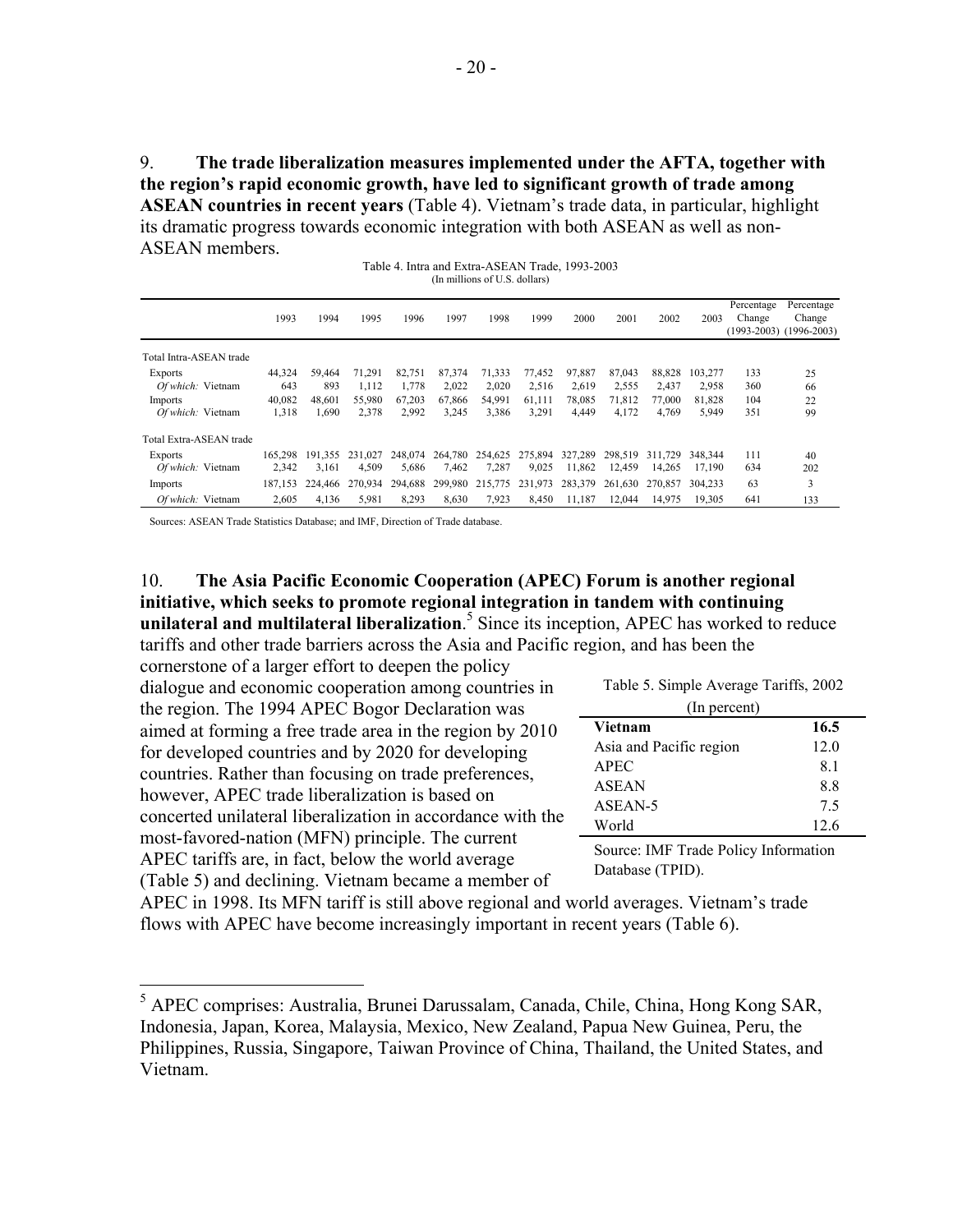9. **The trade liberalization measures implemented under the AFTA, together with the region's rapid economic growth, have led to significant growth of trade among ASEAN countries in recent years** (Table 4). Vietnam's trade data, in particular, highlight its dramatic progress towards economic integration with both ASEAN as well as non-ASEAN members.

Table 4. Intra and Extra-ASEAN Trade, 1993-2003
(In millions of U.S. dollars)

| | 1993 | 1994 | 1995 | 1996 | 1997 | 1998 | 1999 | 2000 | 2001 | 2002 | 2003 | Percentage Change (1993-2003) | Percentage Change (1996-2003) |
|---|---|---|---|---|---|---|---|---|---|---|---|---|---|
| Total Intra-ASEAN trade | | | | | | | | | | | | | |
| Exports | 44,324 | 59,464 | 71,291 | 82,751 | 87,374 | 71,333 | 77,452 | 97,887 | 87,043 | 88,828 | 103,277 | 133 | 25 |
| *Of which:* Vietnam | 643 | 893 | 1,112 | 1,778 | 2,022 | 2,020 | 2,516 | 2,619 | 2,555 | 2,437 | 2,958 | 360 | 66 |
| Imports | 40,082 | 48,601 | 55,980 | 67,203 | 67,866 | 54,991 | 61,111 | 78,085 | 71,812 | 77,000 | 81,828 | 104 | 22 |
| *Of which:* Vietnam | 1,318 | 1,690 | 2,378 | 2,992 | 3,245 | 3,386 | 3,291 | 4,449 | 4,172 | 4,769 | 5,949 | 351 | 99 |
| Total Extra-ASEAN trade | | | | | | | | | | | | | |
| Exports | 165,298 | 191,355 | 231,027 | 248,074 | 264,780 | 254,625 | 275,894 | 327,289 | 298,519 | 311,729 | 348,344 | 111 | 40 |
| *Of which:* Vietnam | 2,342 | 3,161 | 4,509 | 5,686 | 7,462 | 7,287 | 9,025 | 11,862 | 12,459 | 14,265 | 17,190 | 634 | 202 |
| Imports | 187,153 | 224,466 | 270,934 | 294,688 | 299,980 | 215,775 | 231,973 | 283,379 | 261,630 | 270,857 | 304,233 | 63 | 3 |
| *Of which:* Vietnam | 2,605 | 4,136 | 5,981 | 8,293 | 8,630 | 7,923 | 8,450 | 11,187 | 12,044 | 14,975 | 19,305 | 641 | 133 |

Sources: ASEAN Trade Statistics Database; and IMF, Direction of Trade database.

10. **The Asia Pacific Economic Cooperation (APEC) Forum is another regional initiative, which seeks to promote regional integration in tandem with continuing unilateral and multilateral liberalization**.[5] Since its inception, APEC has worked to reduce tariffs and other trade barriers across the Asia and Pacific region, and has been the cornerstone of a larger effort to deepen the policy dialogue and economic cooperation among countries in the region. The 1994 APEC Bogor Declaration was aimed at forming a free trade area in the region by 2010 for developed countries and by 2020 for developing countries. Rather than focusing on trade preferences, however, APEC trade liberalization is based on concerted unilateral liberalization in accordance with the most-favored-nation (MFN) principle. The current APEC tariffs are, in fact, below the world average (Table 5) and declining. Vietnam became a member of APEC in 1998. Its MFN tariff is still above regional and world averages. Vietnam's trade flows with APEC have become increasingly important in recent years (Table 6).

Table 5. Simple Average Tariffs, 2002
(In percent)

| | |
|---|---|
| **Vietnam** | **16.5** |
| Asia and Pacific region | 12.0 |
| APEC | 8.1 |
| ASEAN | 8.8 |
| ASEAN-5 | 7.5 |
| World | 12.6 |

Source: IMF Trade Policy Information Database (TPID).

[5] APEC comprises: Australia, Brunei Darussalam, Canada, Chile, China, Hong Kong SAR, Indonesia, Japan, Korea, Malaysia, Mexico, New Zealand, Papua New Guinea, Peru, the Philippines, Russia, Singapore, Taiwan Province of China, Thailand, the United States, and Vietnam.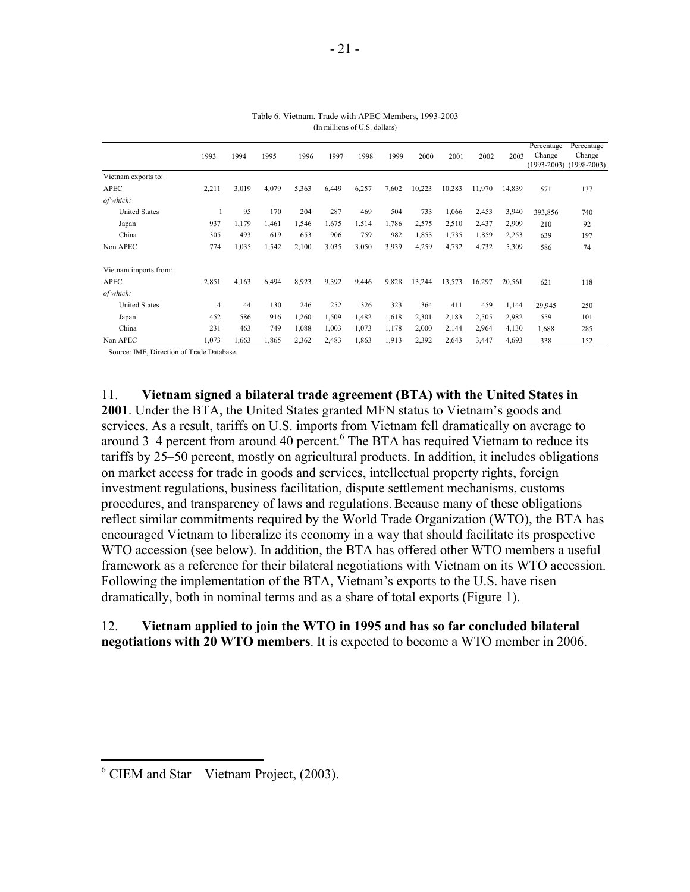Table 6. Vietnam. Trade with APEC Members, 1993-2003
(In millions of U.S. dollars)

| | 1993 | 1994 | 1995 | 1996 | 1997 | 1998 | 1999 | 2000 | 2001 | 2002 | 2003 | Percentage Change (1993-2003) | Percentage Change (1998-2003) |
|---|---|---|---|---|---|---|---|---|---|---|---|---|---|
| Vietnam exports to: | | | | | | | | | | | | | |
| APEC | 2,211 | 3,019 | 4,079 | 5,363 | 6,449 | 6,257 | 7,602 | 10,223 | 10,283 | 11,970 | 14,839 | 571 | 137 |
| *of which:* | | | | | | | | | | | | | |
| United States | 1 | 95 | 170 | 204 | 287 | 469 | 504 | 733 | 1,066 | 2,453 | 3,940 | 393,856 | 740 |
| Japan | 937 | 1,179 | 1,461 | 1,546 | 1,675 | 1,514 | 1,786 | 2,575 | 2,510 | 2,437 | 2,909 | 210 | 92 |
| China | 305 | 493 | 619 | 653 | 906 | 759 | 982 | 1,853 | 1,735 | 1,859 | 2,253 | 639 | 197 |
| Non APEC | 774 | 1,035 | 1,542 | 2,100 | 3,035 | 3,050 | 3,939 | 4,259 | 4,732 | 4,732 | 5,309 | 586 | 74 |
| Vietnam imports from: | | | | | | | | | | | | | |
| APEC | 2,851 | 4,163 | 6,494 | 8,923 | 9,392 | 9,446 | 9,828 | 13,244 | 13,573 | 16,297 | 20,561 | 621 | 118 |
| *of which:* | | | | | | | | | | | | | |
| United States | 4 | 44 | 130 | 246 | 252 | 326 | 323 | 364 | 411 | 459 | 1,144 | 29,945 | 250 |
| Japan | 452 | 586 | 916 | 1,260 | 1,509 | 1,482 | 1,618 | 2,301 | 2,183 | 2,505 | 2,982 | 559 | 101 |
| China | 231 | 463 | 749 | 1,088 | 1,003 | 1,073 | 1,178 | 2,000 | 2,144 | 2,964 | 4,130 | 1,688 | 285 |
| Non APEC | 1,073 | 1,663 | 1,865 | 2,362 | 2,483 | 1,863 | 1,913 | 2,392 | 2,643 | 3,447 | 4,693 | 338 | 152 |

Source: IMF, Direction of Trade Database.

11. **Vietnam signed a bilateral trade agreement (BTA) with the United States in 2001**. Under the BTA, the United States granted MFN status to Vietnam's goods and services. As a result, tariffs on U.S. imports from Vietnam fell dramatically on average to around 3–4 percent from around 40 percent.[6] The BTA has required Vietnam to reduce its tariffs by 25–50 percent, mostly on agricultural products. In addition, it includes obligations on market access for trade in goods and services, intellectual property rights, foreign investment regulations, business facilitation, dispute settlement mechanisms, customs procedures, and transparency of laws and regulations. Because many of these obligations reflect similar commitments required by the World Trade Organization (WTO), the BTA has encouraged Vietnam to liberalize its economy in a way that should facilitate its prospective WTO accession (see below). In addition, the BTA has offered other WTO members a useful framework as a reference for their bilateral negotiations with Vietnam on its WTO accession. Following the implementation of the BTA, Vietnam's exports to the U.S. have risen dramatically, both in nominal terms and as a share of total exports (Figure 1).

12. **Vietnam applied to join the WTO in 1995 and has so far concluded bilateral negotiations with 20 WTO members**. It is expected to become a WTO member in 2006.

---

[6] CIEM and Star—Vietnam Project, (2003).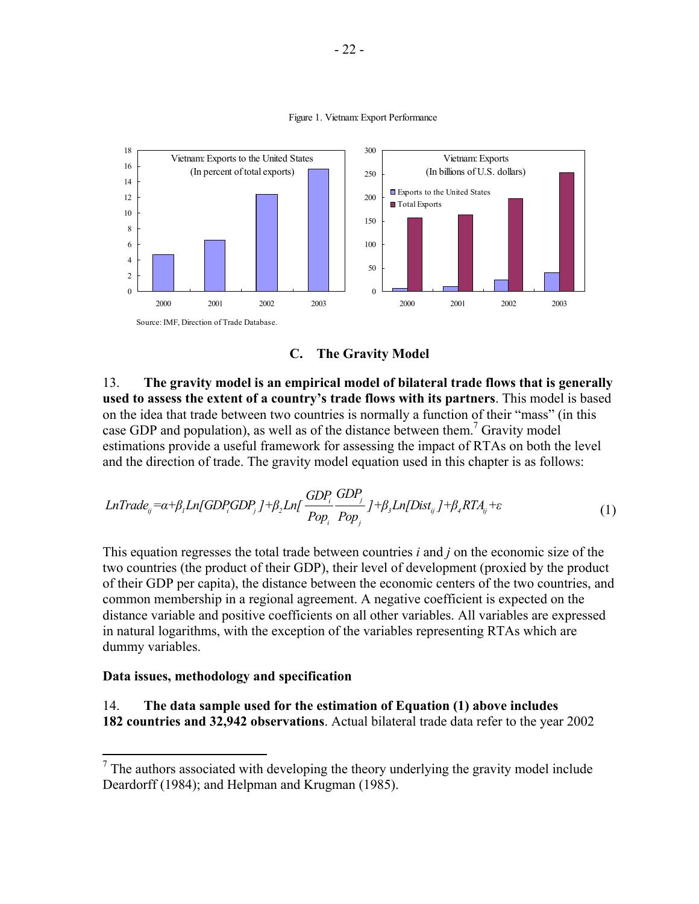Figure 1. Vietnam: Export Performance

Source: IMF, Direction of Trade Database.

## C. The Gravity Model

13. **The gravity model is an empirical model of bilateral trade flows that is generally used to assess the extent of a country's trade flows with its partners**. This model is based on the idea that trade between two countries is normally a function of their "mass" (in this case GDP and population), as well as of the distance between them.[7] Gravity model estimations provide a useful framework for assessing the impact of RTAs on both the level and the direction of trade. The gravity model equation used in this chapter is as follows:

$$LnTrade_{ij} = \alpha + \beta_1 Ln[GDP_i GDP_j] + \beta_2 Ln[\frac{GDP_i}{Pop_i}\frac{GDP_j}{Pop_j}] + \beta_3 Ln[Dist_{ij}] + \beta_4 RTA_{ij} + \varepsilon \tag{1}$$

This equation regresses the total trade between countries *i* and *j* on the economic size of the two countries (the product of their GDP), their level of development (proxied by the product of their GDP per capita), the distance between the economic centers of the two countries, and common membership in a regional agreement. A negative coefficient is expected on the distance variable and positive coefficients on all other variables. All variables are expressed in natural logarithms, with the exception of the variables representing RTAs which are dummy variables.

### Data issues, methodology and specification

14. **The data sample used for the estimation of Equation (1) above includes 182 countries and 32,942 observations**. Actual bilateral trade data refer to the year 2002

[7] The authors associated with developing the theory underlying the gravity model include Deardorff (1984); and Helpman and Krugman (1985).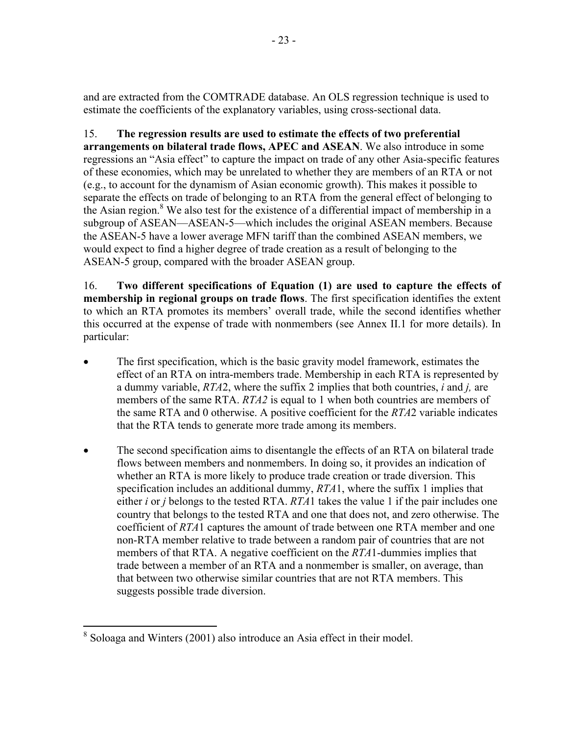and are extracted from the COMTRADE database. An OLS regression technique is used to estimate the coefficients of the explanatory variables, using cross-sectional data.

15. **The regression results are used to estimate the effects of two preferential arrangements on bilateral trade flows, APEC and ASEAN**. We also introduce in some regressions an "Asia effect" to capture the impact on trade of any other Asia-specific features of these economies, which may be unrelated to whether they are members of an RTA or not (e.g., to account for the dynamism of Asian economic growth). This makes it possible to separate the effects on trade of belonging to an RTA from the general effect of belonging to the Asian region.[8] We also test for the existence of a differential impact of membership in a subgroup of ASEAN—ASEAN-5—which includes the original ASEAN members. Because the ASEAN-5 have a lower average MFN tariff than the combined ASEAN members, we would expect to find a higher degree of trade creation as a result of belonging to the ASEAN-5 group, compared with the broader ASEAN group.

16. **Two different specifications of Equation (1) are used to capture the effects of membership in regional groups on trade flows**. The first specification identifies the extent to which an RTA promotes its members' overall trade, while the second identifies whether this occurred at the expense of trade with nonmembers (see Annex II.1 for more details). In particular:

- The first specification, which is the basic gravity model framework, estimates the effect of an RTA on intra-members trade. Membership in each RTA is represented by a dummy variable, *RTA*2, where the suffix 2 implies that both countries, $i$ and $j$, are members of the same RTA. *RTA2* is equal to 1 when both countries are members of the same RTA and 0 otherwise. A positive coefficient for the *RTA*2 variable indicates that the RTA tends to generate more trade among its members.

- The second specification aims to disentangle the effects of an RTA on bilateral trade flows between members and nonmembers. In doing so, it provides an indication of whether an RTA is more likely to produce trade creation or trade diversion. This specification includes an additional dummy, *RTA*1, where the suffix 1 implies that either $i$ or $j$ belongs to the tested RTA. *RTA*1 takes the value 1 if the pair includes one country that belongs to the tested RTA and one that does not, and zero otherwise. The coefficient of *RTA*1 captures the amount of trade between one RTA member and one non-RTA member relative to trade between a random pair of countries that are not members of that RTA. A negative coefficient on the *RTA*1-dummies implies that trade between a member of an RTA and a nonmember is smaller, on average, than that between two otherwise similar countries that are not RTA members. This suggests possible trade diversion.

---

[8] Soloaga and Winters (2001) also introduce an Asia effect in their model.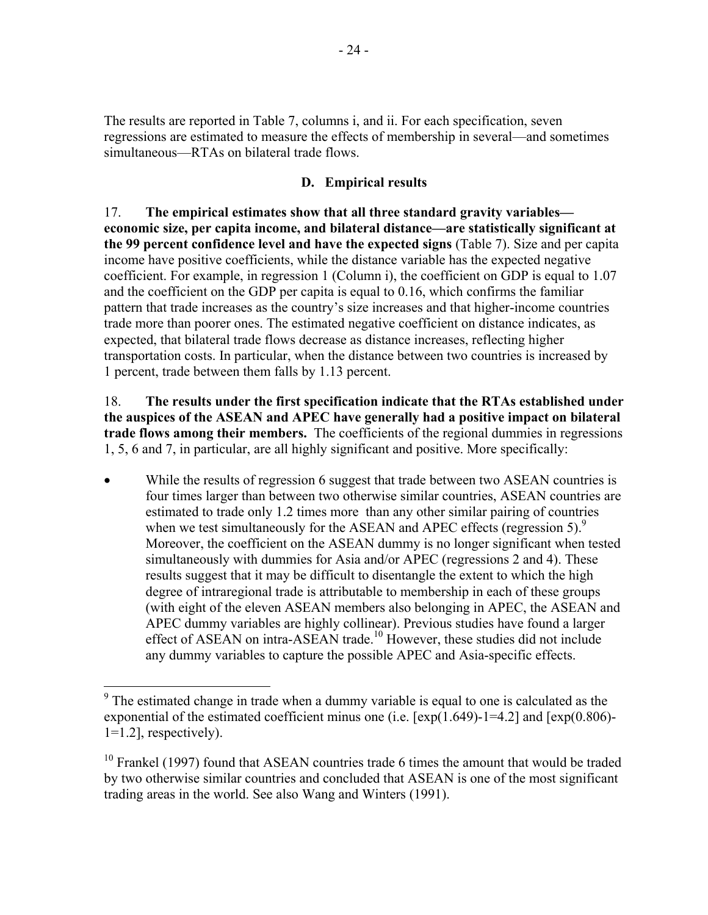The results are reported in Table 7, columns i, and ii. For each specification, seven regressions are estimated to measure the effects of membership in several—and sometimes simultaneous—RTAs on bilateral trade flows.

### D. Empirical results

17. **The empirical estimates show that all three standard gravity variables—economic size, per capita income, and bilateral distance—are statistically significant at the 99 percent confidence level and have the expected signs** (Table 7). Size and per capita income have positive coefficients, while the distance variable has the expected negative coefficient. For example, in regression 1 (Column i), the coefficient on GDP is equal to 1.07 and the coefficient on the GDP per capita is equal to 0.16, which confirms the familiar pattern that trade increases as the country's size increases and that higher-income countries trade more than poorer ones. The estimated negative coefficient on distance indicates, as expected, that bilateral trade flows decrease as distance increases, reflecting higher transportation costs. In particular, when the distance between two countries is increased by 1 percent, trade between them falls by 1.13 percent.

18. **The results under the first specification indicate that the RTAs established under the auspices of the ASEAN and APEC have generally had a positive impact on bilateral trade flows among their members.** The coefficients of the regional dummies in regressions 1, 5, 6 and 7, in particular, are all highly significant and positive. More specifically:

- While the results of regression 6 suggest that trade between two ASEAN countries is four times larger than between two otherwise similar countries, ASEAN countries are estimated to trade only 1.2 times more than any other similar pairing of countries when we test simultaneously for the ASEAN and APEC effects (regression 5).[9] Moreover, the coefficient on the ASEAN dummy is no longer significant when tested simultaneously with dummies for Asia and/or APEC (regressions 2 and 4). These results suggest that it may be difficult to disentangle the extent to which the high degree of intraregional trade is attributable to membership in each of these groups (with eight of the eleven ASEAN members also belonging in APEC, the ASEAN and APEC dummy variables are highly collinear). Previous studies have found a larger effect of ASEAN on intra-ASEAN trade.[10] However, these studies did not include any dummy variables to capture the possible APEC and Asia-specific effects.

---

[9] The estimated change in trade when a dummy variable is equal to one is calculated as the exponential of the estimated coefficient minus one (i.e. [exp(1.649)-1=4.2] and [exp(0.806)-1=1.2], respectively).

[10] Frankel (1997) found that ASEAN countries trade 6 times the amount that would be traded by two otherwise similar countries and concluded that ASEAN is one of the most significant trading areas in the world. See also Wang and Winters (1991).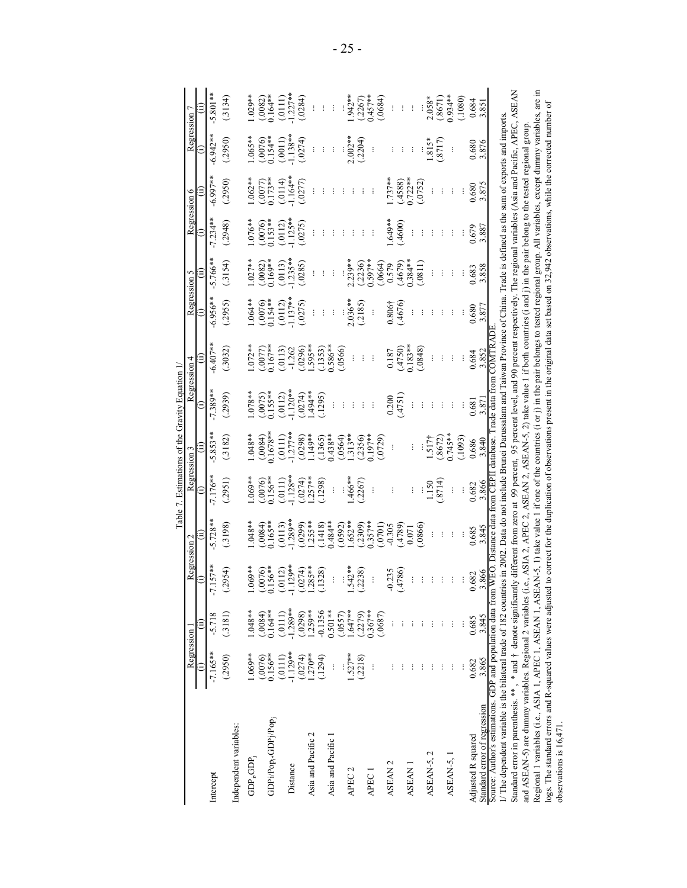Table 7. Estimations of the Gravity Equation 1/

| | Regression 1 | | Regression 2 | | Regression 3 | | Regression 4 | | Regression 5 | | Regression 6 | | Regression 7 | |
|---|---|---|---|---|---|---|---|---|---|---|---|---|---|---|
| | (i) | (ii) | (i) | (ii) | (i) | (ii) | (i) | (ii) | (i) | (ii) | (i) | (ii) | (i) | (ii) |
| Intercept | -7.165** | -5.718 | -7.157** | -5.728** | -7.176** | -5.853** | -7.389** | -6.407** | -6.956** | -5.766** | -7.234** | -6.997** | -6.942** | -5.801** |
| | (.2950) | (.3181) | (.2954) | (.3198) | (.2951) | (.3182) | (.2939) | (.3032) | (.2955) | (.3154) | (.2948) | (.2950) | (.2950) | (.3134) |
| Independent variables: | | | | | | | | | | | | | | |
| $GDP_i GDP_j$ | 1.069** | 1.048** | 1.069** | 1.048** | 1.069** | 1.048** | 1.078** | 1.072** | 1.064** | 1.027** | 1.076** | 1.062** | 1.065** | 1.029** |
| | (.0076) | (.0084) | (.0076) | (.0084) | (.0076) | (.0084) | (.0075) | (.0077) | (.0076) | (.0082) | (.0076) | (.0077) | (.0076) | (.0082) |
| $GDPi/Pop_i \cdot GDPj/Pop_j$ | 0.156** | 0.164** | 0.156** | 0.165** | 0.156** | 0.1678** | 0.155** | 0.167** | 0.154** | 0.169** | 0.153** | 0.173** | 0.154** | 0.164** |
| | (.0111) | (.0111) | (.0112) | (.0113) | (.0111) | (.0111) | (.0112) | (.0113) | (.0112) | (.0113) | (.0112) | (.0114) | (.0011) | (.0111) |
| Distance | -1.129** | -1.289** | -1.129** | -1.289** | -1.128** | -1.277** | -1.120** | -1.262 | -1.137** | -1.235** | -1.125** | -1.164** | -1.138** | -1.227** |
| | (.0274) | (.0298) | (.0274) | (.0299) | (.0274) | (.0298) | (.0274) | (.0296) | (.0275) | (.0285) | (.0275) | (.0277) | (.0274) | (.0284) |
| Asia and Pacific 2 | 1.270** | 1.259** | 1.285** | 1.255** | 1.257** | 1.149** | 1.494** | 1.595** | ... | ... | ... | ... | ... | ... |
| | (.1294) | -0.1356 | (.1328) | (.1418) | (.1298) | (.1365) | (.1295) | (.1353) | | | | | | |
| Asia and Pacific 1 | ... | 0.501** | ... | 0.484** | ... | 0.438** | ... | 0.586** | ... | ... | ... | ... | ... | ... |
| | | (.0557) | | (.0592) | | (.0564) | | (.0566) | | | | | | |
| APEC 2 | 1.527** | 1.647** | 1.542** | 1.652** | 1.466** | 1.313** | ... | ... | 2.036** | 2.239** | ... | ... | 2.002** | 1.942** |
| | (.2218) | (.2279) | (.2238) | (.2309) | (.2267) | (.2356) | | | (.2185) | (.2236) | | | (.2204) | (.2267) |
| APEC 1 | ... | 0.367** | ... | 0.357** | ... | 0.197** | ... | ... | ... | 0.597** | ... | ... | ... | 0.457** |
| | | (.0687) | | (.0701) | | (.0729) | | | | (.0664) | | | | (.0684) |
| ASEAN 2 | ... | ... | -0.235 | -0.305 | ... | ... | 0.200 | 0.187 | 0.806† | 0.579 | 1.649** | 1.737** | ... | ... |
| | | | (.4786) | (.4789) | | | (.4751) | (.4750) | (.4676) | (.4679) | (.4600) | (.4588) | | |
| ASEAN 1 | ... | ... | ... | 0.071 | ... | ... | ... | 0.183** | ... | 0.384** | ... | 0.722** | ... | ... |
| | | | | (.0866) | | | | (.0848) | | (.0811) | | (.0752) | | |
| ASEAN-5, 2 | ... | ... | ... | ... | 1.150 | 1.517† | ... | ... | ... | ... | ... | ... | 1.815* | 2.058* |
| | | | | | (.8714) | (.8672) | | | | | | | (.8717) | (.8671) |
| ASEAN-5, 1 | ... | ... | ... | ... | ... | 0.745** | ... | ... | ... | ... | ... | ... | ... | 0.934** |
| | | | | | | (.1093) | | | | | | | | (.1080) |
| Adjusted R squared | 0.682 | 0.685 | 0.682 | 0.685 | 0.682 | 0.686 | 0.681 | 0.684 | 0.680 | 0.683 | 0.679 | 0.680 | 0.680 | 0.684 |
| Standard error of regression | 3.865 | 3.845 | 3.866 | 3.845 | 3.866 | 3.840 | 3.871 | 3.852 | 3.877 | 3.858 | 3.887 | 3.875 | 3.876 | 3.851 |

Source: Author's estimations. GDP and population data from WEO. Distance data from CEPII database. Trade data from COMTRADE.

1/ The dependent variable is the bilateral trade of 182 countries in 2002. Data do not include Brunei Darussalam and Taiwan Province of China. Trade is defined as the sum of exports and imports.

Standard error in parenthesis. **, * and † denote significantly different from zero at 99 percent, 95 percent level, and 90 percent respectively. The regional variables (Asia and Pacific, APEC, ASEAN and ASEAN-5) are dummy variables. Regional 2 variables (i.e., ASIA 2, APEC 2, ASEAN 2, ASEAN-5, 2) take value 1 if both countries (i and j) in the pair belong to the tested regional group.

Regional 1 variables (i.e., ASIA 1, APEC 1, ASEAN 1, ASEAN-5, 1) take value 1 if one of the countries (i or j) in the pair belongs to tested regional group. All variables, except dummy variables, are in logs. The standard errors and R-squared values were adjusted to correct for the duplication of observations present in the original data set based on 32,942 observations, while the corrected number of observations is 16,471.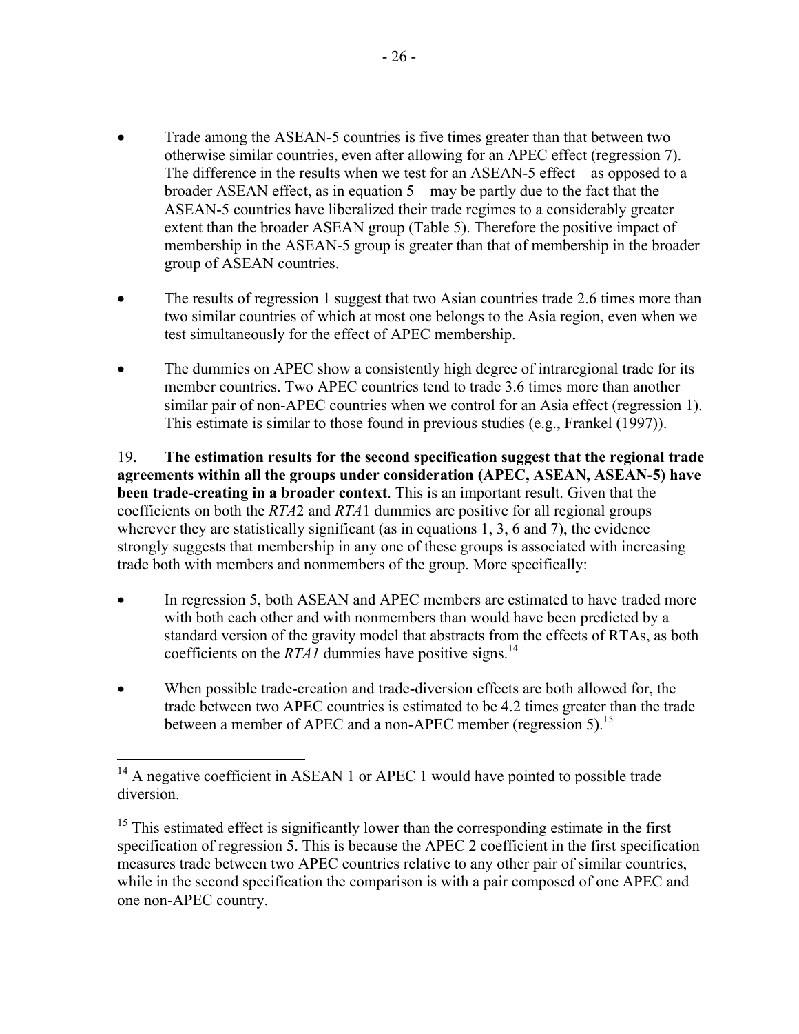- Trade among the ASEAN-5 countries is five times greater than that between two otherwise similar countries, even after allowing for an APEC effect (regression 7). The difference in the results when we test for an ASEAN-5 effect—as opposed to a broader ASEAN effect, as in equation 5—may be partly due to the fact that the ASEAN-5 countries have liberalized their trade regimes to a considerably greater extent than the broader ASEAN group (Table 5). Therefore the positive impact of membership in the ASEAN-5 group is greater than that of membership in the broader group of ASEAN countries.

- The results of regression 1 suggest that two Asian countries trade 2.6 times more than two similar countries of which at most one belongs to the Asia region, even when we test simultaneously for the effect of APEC membership.

- The dummies on APEC show a consistently high degree of intraregional trade for its member countries. Two APEC countries tend to trade 3.6 times more than another similar pair of non-APEC countries when we control for an Asia effect (regression 1). This estimate is similar to those found in previous studies (e.g., Frankel (1997)).

19. **The estimation results for the second specification suggest that the regional trade agreements within all the groups under consideration (APEC, ASEAN, ASEAN-5) have been trade-creating in a broader context**. This is an important result. Given that the coefficients on both the *RTA*2 and *RTA*1 dummies are positive for all regional groups wherever they are statistically significant (as in equations 1, 3, 6 and 7), the evidence strongly suggests that membership in any one of these groups is associated with increasing trade both with members and nonmembers of the group. More specifically:

- In regression 5, both ASEAN and APEC members are estimated to have traded more with both each other and with nonmembers than would have been predicted by a standard version of the gravity model that abstracts from the effects of RTAs, as both coefficients on the *RTA1* dummies have positive signs.[14]

- When possible trade-creation and trade-diversion effects are both allowed for, the trade between two APEC countries is estimated to be 4.2 times greater than the trade between a member of APEC and a non-APEC member (regression 5).[15]

---

[14] A negative coefficient in ASEAN 1 or APEC 1 would have pointed to possible trade diversion.

[15] This estimated effect is significantly lower than the corresponding estimate in the first specification of regression 5. This is because the APEC 2 coefficient in the first specification measures trade between two APEC countries relative to any other pair of similar countries, while in the second specification the comparison is with a pair composed of one APEC and one non-APEC country.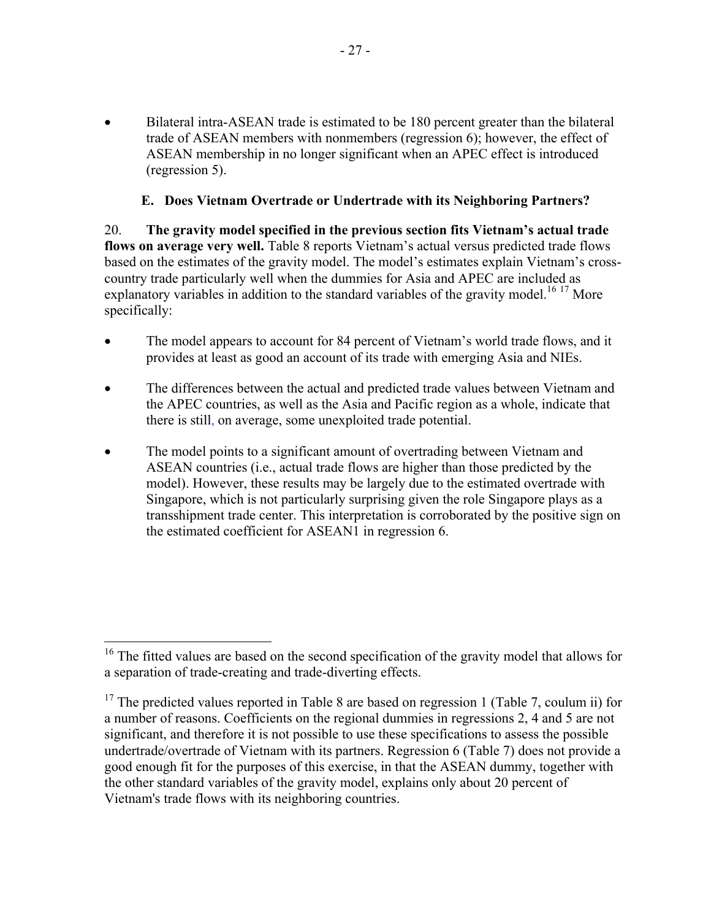- Bilateral intra-ASEAN trade is estimated to be 180 percent greater than the bilateral trade of ASEAN members with nonmembers (regression 6); however, the effect of ASEAN membership in no longer significant when an APEC effect is introduced (regression 5).

### E. Does Vietnam Overtrade or Undertrade with its Neighboring Partners?

20. **The gravity model specified in the previous section fits Vietnam's actual trade flows on average very well.** Table 8 reports Vietnam's actual versus predicted trade flows based on the estimates of the gravity model. The model's estimates explain Vietnam's cross-country trade particularly well when the dummies for Asia and APEC are included as explanatory variables in addition to the standard variables of the gravity model.[16] [17] More specifically:

- The model appears to account for 84 percent of Vietnam's world trade flows, and it provides at least as good an account of its trade with emerging Asia and NIEs.

- The differences between the actual and predicted trade values between Vietnam and the APEC countries, as well as the Asia and Pacific region as a whole, indicate that there is still, on average, some unexploited trade potential.

- The model points to a significant amount of overtrading between Vietnam and ASEAN countries (i.e., actual trade flows are higher than those predicted by the model). However, these results may be largely due to the estimated overtrade with Singapore, which is not particularly surprising given the role Singapore plays as a transshipment trade center. This interpretation is corroborated by the positive sign on the estimated coefficient for ASEAN1 in regression 6.

---

[16] The fitted values are based on the second specification of the gravity model that allows for a separation of trade-creating and trade-diverting effects.

[17] The predicted values reported in Table 8 are based on regression 1 (Table 7, coulum ii) for a number of reasons. Coefficients on the regional dummies in regressions 2, 4 and 5 are not significant, and therefore it is not possible to use these specifications to assess the possible undertrade/overtrade of Vietnam with its partners. Regression 6 (Table 7) does not provide a good enough fit for the purposes of this exercise, in that the ASEAN dummy, together with the other standard variables of the gravity model, explains only about 20 percent of Vietnam's trade flows with its neighboring countries.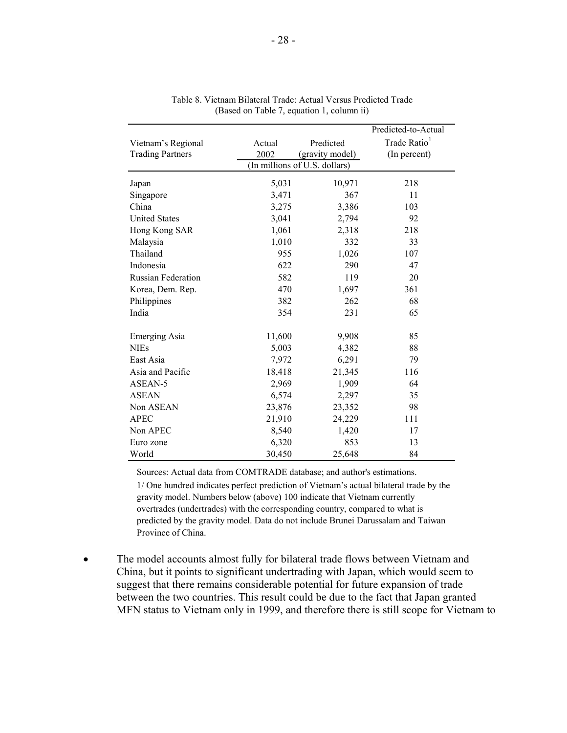Table 8. Vietnam Bilateral Trade: Actual Versus Predicted Trade
(Based on Table 7, equation 1, column ii)

| Vietnam's Regional Trading Partners | Actual 2002 | Predicted (gravity model) | Predicted-to-Actual Trade Ratio[1] (In percent) |
|---|---|---|---|
| | (In millions of U.S. dollars) | | |
| Japan | 5,031 | 10,971 | 218 |
| Singapore | 3,471 | 367 | 11 |
| China | 3,275 | 3,386 | 103 |
| United States | 3,041 | 2,794 | 92 |
| Hong Kong SAR | 1,061 | 2,318 | 218 |
| Malaysia | 1,010 | 332 | 33 |
| Thailand | 955 | 1,026 | 107 |
| Indonesia | 622 | 290 | 47 |
| Russian Federation | 582 | 119 | 20 |
| Korea, Dem. Rep. | 470 | 1,697 | 361 |
| Philippines | 382 | 262 | 68 |
| India | 354 | 231 | 65 |
| | | | |
| Emerging Asia | 11,600 | 9,908 | 85 |
| NIEs | 5,003 | 4,382 | 88 |
| East Asia | 7,972 | 6,291 | 79 |
| Asia and Pacific | 18,418 | 21,345 | 116 |
| ASEAN-5 | 2,969 | 1,909 | 64 |
| ASEAN | 6,574 | 2,297 | 35 |
| Non ASEAN | 23,876 | 23,352 | 98 |
| APEC | 21,910 | 24,229 | 111 |
| Non APEC | 8,540 | 1,420 | 17 |
| Euro zone | 6,320 | 853 | 13 |
| World | 30,450 | 25,648 | 84 |

Sources: Actual data from COMTRADE database; and author's estimations.

1/ One hundred indicates perfect prediction of Vietnam's actual bilateral trade by the gravity model. Numbers below (above) 100 indicate that Vietnam currently overtrades (undertrades) with the corresponding country, compared to what is predicted by the gravity model. Data do not include Brunei Darussalam and Taiwan Province of China.

- The model accounts almost fully for bilateral trade flows between Vietnam and China, but it points to significant undertrading with Japan, which would seem to suggest that there remains considerable potential for future expansion of trade between the two countries. This result could be due to the fact that Japan granted MFN status to Vietnam only in 1999, and therefore there is still scope for Vietnam to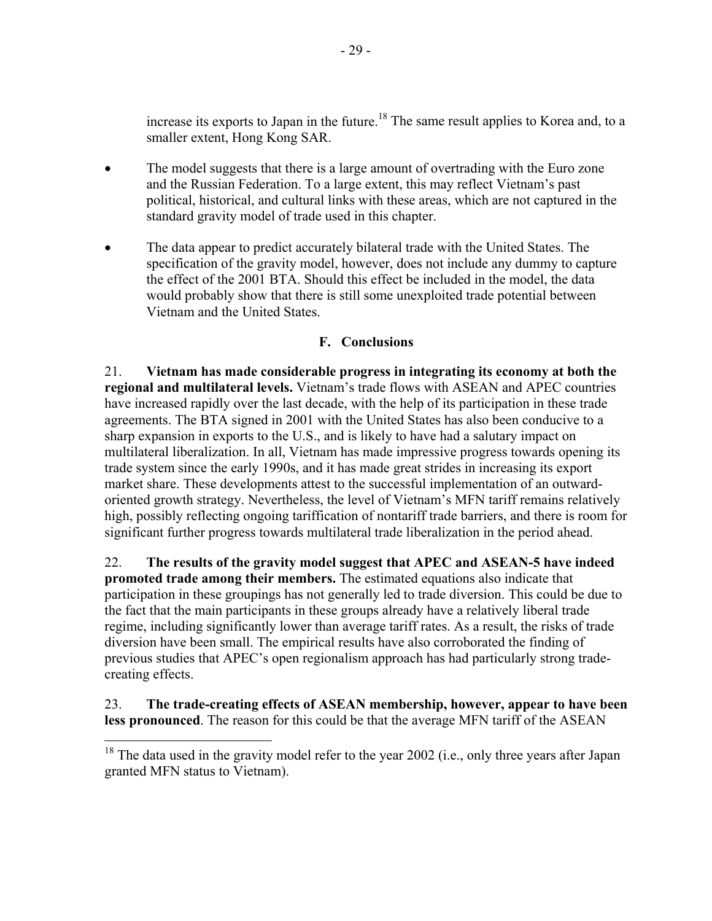increase its exports to Japan in the future.[18] The same result applies to Korea and, to a smaller extent, Hong Kong SAR.

- The model suggests that there is a large amount of overtrading with the Euro zone and the Russian Federation. To a large extent, this may reflect Vietnam's past political, historical, and cultural links with these areas, which are not captured in the standard gravity model of trade used in this chapter.

- The data appear to predict accurately bilateral trade with the United States. The specification of the gravity model, however, does not include any dummy to capture the effect of the 2001 BTA. Should this effect be included in the model, the data would probably show that there is still some unexploited trade potential between Vietnam and the United States.

## F. Conclusions

21. **Vietnam has made considerable progress in integrating its economy at both the regional and multilateral levels.** Vietnam's trade flows with ASEAN and APEC countries have increased rapidly over the last decade, with the help of its participation in these trade agreements. The BTA signed in 2001 with the United States has also been conducive to a sharp expansion in exports to the U.S., and is likely to have had a salutary impact on multilateral liberalization. In all, Vietnam has made impressive progress towards opening its trade system since the early 1990s, and it has made great strides in increasing its export market share. These developments attest to the successful implementation of an outward-oriented growth strategy. Nevertheless, the level of Vietnam's MFN tariff remains relatively high, possibly reflecting ongoing tariffication of nontariff trade barriers, and there is room for significant further progress towards multilateral trade liberalization in the period ahead.

22. **The results of the gravity model suggest that APEC and ASEAN-5 have indeed promoted trade among their members.** The estimated equations also indicate that participation in these groupings has not generally led to trade diversion. This could be due to the fact that the main participants in these groups already have a relatively liberal trade regime, including significantly lower than average tariff rates. As a result, the risks of trade diversion have been small. The empirical results have also corroborated the finding of previous studies that APEC's open regionalism approach has had particularly strong trade-creating effects.

23. **The trade-creating effects of ASEAN membership, however, appear to have been less pronounced**. The reason for this could be that the average MFN tariff of the ASEAN

[18] The data used in the gravity model refer to the year 2002 (i.e., only three years after Japan granted MFN status to Vietnam).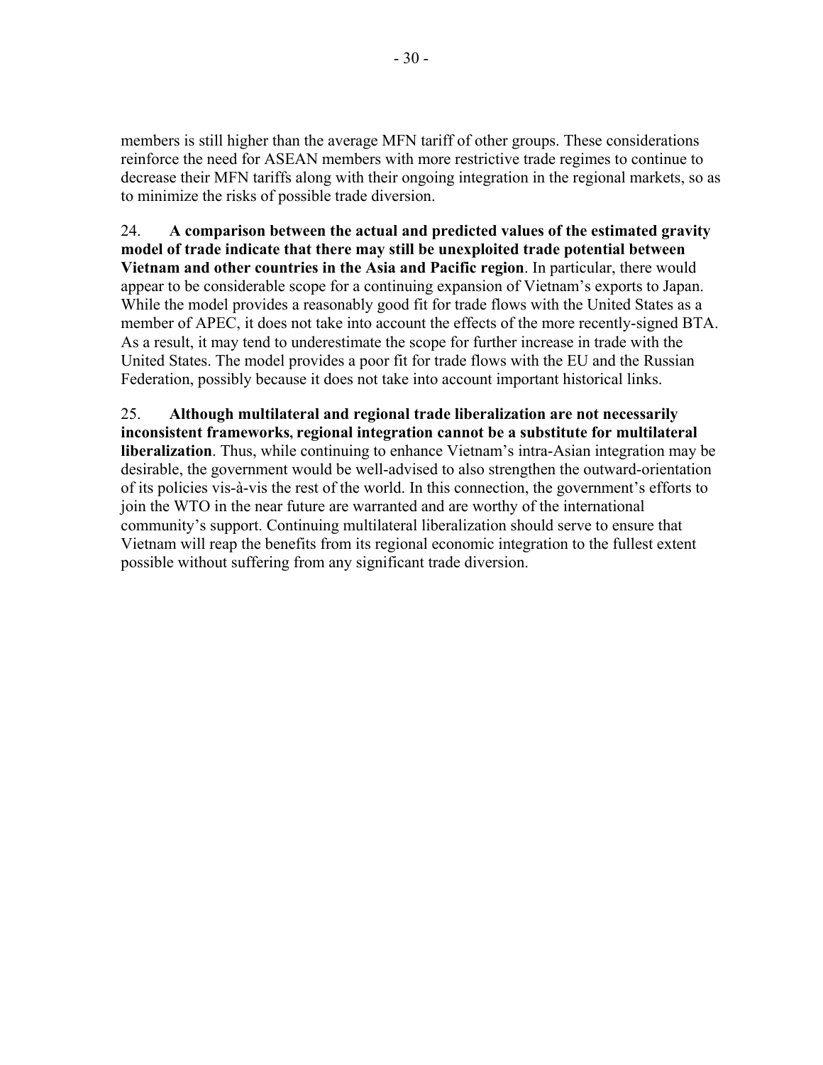members is still higher than the average MFN tariff of other groups. These considerations reinforce the need for ASEAN members with more restrictive trade regimes to continue to decrease their MFN tariffs along with their ongoing integration in the regional markets, so as to minimize the risks of possible trade diversion.

24. **A comparison between the actual and predicted values of the estimated gravity model of trade indicate that there may still be unexploited trade potential between Vietnam and other countries in the Asia and Pacific region**. In particular, there would appear to be considerable scope for a continuing expansion of Vietnam's exports to Japan. While the model provides a reasonably good fit for trade flows with the United States as a member of APEC, it does not take into account the effects of the more recently-signed BTA. As a result, it may tend to underestimate the scope for further increase in trade with the United States. The model provides a poor fit for trade flows with the EU and the Russian Federation, possibly because it does not take into account important historical links.

25. **Although multilateral and regional trade liberalization are not necessarily inconsistent frameworks**, **regional integration cannot be a substitute for multilateral liberalization**. Thus, while continuing to enhance Vietnam's intra-Asian integration may be desirable, the government would be well-advised to also strengthen the outward-orientation of its policies vis-à-vis the rest of the world. In this connection, the government's efforts to join the WTO in the near future are warranted and are worthy of the international community's support. Continuing multilateral liberalization should serve to ensure that Vietnam will reap the benefits from its regional economic integration to the fullest extent possible without suffering from any significant trade diversion.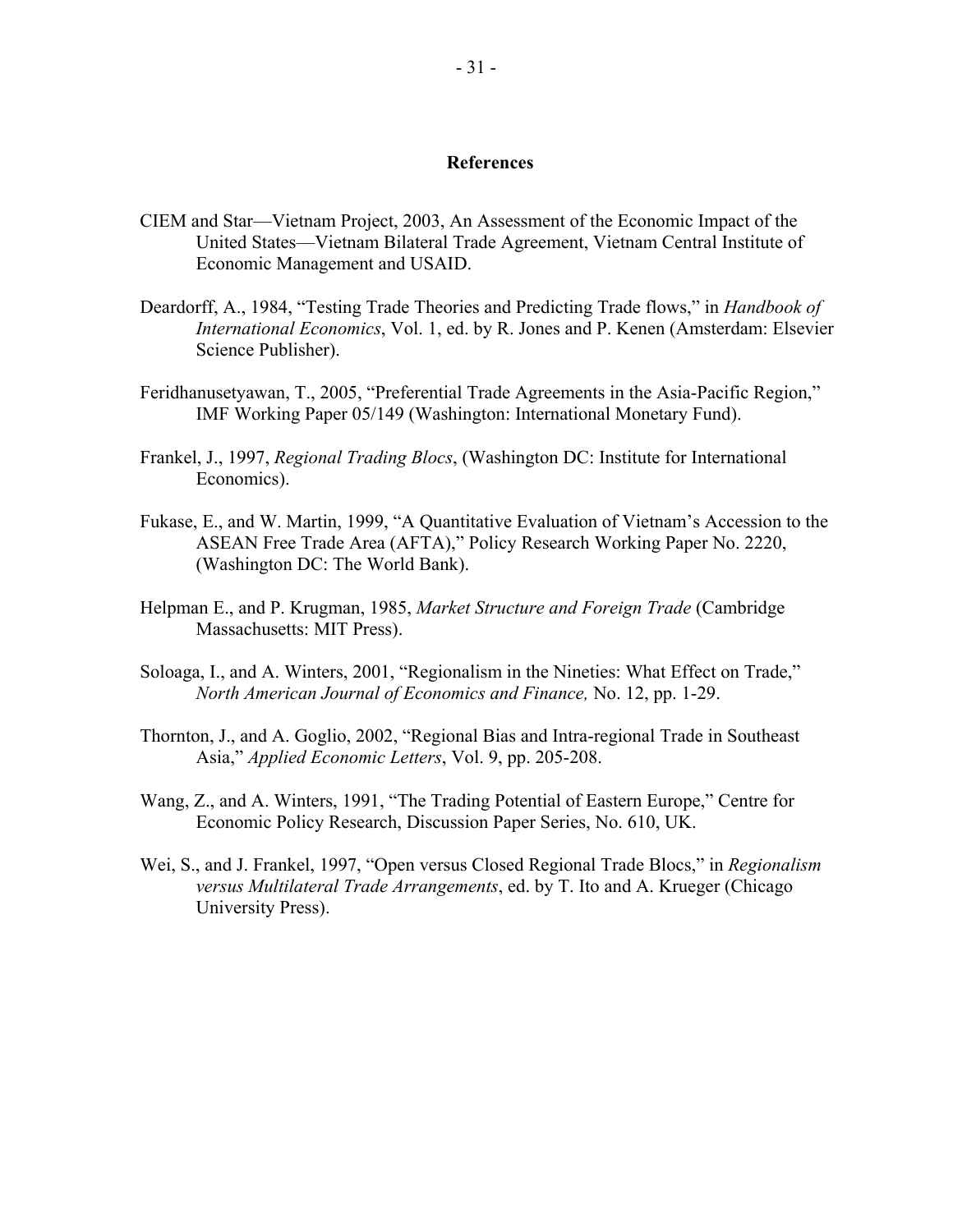## References

CIEM and Star—Vietnam Project, 2003, An Assessment of the Economic Impact of the United States—Vietnam Bilateral Trade Agreement, Vietnam Central Institute of Economic Management and USAID.

Deardorff, A., 1984, "Testing Trade Theories and Predicting Trade flows," in *Handbook of International Economics*, Vol. 1, ed. by R. Jones and P. Kenen (Amsterdam: Elsevier Science Publisher).

Feridhanusetyawan, T., 2005, "Preferential Trade Agreements in the Asia-Pacific Region," IMF Working Paper 05/149 (Washington: International Monetary Fund).

Frankel, J., 1997, *Regional Trading Blocs*, (Washington DC: Institute for International Economics).

Fukase, E., and W. Martin, 1999, "A Quantitative Evaluation of Vietnam's Accession to the ASEAN Free Trade Area (AFTA)," Policy Research Working Paper No. 2220, (Washington DC: The World Bank).

Helpman E., and P. Krugman, 1985, *Market Structure and Foreign Trade* (Cambridge Massachusetts: MIT Press).

Soloaga, I., and A. Winters, 2001, "Regionalism in the Nineties: What Effect on Trade," *North American Journal of Economics and Finance,* No. 12, pp. 1-29.

Thornton, J., and A. Goglio, 2002, "Regional Bias and Intra-regional Trade in Southeast Asia," *Applied Economic Letters*, Vol. 9, pp. 205-208.

Wang, Z., and A. Winters, 1991, "The Trading Potential of Eastern Europe," Centre for Economic Policy Research, Discussion Paper Series, No. 610, UK.

Wei, S., and J. Frankel, 1997, "Open versus Closed Regional Trade Blocs," in *Regionalism versus Multilateral Trade Arrangements*, ed. by T. Ito and A. Krueger (Chicago University Press).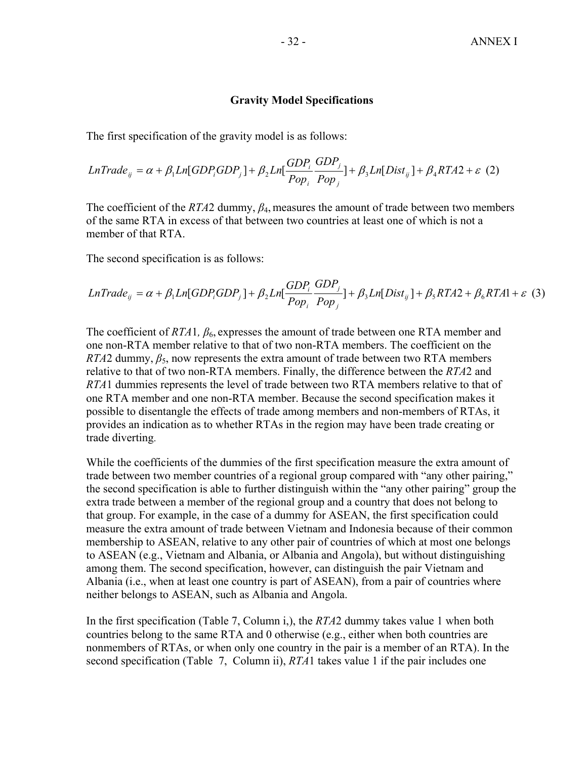## Gravity Model Specifications

The first specification of the gravity model is as follows:

$$LnTrade_{ij} = \alpha + \beta_1 Ln[GDP_i GDP_j] + \beta_2 Ln[\frac{GDP_i}{Pop_i} \frac{GDP_j}{Pop_j}] + \beta_3 Ln[Dist_{ij}] + \beta_4 RTA2 + \varepsilon \quad (2)$$

The coefficient of the *RTA*2 dummy, $\beta_4$, measures the amount of trade between two members of the same RTA in excess of that between two countries at least one of which is not a member of that RTA.

The second specification is as follows:

$$LnTrade_{ij} = \alpha + \beta_1 Ln[GDP_i GDP_j] + \beta_2 Ln[\frac{GDP_i}{Pop_i} \frac{GDP_j}{Pop_j}] + \beta_3 Ln[Dist_{ij}] + \beta_5 RTA2 + \beta_6 RTA1 + \varepsilon \quad (3)$$

The coefficient of *RTA*1*,* $\beta_6$, expresses the amount of trade between one RTA member and one non-RTA member relative to that of two non-RTA members. The coefficient on the *RTA*2 dummy, $\beta_5$, now represents the extra amount of trade between two RTA members relative to that of two non-RTA members. Finally, the difference between the *RTA*2 and *RTA*1 dummies represents the level of trade between two RTA members relative to that of one RTA member and one non-RTA member. Because the second specification makes it possible to disentangle the effects of trade among members and non-members of RTAs, it provides an indication as to whether RTAs in the region may have been trade creating or trade diverting.

While the coefficients of the dummies of the first specification measure the extra amount of trade between two member countries of a regional group compared with "any other pairing," the second specification is able to further distinguish within the "any other pairing" group the extra trade between a member of the regional group and a country that does not belong to that group. For example, in the case of a dummy for ASEAN, the first specification could measure the extra amount of trade between Vietnam and Indonesia because of their common membership to ASEAN, relative to any other pair of countries of which at most one belongs to ASEAN (e.g., Vietnam and Albania, or Albania and Angola), but without distinguishing among them. The second specification, however, can distinguish the pair Vietnam and Albania (i.e., when at least one country is part of ASEAN), from a pair of countries where neither belongs to ASEAN, such as Albania and Angola.

In the first specification (Table 7, Column i,), the *RTA*2 dummy takes value 1 when both countries belong to the same RTA and 0 otherwise (e.g., either when both countries are nonmembers of RTAs, or when only one country in the pair is a member of an RTA). In the second specification (Table 7, Column ii), *RTA*1 takes value 1 if the pair includes one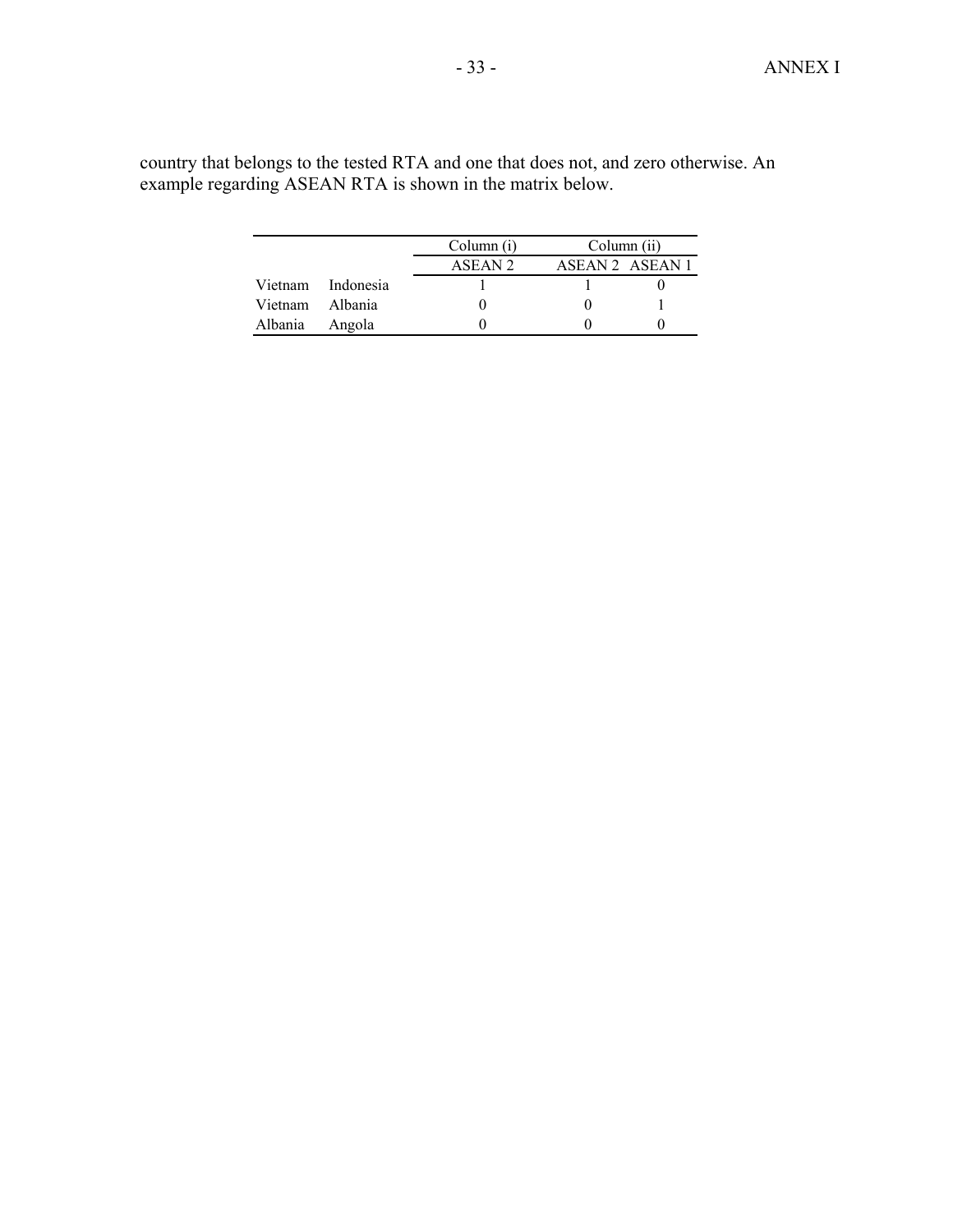country that belongs to the tested RTA and one that does not, and zero otherwise. An example regarding ASEAN RTA is shown in the matrix below.

| | | Column (i) | Column (ii) | |
|---|---|---|---|---|
| | | ASEAN 2 | ASEAN 2 | ASEAN 1 |
| Vietnam | Indonesia | 1 | 1 | 0 |
| Vietnam | Albania | 0 | 0 | 1 |
| Albania | Angola | 0 | 0 | 0 |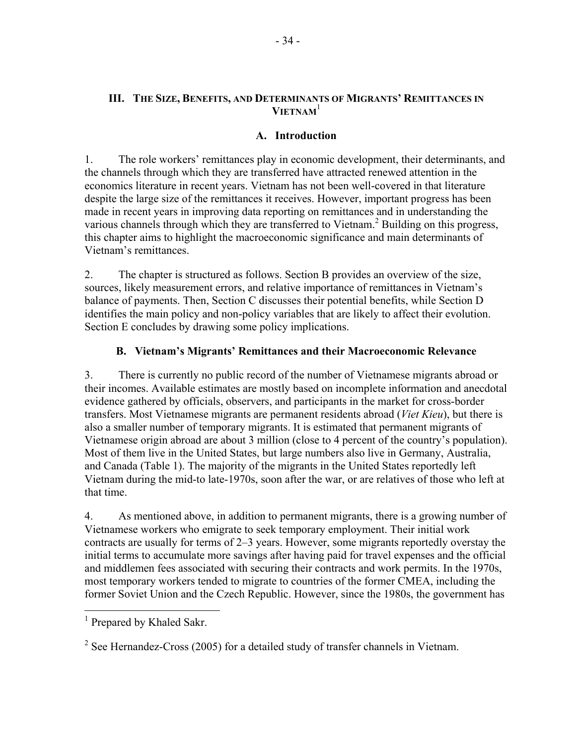## III. THE SIZE, BENEFITS, AND DETERMINANTS OF MIGRANTS' REMITTANCES IN VIETNAM[1]

### A. Introduction

1. The role workers' remittances play in economic development, their determinants, and the channels through which they are transferred have attracted renewed attention in the economics literature in recent years. Vietnam has not been well-covered in that literature despite the large size of the remittances it receives. However, important progress has been made in recent years in improving data reporting on remittances and in understanding the various channels through which they are transferred to Vietnam.[2] Building on this progress, this chapter aims to highlight the macroeconomic significance and main determinants of Vietnam's remittances.

2. The chapter is structured as follows. Section B provides an overview of the size, sources, likely measurement errors, and relative importance of remittances in Vietnam's balance of payments. Then, Section C discusses their potential benefits, while Section D identifies the main policy and non-policy variables that are likely to affect their evolution. Section E concludes by drawing some policy implications.

### B. Vietnam's Migrants' Remittances and their Macroeconomic Relevance

3. There is currently no public record of the number of Vietnamese migrants abroad or their incomes. Available estimates are mostly based on incomplete information and anecdotal evidence gathered by officials, observers, and participants in the market for cross-border transfers. Most Vietnamese migrants are permanent residents abroad (*Viet Kieu*), but there is also a smaller number of temporary migrants. It is estimated that permanent migrants of Vietnamese origin abroad are about 3 million (close to 4 percent of the country's population). Most of them live in the United States, but large numbers also live in Germany, Australia, and Canada (Table 1). The majority of the migrants in the United States reportedly left Vietnam during the mid-to late-1970s, soon after the war, or are relatives of those who left at that time.

4. As mentioned above, in addition to permanent migrants, there is a growing number of Vietnamese workers who emigrate to seek temporary employment. Their initial work contracts are usually for terms of 2–3 years. However, some migrants reportedly overstay the initial terms to accumulate more savings after having paid for travel expenses and the official and middlemen fees associated with securing their contracts and work permits. In the 1970s, most temporary workers tended to migrate to countries of the former CMEA, including the former Soviet Union and the Czech Republic. However, since the 1980s, the government has

---

[1] Prepared by Khaled Sakr.

[2] See Hernandez-Cross (2005) for a detailed study of transfer channels in Vietnam.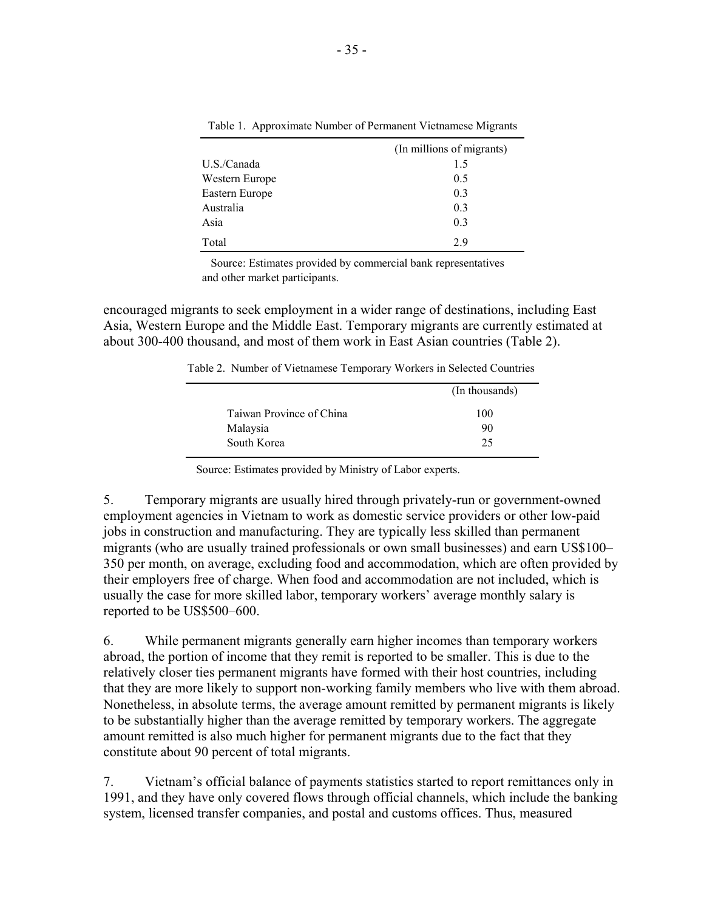Table 1. Approximate Number of Permanent Vietnamese Migrants

| | (In millions of migrants) |
|---|---|
| U.S./Canada | 1.5 |
| Western Europe | 0.5 |
| Eastern Europe | 0.3 |
| Australia | 0.3 |
| Asia | 0.3 |
| Total | 2.9 |

Source: Estimates provided by commercial bank representatives and other market participants.

encouraged migrants to seek employment in a wider range of destinations, including East Asia, Western Europe and the Middle East. Temporary migrants are currently estimated at about 300-400 thousand, and most of them work in East Asian countries (Table 2).

Table 2. Number of Vietnamese Temporary Workers in Selected Countries

| | (In thousands) |
|---|---|
| Taiwan Province of China | 100 |
| Malaysia | 90 |
| South Korea | 25 |

Source: Estimates provided by Ministry of Labor experts.

5. Temporary migrants are usually hired through privately-run or government-owned employment agencies in Vietnam to work as domestic service providers or other low-paid jobs in construction and manufacturing. They are typically less skilled than permanent migrants (who are usually trained professionals or own small businesses) and earn US$100–350 per month, on average, excluding food and accommodation, which are often provided by their employers free of charge. When food and accommodation are not included, which is usually the case for more skilled labor, temporary workers' average monthly salary is reported to be US$500–600.

6. While permanent migrants generally earn higher incomes than temporary workers abroad, the portion of income that they remit is reported to be smaller. This is due to the relatively closer ties permanent migrants have formed with their host countries, including that they are more likely to support non-working family members who live with them abroad. Nonetheless, in absolute terms, the average amount remitted by permanent migrants is likely to be substantially higher than the average remitted by temporary workers. The aggregate amount remitted is also much higher for permanent migrants due to the fact that they constitute about 90 percent of total migrants.

7. Vietnam's official balance of payments statistics started to report remittances only in 1991, and they have only covered flows through official channels, which include the banking system, licensed transfer companies, and postal and customs offices. Thus, measured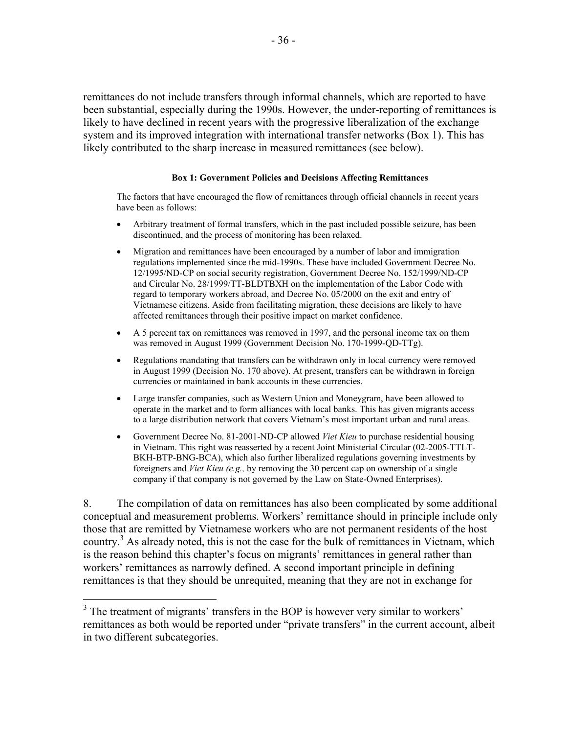remittances do not include transfers through informal channels, which are reported to have been substantial, especially during the 1990s. However, the under-reporting of remittances is likely to have declined in recent years with the progressive liberalization of the exchange system and its improved integration with international transfer networks (Box 1). This has likely contributed to the sharp increase in measured remittances (see below).

**Box 1: Government Policies and Decisions Affecting Remittances**

The factors that have encouraged the flow of remittances through official channels in recent years have been as follows:

- Arbitrary treatment of formal transfers, which in the past included possible seizure, has been discontinued, and the process of monitoring has been relaxed.
- Migration and remittances have been encouraged by a number of labor and immigration regulations implemented since the mid-1990s. These have included Government Decree No. 12/1995/ND-CP on social security registration, Government Decree No. 152/1999/ND-CP and Circular No. 28/1999/TT-BLDTBXH on the implementation of the Labor Code with regard to temporary workers abroad, and Decree No. 05/2000 on the exit and entry of Vietnamese citizens. Aside from facilitating migration, these decisions are likely to have affected remittances through their positive impact on market confidence.
- A 5 percent tax on remittances was removed in 1997, and the personal income tax on them was removed in August 1999 (Government Decision No. 170-1999-QD-TTg).
- Regulations mandating that transfers can be withdrawn only in local currency were removed in August 1999 (Decision No. 170 above). At present, transfers can be withdrawn in foreign currencies or maintained in bank accounts in these currencies.
- Large transfer companies, such as Western Union and Moneygram, have been allowed to operate in the market and to form alliances with local banks. This has given migrants access to a large distribution network that covers Vietnam's most important urban and rural areas.
- Government Decree No. 81-2001-ND-CP allowed *Viet Kieu* to purchase residential housing in Vietnam. This right was reasserted by a recent Joint Ministerial Circular (02-2005-TTLT-BKH-BTP-BNG-BCA), which also further liberalized regulations governing investments by foreigners and *Viet Kieu (e.g.,* by removing the 30 percent cap on ownership of a single company if that company is not governed by the Law on State-Owned Enterprises).

8. The compilation of data on remittances has also been complicated by some additional conceptual and measurement problems. Workers' remittance should in principle include only those that are remitted by Vietnamese workers who are not permanent residents of the host country.[3] As already noted, this is not the case for the bulk of remittances in Vietnam, which is the reason behind this chapter's focus on migrants' remittances in general rather than workers' remittances as narrowly defined. A second important principle in defining remittances is that they should be unrequited, meaning that they are not in exchange for

[3] The treatment of migrants' transfers in the BOP is however very similar to workers' remittances as both would be reported under "private transfers" in the current account, albeit in two different subcategories.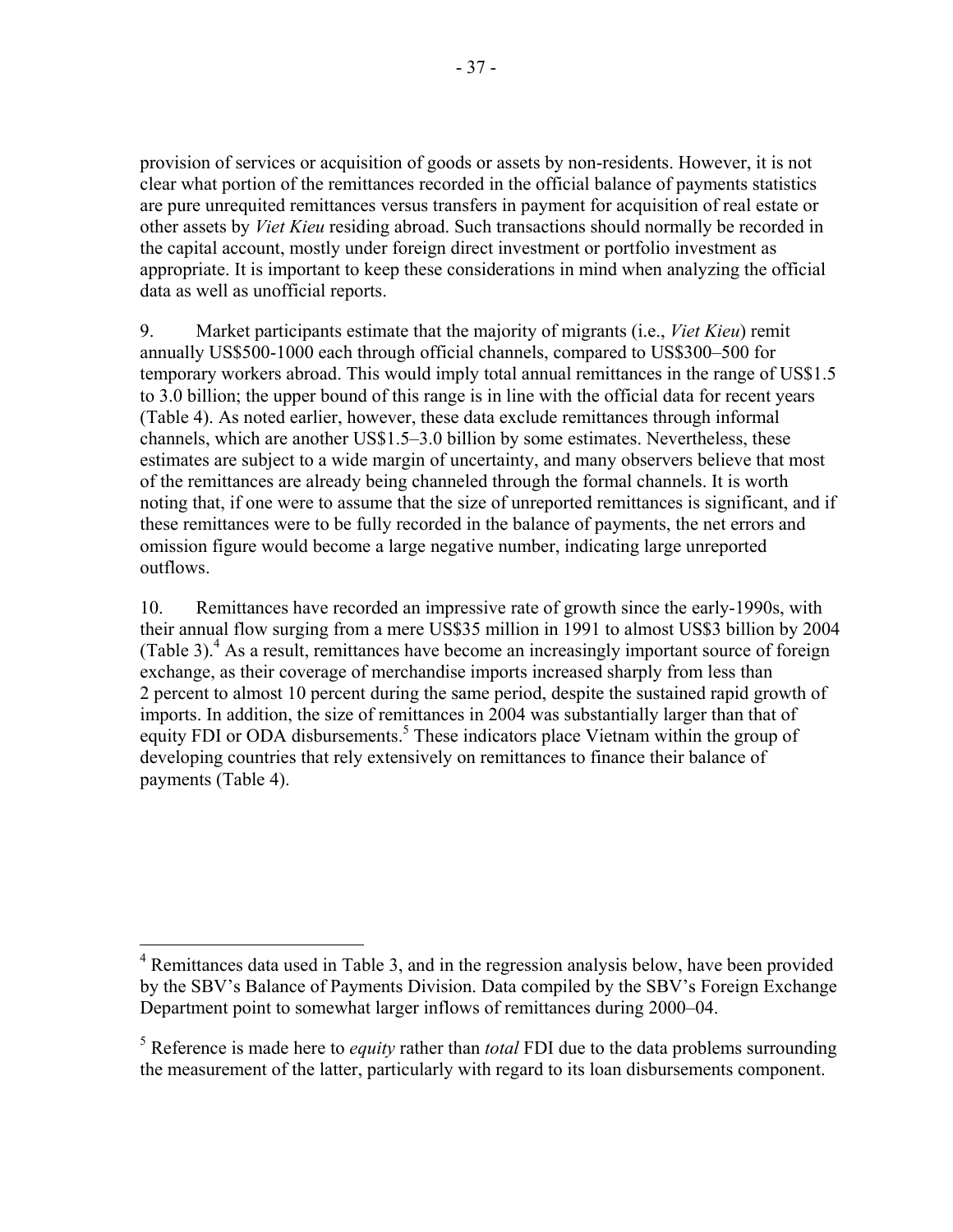provision of services or acquisition of goods or assets by non-residents. However, it is not clear what portion of the remittances recorded in the official balance of payments statistics are pure unrequited remittances versus transfers in payment for acquisition of real estate or other assets by *Viet Kieu* residing abroad. Such transactions should normally be recorded in the capital account, mostly under foreign direct investment or portfolio investment as appropriate. It is important to keep these considerations in mind when analyzing the official data as well as unofficial reports.

9. Market participants estimate that the majority of migrants (i.e., *Viet Kieu*) remit annually US$500-1000 each through official channels, compared to US$300–500 for temporary workers abroad. This would imply total annual remittances in the range of US$1.5 to 3.0 billion; the upper bound of this range is in line with the official data for recent years (Table 4). As noted earlier, however, these data exclude remittances through informal channels, which are another US$1.5–3.0 billion by some estimates. Nevertheless, these estimates are subject to a wide margin of uncertainty, and many observers believe that most of the remittances are already being channeled through the formal channels. It is worth noting that, if one were to assume that the size of unreported remittances is significant, and if these remittances were to be fully recorded in the balance of payments, the net errors and omission figure would become a large negative number, indicating large unreported outflows.

10. Remittances have recorded an impressive rate of growth since the early-1990s, with their annual flow surging from a mere US$35 million in 1991 to almost US$3 billion by 2004 (Table 3).[4] As a result, remittances have become an increasingly important source of foreign exchange, as their coverage of merchandise imports increased sharply from less than 2 percent to almost 10 percent during the same period, despite the sustained rapid growth of imports. In addition, the size of remittances in 2004 was substantially larger than that of equity FDI or ODA disbursements.[5] These indicators place Vietnam within the group of developing countries that rely extensively on remittances to finance their balance of payments (Table 4).

---

[4] Remittances data used in Table 3, and in the regression analysis below, have been provided by the SBV's Balance of Payments Division. Data compiled by the SBV's Foreign Exchange Department point to somewhat larger inflows of remittances during 2000–04.

[5] Reference is made here to *equity* rather than *total* FDI due to the data problems surrounding the measurement of the latter, particularly with regard to its loan disbursements component.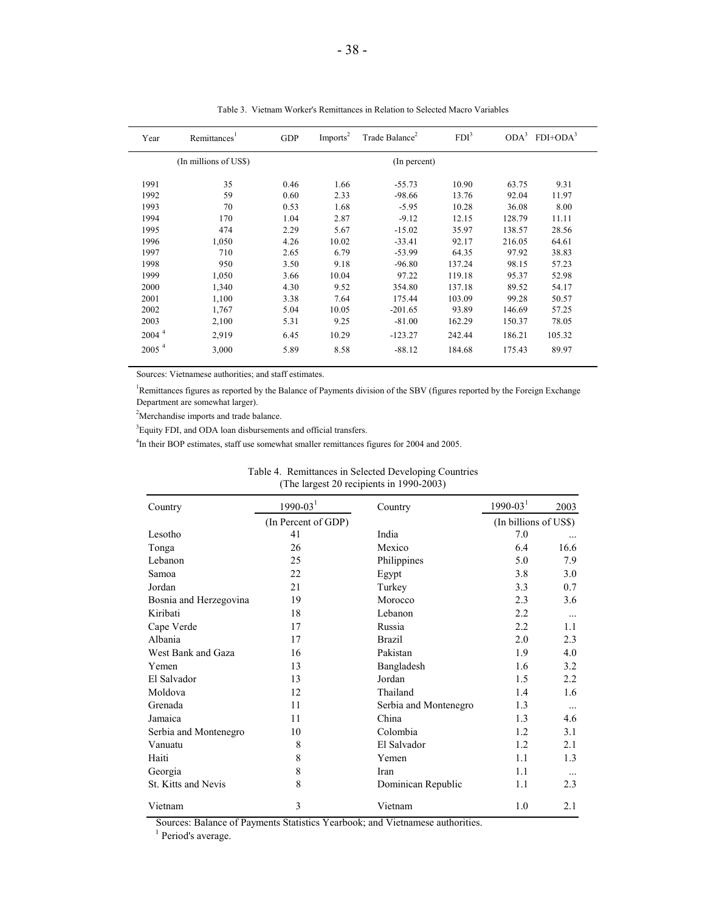Table 3. Vietnam Worker's Remittances in Relation to Selected Macro Variables

| Year | Remittances[1] | GDP | Imports[2] | Trade Balance[2] | FDI[3] | ODA[3] | FDI+ODA[3] |
|---|---|---|---|---|---|---|---|
| | (In millions of US$) | (In percent) | | | | | |
| 1991 | 35 | 0.46 | 1.66 | -55.73 | 10.90 | 63.75 | 9.31 |
| 1992 | 59 | 0.60 | 2.33 | -98.66 | 13.76 | 92.04 | 11.97 |
| 1993 | 70 | 0.53 | 1.68 | -5.95 | 10.28 | 36.08 | 8.00 |
| 1994 | 170 | 1.04 | 2.87 | -9.12 | 12.15 | 128.79 | 11.11 |
| 1995 | 474 | 2.29 | 5.67 | -15.02 | 35.97 | 138.57 | 28.56 |
| 1996 | 1,050 | 4.26 | 10.02 | -33.41 | 92.17 | 216.05 | 64.61 |
| 1997 | 710 | 2.65 | 6.79 | -53.99 | 64.35 | 97.92 | 38.83 |
| 1998 | 950 | 3.50 | 9.18 | -96.80 | 137.24 | 98.15 | 57.23 |
| 1999 | 1,050 | 3.66 | 10.04 | 97.22 | 119.18 | 95.37 | 52.98 |
| 2000 | 1,340 | 4.30 | 9.52 | 354.80 | 137.18 | 89.52 | 54.17 |
| 2001 | 1,100 | 3.38 | 7.64 | 175.44 | 103.09 | 99.28 | 50.57 |
| 2002 | 1,767 | 5.04 | 10.05 | -201.65 | 93.89 | 146.69 | 57.25 |
| 2003 | 2,100 | 5.31 | 9.25 | -81.00 | 162.29 | 150.37 | 78.05 |
| 2004 [4] | 2,919 | 6.45 | 10.29 | -123.27 | 242.44 | 186.21 | 105.32 |
| 2005 [4] | 3,000 | 5.89 | 8.58 | -88.12 | 184.68 | 175.43 | 89.97 |

Sources: Vietnamese authorities; and staff estimates.

[1]Remittances figures as reported by the Balance of Payments division of the SBV (figures reported by the Foreign Exchange Department are somewhat larger).

[2]Merchandise imports and trade balance.

[3]Equity FDI, and ODA loan disbursements and official transfers.

[4]In their BOP estimates, staff use somewhat smaller remittances figures for 2004 and 2005.

Table 4. Remittances in Selected Developing Countries
(The largest 20 recipients in 1990-2003)

| Country | 1990-03[1] | Country | 1990-03[1] | 2003 |
|---|---|---|---|---|
| | (In Percent of GDP) | | (In billions of US$) | |
| Lesotho | 41 | India | 7.0 | ... |
| Tonga | 26 | Mexico | 6.4 | 16.6 |
| Lebanon | 25 | Philippines | 5.0 | 7.9 |
| Samoa | 22 | Egypt | 3.8 | 3.0 |
| Jordan | 21 | Turkey | 3.3 | 0.7 |
| Bosnia and Herzegovina | 19 | Morocco | 2.3 | 3.6 |
| Kiribati | 18 | Lebanon | 2.2 | ... |
| Cape Verde | 17 | Russia | 2.2 | 1.1 |
| Albania | 17 | Brazil | 2.0 | 2.3 |
| West Bank and Gaza | 16 | Pakistan | 1.9 | 4.0 |
| Yemen | 13 | Bangladesh | 1.6 | 3.2 |
| El Salvador | 13 | Jordan | 1.5 | 2.2 |
| Moldova | 12 | Thailand | 1.4 | 1.6 |
| Grenada | 11 | Serbia and Montenegro | 1.3 | ... |
| Jamaica | 11 | China | 1.3 | 4.6 |
| Serbia and Montenegro | 10 | Colombia | 1.2 | 3.1 |
| Vanuatu | 8 | El Salvador | 1.2 | 2.1 |
| Haiti | 8 | Yemen | 1.1 | 1.3 |
| Georgia | 8 | Iran | 1.1 | ... |
| St. Kitts and Nevis | 8 | Dominican Republic | 1.1 | 2.3 |
| Vietnam | 3 | Vietnam | 1.0 | 2.1 |

Sources: Balance of Payments Statistics Yearbook; and Vietnamese authorities.

[1] Period's average.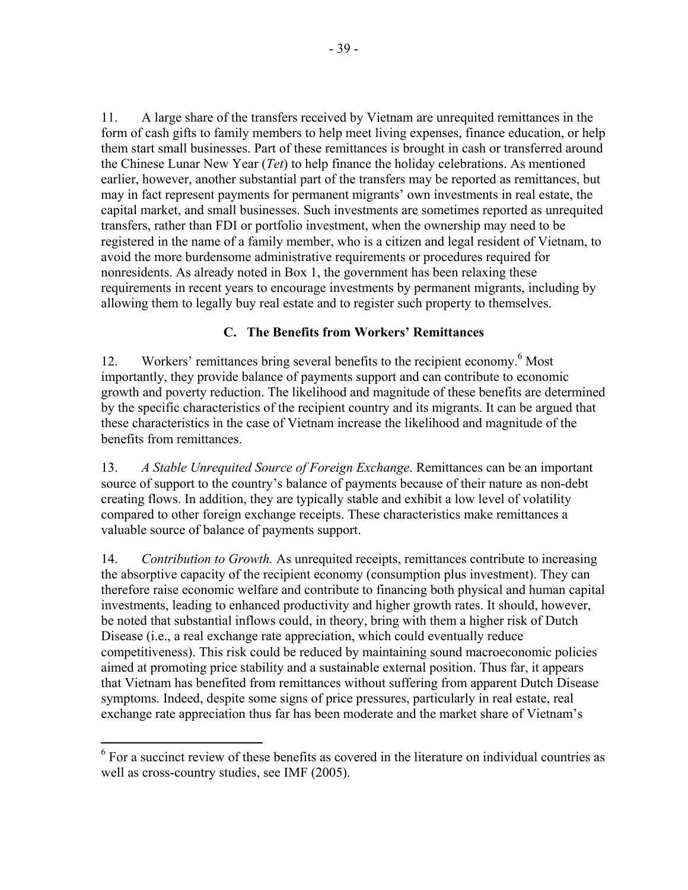11. A large share of the transfers received by Vietnam are unrequited remittances in the form of cash gifts to family members to help meet living expenses, finance education, or help them start small businesses. Part of these remittances is brought in cash or transferred around the Chinese Lunar New Year (*Tet*) to help finance the holiday celebrations. As mentioned earlier, however, another substantial part of the transfers may be reported as remittances, but may in fact represent payments for permanent migrants' own investments in real estate, the capital market, and small businesses. Such investments are sometimes reported as unrequited transfers, rather than FDI or portfolio investment, when the ownership may need to be registered in the name of a family member, who is a citizen and legal resident of Vietnam, to avoid the more burdensome administrative requirements or procedures required for nonresidents. As already noted in Box 1, the government has been relaxing these requirements in recent years to encourage investments by permanent migrants, including by allowing them to legally buy real estate and to register such property to themselves.

### C. The Benefits from Workers' Remittances

12. Workers' remittances bring several benefits to the recipient economy.[6] Most importantly, they provide balance of payments support and can contribute to economic growth and poverty reduction. The likelihood and magnitude of these benefits are determined by the specific characteristics of the recipient country and its migrants. It can be argued that these characteristics in the case of Vietnam increase the likelihood and magnitude of the benefits from remittances.

13. *A Stable Unrequited Source of Foreign Exchange*. Remittances can be an important source of support to the country's balance of payments because of their nature as non-debt creating flows. In addition, they are typically stable and exhibit a low level of volatility compared to other foreign exchange receipts. These characteristics make remittances a valuable source of balance of payments support.

14. *Contribution to Growth.* As unrequited receipts, remittances contribute to increasing the absorptive capacity of the recipient economy (consumption plus investment). They can therefore raise economic welfare and contribute to financing both physical and human capital investments, leading to enhanced productivity and higher growth rates. It should, however, be noted that substantial inflows could, in theory, bring with them a higher risk of Dutch Disease (i.e., a real exchange rate appreciation, which could eventually reduce competitiveness). This risk could be reduced by maintaining sound macroeconomic policies aimed at promoting price stability and a sustainable external position. Thus far, it appears that Vietnam has benefited from remittances without suffering from apparent Dutch Disease symptoms. Indeed, despite some signs of price pressures, particularly in real estate, real exchange rate appreciation thus far has been moderate and the market share of Vietnam's

[6] For a succinct review of these benefits as covered in the literature on individual countries as well as cross-country studies, see IMF (2005).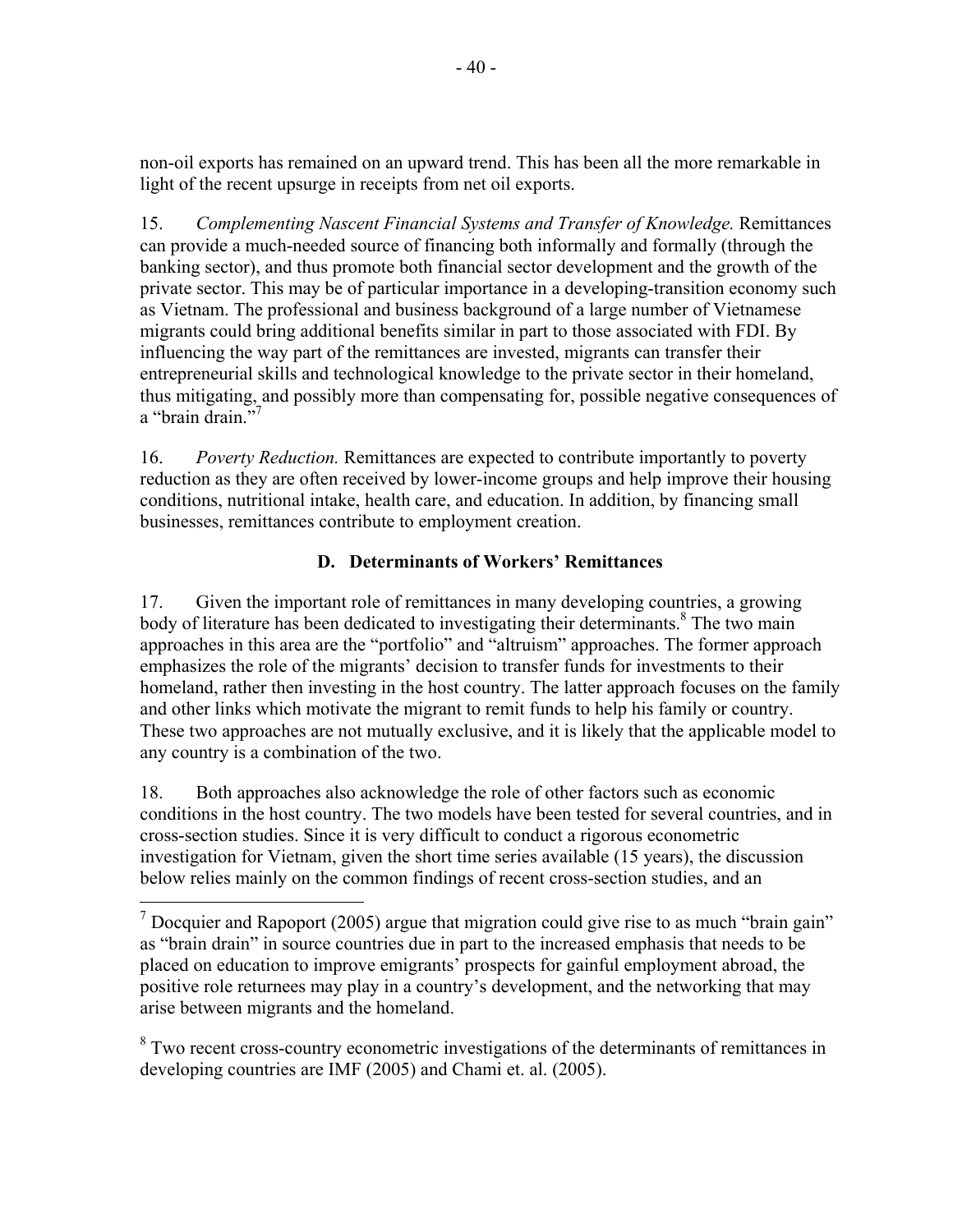non-oil exports has remained on an upward trend. This has been all the more remarkable in light of the recent upsurge in receipts from net oil exports.

15. *Complementing Nascent Financial Systems and Transfer of Knowledge.* Remittances can provide a much-needed source of financing both informally and formally (through the banking sector), and thus promote both financial sector development and the growth of the private sector. This may be of particular importance in a developing-transition economy such as Vietnam. The professional and business background of a large number of Vietnamese migrants could bring additional benefits similar in part to those associated with FDI. By influencing the way part of the remittances are invested, migrants can transfer their entrepreneurial skills and technological knowledge to the private sector in their homeland, thus mitigating, and possibly more than compensating for, possible negative consequences of a "brain drain."[7]

16. *Poverty Reduction.* Remittances are expected to contribute importantly to poverty reduction as they are often received by lower-income groups and help improve their housing conditions, nutritional intake, health care, and education. In addition, by financing small businesses, remittances contribute to employment creation.

## D. Determinants of Workers' Remittances

17. Given the important role of remittances in many developing countries, a growing body of literature has been dedicated to investigating their determinants.[8] The two main approaches in this area are the "portfolio" and "altruism" approaches. The former approach emphasizes the role of the migrants' decision to transfer funds for investments to their homeland, rather then investing in the host country. The latter approach focuses on the family and other links which motivate the migrant to remit funds to help his family or country. These two approaches are not mutually exclusive, and it is likely that the applicable model to any country is a combination of the two.

18. Both approaches also acknowledge the role of other factors such as economic conditions in the host country. The two models have been tested for several countries, and in cross-section studies. Since it is very difficult to conduct a rigorous econometric investigation for Vietnam, given the short time series available (15 years), the discussion below relies mainly on the common findings of recent cross-section studies, and an

---

[7] Docquier and Rapoport (2005) argue that migration could give rise to as much "brain gain" as "brain drain" in source countries due in part to the increased emphasis that needs to be placed on education to improve emigrants' prospects for gainful employment abroad, the positive role returnees may play in a country's development, and the networking that may arise between migrants and the homeland.

[8] Two recent cross-country econometric investigations of the determinants of remittances in developing countries are IMF (2005) and Chami et. al. (2005).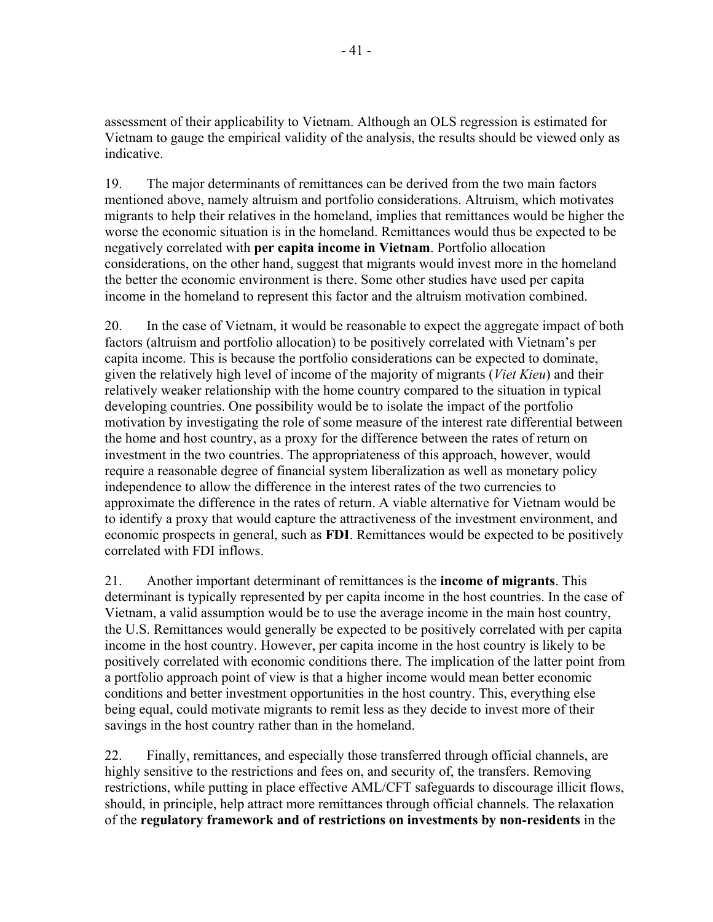assessment of their applicability to Vietnam. Although an OLS regression is estimated for Vietnam to gauge the empirical validity of the analysis, the results should be viewed only as indicative.

19. The major determinants of remittances can be derived from the two main factors mentioned above, namely altruism and portfolio considerations. Altruism, which motivates migrants to help their relatives in the homeland, implies that remittances would be higher the worse the economic situation is in the homeland. Remittances would thus be expected to be negatively correlated with **per capita income in Vietnam**. Portfolio allocation considerations, on the other hand, suggest that migrants would invest more in the homeland the better the economic environment is there. Some other studies have used per capita income in the homeland to represent this factor and the altruism motivation combined.

20. In the case of Vietnam, it would be reasonable to expect the aggregate impact of both factors (altruism and portfolio allocation) to be positively correlated with Vietnam's per capita income. This is because the portfolio considerations can be expected to dominate, given the relatively high level of income of the majority of migrants (*Viet Kieu*) and their relatively weaker relationship with the home country compared to the situation in typical developing countries. One possibility would be to isolate the impact of the portfolio motivation by investigating the role of some measure of the interest rate differential between the home and host country, as a proxy for the difference between the rates of return on investment in the two countries. The appropriateness of this approach, however, would require a reasonable degree of financial system liberalization as well as monetary policy independence to allow the difference in the interest rates of the two currencies to approximate the difference in the rates of return. A viable alternative for Vietnam would be to identify a proxy that would capture the attractiveness of the investment environment, and economic prospects in general, such as **FDI**. Remittances would be expected to be positively correlated with FDI inflows.

21. Another important determinant of remittances is the **income of migrants**. This determinant is typically represented by per capita income in the host countries. In the case of Vietnam, a valid assumption would be to use the average income in the main host country, the U.S. Remittances would generally be expected to be positively correlated with per capita income in the host country. However, per capita income in the host country is likely to be positively correlated with economic conditions there. The implication of the latter point from a portfolio approach point of view is that a higher income would mean better economic conditions and better investment opportunities in the host country. This, everything else being equal, could motivate migrants to remit less as they decide to invest more of their savings in the host country rather than in the homeland.

22. Finally, remittances, and especially those transferred through official channels, are highly sensitive to the restrictions and fees on, and security of, the transfers. Removing restrictions, while putting in place effective AML/CFT safeguards to discourage illicit flows, should, in principle, help attract more remittances through official channels. The relaxation of the **regulatory framework and of restrictions on investments by non-residents** in the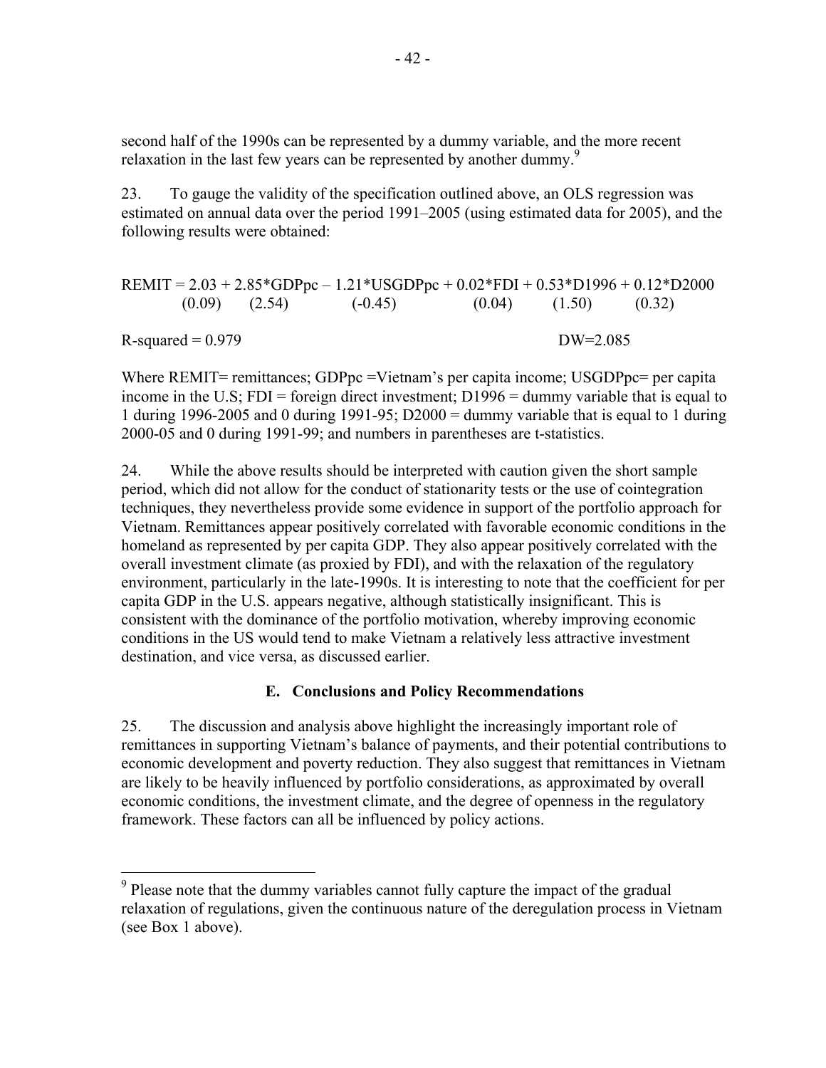second half of the 1990s can be represented by a dummy variable, and the more recent relaxation in the last few years can be represented by another dummy.[9]

23. To gauge the validity of the specification outlined above, an OLS regression was estimated on annual data over the period 1991–2005 (using estimated data for 2005), and the following results were obtained:

$$\underset{(0.09)}{REMIT = 2.03} + \underset{(2.54)}{2.85*GDPpc} - \underset{(-0.45)}{1.21*USGDPpc} + \underset{(0.04)}{0.02*FDI} + \underset{(1.50)}{0.53*D1996} + \underset{(0.32)}{0.12*D2000}$$

$R$-squared = 0.979 DW=2.085

Where REMIT= remittances; GDPpc =Vietnam's per capita income; USGDPpc= per capita income in the U.S; FDI = foreign direct investment; D1996 = dummy variable that is equal to 1 during 1996-2005 and 0 during 1991-95; D2000 = dummy variable that is equal to 1 during 2000-05 and 0 during 1991-99; and numbers in parentheses are t-statistics.

24. While the above results should be interpreted with caution given the short sample period, which did not allow for the conduct of stationarity tests or the use of cointegration techniques, they nevertheless provide some evidence in support of the portfolio approach for Vietnam. Remittances appear positively correlated with favorable economic conditions in the homeland as represented by per capita GDP. They also appear positively correlated with the overall investment climate (as proxied by FDI), and with the relaxation of the regulatory environment, particularly in the late-1990s. It is interesting to note that the coefficient for per capita GDP in the U.S. appears negative, although statistically insignificant. This is consistent with the dominance of the portfolio motivation, whereby improving economic conditions in the US would tend to make Vietnam a relatively less attractive investment destination, and vice versa, as discussed earlier.

### E. Conclusions and Policy Recommendations

25. The discussion and analysis above highlight the increasingly important role of remittances in supporting Vietnam's balance of payments, and their potential contributions to economic development and poverty reduction. They also suggest that remittances in Vietnam are likely to be heavily influenced by portfolio considerations, as approximated by overall economic conditions, the investment climate, and the degree of openness in the regulatory framework. These factors can all be influenced by policy actions.

---

[9] Please note that the dummy variables cannot fully capture the impact of the gradual relaxation of regulations, given the continuous nature of the deregulation process in Vietnam (see Box 1 above).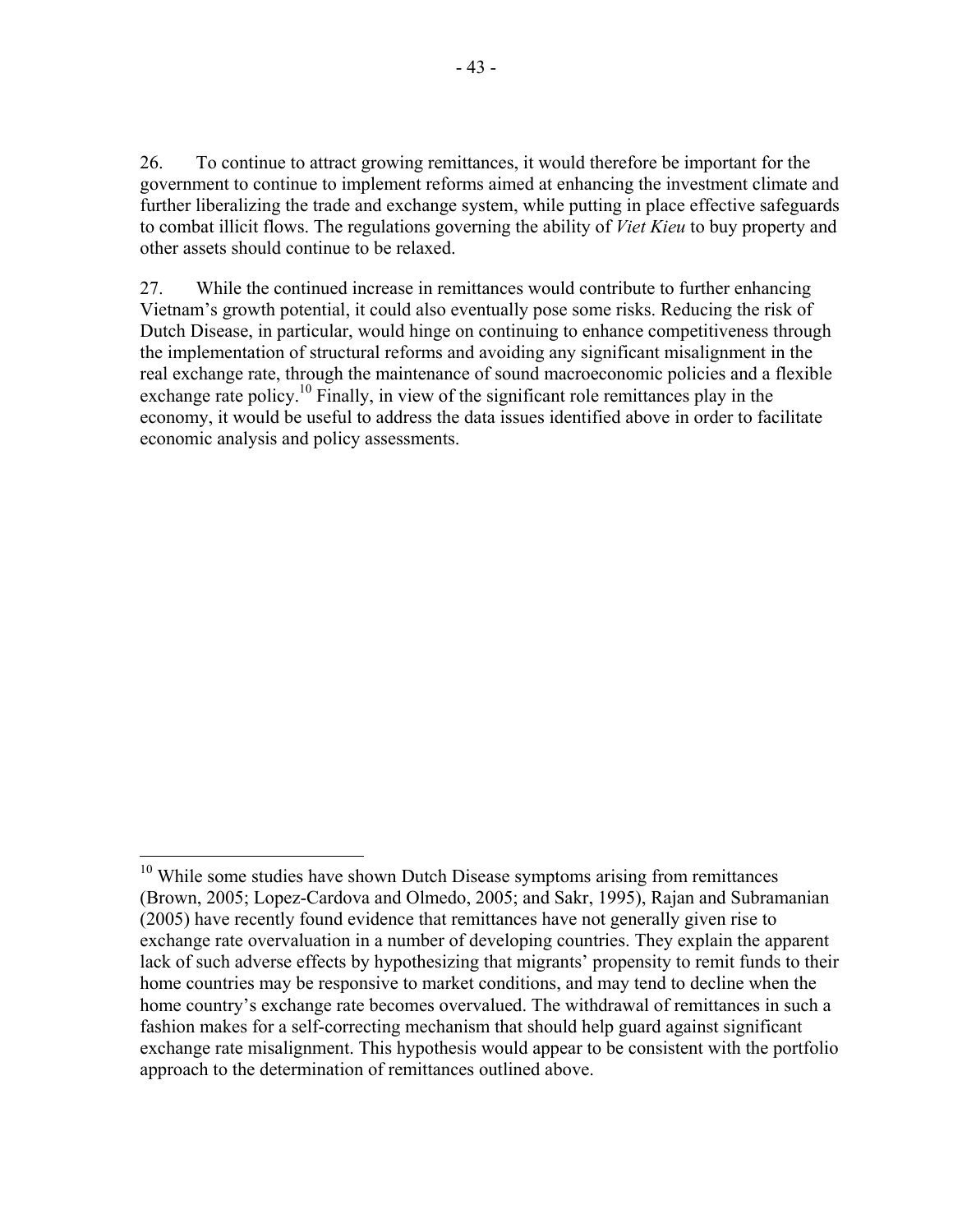26. To continue to attract growing remittances, it would therefore be important for the government to continue to implement reforms aimed at enhancing the investment climate and further liberalizing the trade and exchange system, while putting in place effective safeguards to combat illicit flows. The regulations governing the ability of *Viet Kieu* to buy property and other assets should continue to be relaxed.

27. While the continued increase in remittances would contribute to further enhancing Vietnam's growth potential, it could also eventually pose some risks. Reducing the risk of Dutch Disease, in particular, would hinge on continuing to enhance competitiveness through the implementation of structural reforms and avoiding any significant misalignment in the real exchange rate, through the maintenance of sound macroeconomic policies and a flexible exchange rate policy.[10] Finally, in view of the significant role remittances play in the economy, it would be useful to address the data issues identified above in order to facilitate economic analysis and policy assessments.

---

[10] While some studies have shown Dutch Disease symptoms arising from remittances (Brown, 2005; Lopez-Cardova and Olmedo, 2005; and Sakr, 1995), Rajan and Subramanian (2005) have recently found evidence that remittances have not generally given rise to exchange rate overvaluation in a number of developing countries. They explain the apparent lack of such adverse effects by hypothesizing that migrants' propensity to remit funds to their home countries may be responsive to market conditions, and may tend to decline when the home country's exchange rate becomes overvalued. The withdrawal of remittances in such a fashion makes for a self-correcting mechanism that should help guard against significant exchange rate misalignment. This hypothesis would appear to be consistent with the portfolio approach to the determination of remittances outlined above.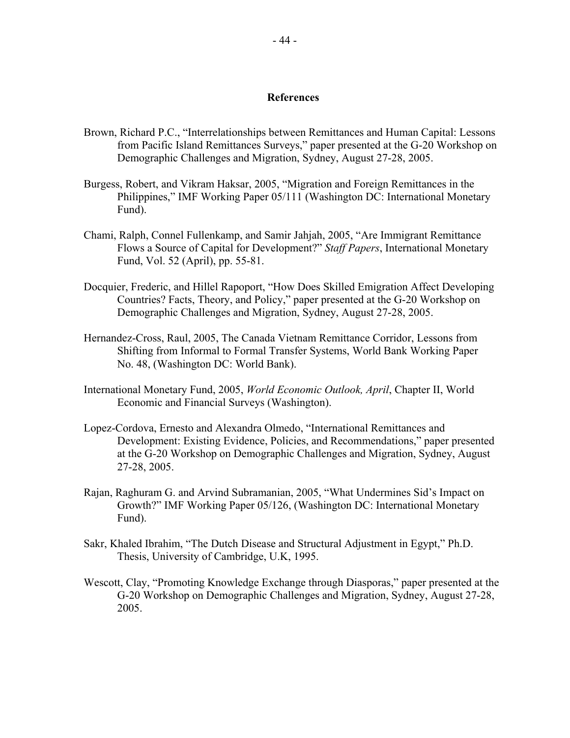## References

Brown, Richard P.C., "Interrelationships between Remittances and Human Capital: Lessons from Pacific Island Remittances Surveys," paper presented at the G-20 Workshop on Demographic Challenges and Migration, Sydney, August 27-28, 2005.

Burgess, Robert, and Vikram Haksar, 2005, "Migration and Foreign Remittances in the Philippines," IMF Working Paper 05/111 (Washington DC: International Monetary Fund).

Chami, Ralph, Connel Fullenkamp, and Samir Jahjah, 2005, "Are Immigrant Remittance Flows a Source of Capital for Development?" *Staff Papers*, International Monetary Fund, Vol. 52 (April), pp. 55-81.

Docquier, Frederic, and Hillel Rapoport, "How Does Skilled Emigration Affect Developing Countries? Facts, Theory, and Policy," paper presented at the G-20 Workshop on Demographic Challenges and Migration, Sydney, August 27-28, 2005.

Hernandez-Cross, Raul, 2005, The Canada Vietnam Remittance Corridor, Lessons from Shifting from Informal to Formal Transfer Systems, World Bank Working Paper No. 48, (Washington DC: World Bank).

International Monetary Fund, 2005, *World Economic Outlook, April*, Chapter II, World Economic and Financial Surveys (Washington).

Lopez-Cordova, Ernesto and Alexandra Olmedo, "International Remittances and Development: Existing Evidence, Policies, and Recommendations," paper presented at the G-20 Workshop on Demographic Challenges and Migration, Sydney, August 27-28, 2005.

Rajan, Raghuram G. and Arvind Subramanian, 2005, "What Undermines Sid's Impact on Growth?" IMF Working Paper 05/126, (Washington DC: International Monetary Fund).

Sakr, Khaled Ibrahim, "The Dutch Disease and Structural Adjustment in Egypt," Ph.D. Thesis, University of Cambridge, U.K, 1995.

Wescott, Clay, "Promoting Knowledge Exchange through Diasporas," paper presented at the G-20 Workshop on Demographic Challenges and Migration, Sydney, August 27-28, 2005.